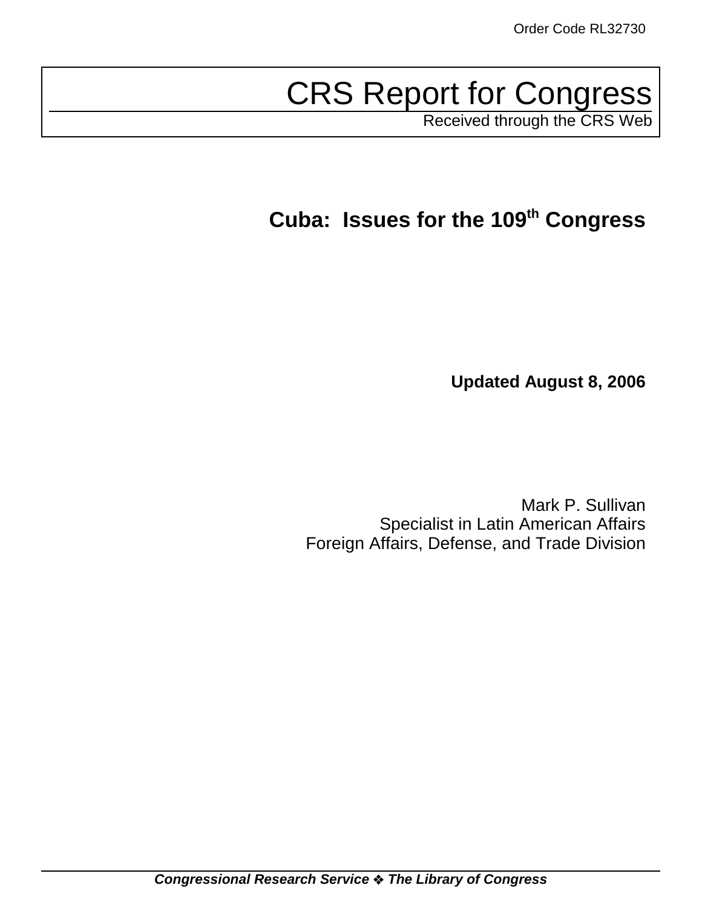Order Code RL32730

# CRS Report for Congress

Received through the CRS Web

## Cuba: Issues for the 109th Congress

**Updated August 8, 2006**

Mark P. Sullivan
Specialist in Latin American Affairs
Foreign Affairs, Defense, and Trade Division

*Congressional Research Service ❖ The Library of Congress*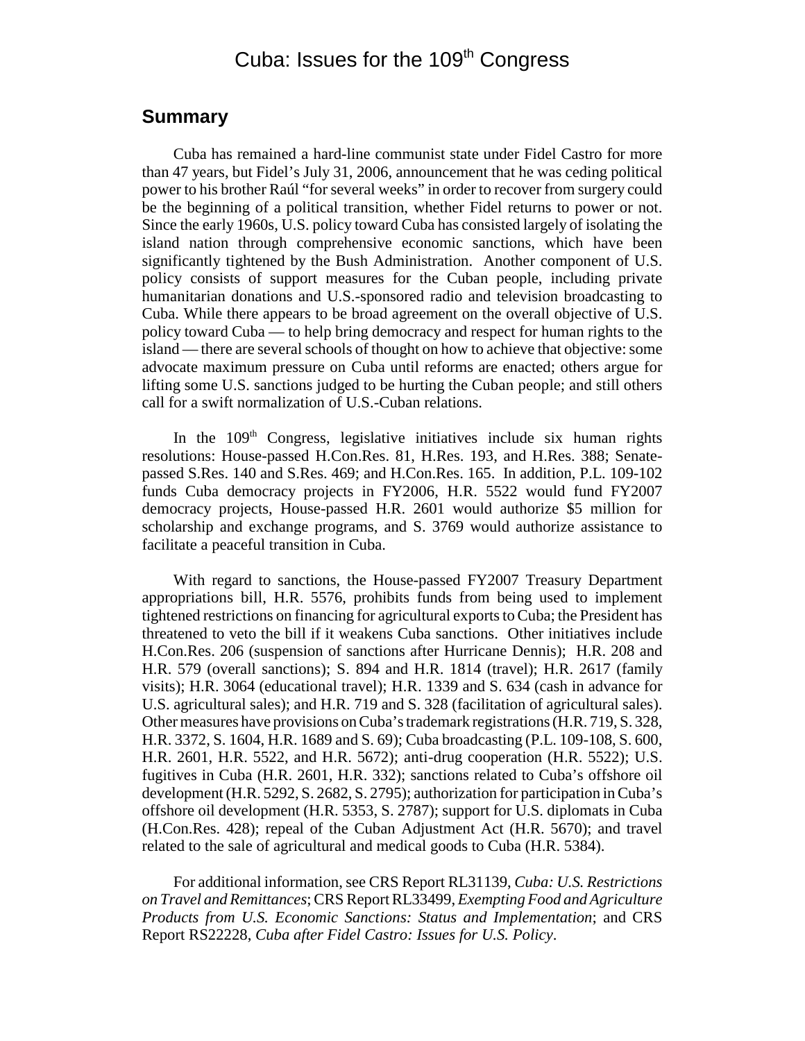# Cuba: Issues for the 109th Congress

## Summary

Cuba has remained a hard-line communist state under Fidel Castro for more than 47 years, but Fidel's July 31, 2006, announcement that he was ceding political power to his brother Raúl "for several weeks" in order to recover from surgery could be the beginning of a political transition, whether Fidel returns to power or not. Since the early 1960s, U.S. policy toward Cuba has consisted largely of isolating the island nation through comprehensive economic sanctions, which have been significantly tightened by the Bush Administration. Another component of U.S. policy consists of support measures for the Cuban people, including private humanitarian donations and U.S.-sponsored radio and television broadcasting to Cuba. While there appears to be broad agreement on the overall objective of U.S. policy toward Cuba — to help bring democracy and respect for human rights to the island — there are several schools of thought on how to achieve that objective: some advocate maximum pressure on Cuba until reforms are enacted; others argue for lifting some U.S. sanctions judged to be hurting the Cuban people; and still others call for a swift normalization of U.S.-Cuban relations.

In the 109th Congress, legislative initiatives include six human rights resolutions: House-passed H.Con.Res. 81, H.Res. 193, and H.Res. 388; Senate-passed S.Res. 140 and S.Res. 469; and H.Con.Res. 165. In addition, P.L. 109-102 funds Cuba democracy projects in FY2006, H.R. 5522 would fund FY2007 democracy projects, House-passed H.R. 2601 would authorize $5 million for scholarship and exchange programs, and S. 3769 would authorize assistance to facilitate a peaceful transition in Cuba.

With regard to sanctions, the House-passed FY2007 Treasury Department appropriations bill, H.R. 5576, prohibits funds from being used to implement tightened restrictions on financing for agricultural exports to Cuba; the President has threatened to veto the bill if it weakens Cuba sanctions. Other initiatives include H.Con.Res. 206 (suspension of sanctions after Hurricane Dennis); H.R. 208 and H.R. 579 (overall sanctions); S. 894 and H.R. 1814 (travel); H.R. 2617 (family visits); H.R. 3064 (educational travel); H.R. 1339 and S. 634 (cash in advance for U.S. agricultural sales); and H.R. 719 and S. 328 (facilitation of agricultural sales). Other measures have provisions on Cuba's trademark registrations (H.R. 719, S. 328, H.R. 3372, S. 1604, H.R. 1689 and S. 69); Cuba broadcasting (P.L. 109-108, S. 600, H.R. 2601, H.R. 5522, and H.R. 5672); anti-drug cooperation (H.R. 5522); U.S. fugitives in Cuba (H.R. 2601, H.R. 332); sanctions related to Cuba's offshore oil development (H.R. 5292, S. 2682, S. 2795); authorization for participation in Cuba's offshore oil development (H.R. 5353, S. 2787); support for U.S. diplomats in Cuba (H.Con.Res. 428); repeal of the Cuban Adjustment Act (H.R. 5670); and travel related to the sale of agricultural and medical goods to Cuba (H.R. 5384).

For additional information, see CRS Report RL31139, *Cuba: U.S. Restrictions on Travel and Remittances*; CRS Report RL33499, *Exempting Food and Agriculture Products from U.S. Economic Sanctions: Status and Implementation*; and CRS Report RS22228, *Cuba after Fidel Castro: Issues for U.S. Policy*.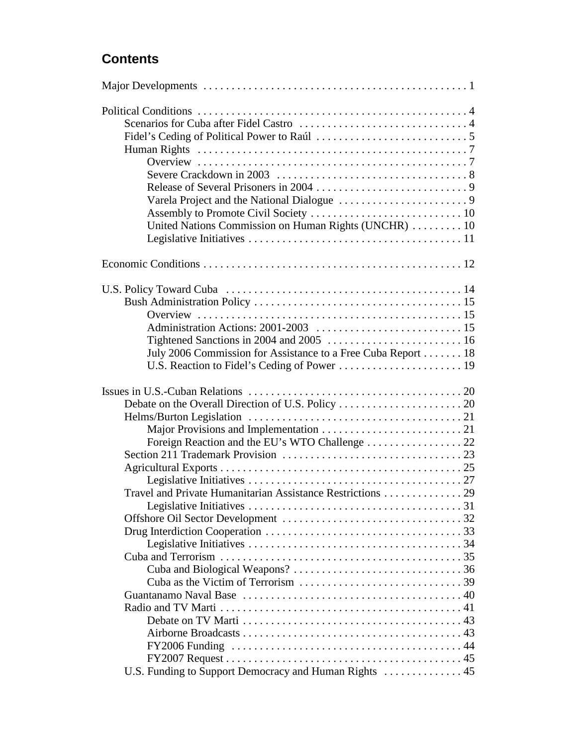## Contents

Major Developments . . . . . . . . . . . . . . . . . . . . . . . . . . . . . . . . . . . . . . . . . . . . . . 1

Political Conditions . . . . . . . . . . . . . . . . . . . . . . . . . . . . . . . . . . . . . . . . . . . . . . . 4
- Scenarios for Cuba after Fidel Castro . . . . . . . . . . . . . . . . . . . . . . . . . . . . . . 4
- Fidel's Ceding of Political Power to Raúl . . . . . . . . . . . . . . . . . . . . . . . . . . . 5
- Human Rights . . . . . . . . . . . . . . . . . . . . . . . . . . . . . . . . . . . . . . . . . . . . . . . . 7
  - Overview . . . . . . . . . . . . . . . . . . . . . . . . . . . . . . . . . . . . . . . . . . . . . . . . 7
  - Severe Crackdown in 2003 . . . . . . . . . . . . . . . . . . . . . . . . . . . . . . . . . . 8
  - Release of Several Prisoners in 2004 . . . . . . . . . . . . . . . . . . . . . . . . . . . 9
  - Varela Project and the National Dialogue . . . . . . . . . . . . . . . . . . . . . . . 9
  - Assembly to Promote Civil Society . . . . . . . . . . . . . . . . . . . . . . . . . . . 10
  - United Nations Commission on Human Rights (UNCHR) . . . . . . . . . 10
  - Legislative Initiatives . . . . . . . . . . . . . . . . . . . . . . . . . . . . . . . . . . . . . . 11

Economic Conditions . . . . . . . . . . . . . . . . . . . . . . . . . . . . . . . . . . . . . . . . . . . . . . 12

U.S. Policy Toward Cuba . . . . . . . . . . . . . . . . . . . . . . . . . . . . . . . . . . . . . . . . . . 14
- Bush Administration Policy . . . . . . . . . . . . . . . . . . . . . . . . . . . . . . . . . . . . . 15
  - Overview . . . . . . . . . . . . . . . . . . . . . . . . . . . . . . . . . . . . . . . . . . . . . . . 15
  - Administration Actions: 2001-2003 . . . . . . . . . . . . . . . . . . . . . . . . . . 15
  - Tightened Sanctions in 2004 and 2005 . . . . . . . . . . . . . . . . . . . . . . . . 16
  - July 2006 Commission for Assistance to a Free Cuba Report . . . . . . . 18
  - U.S. Reaction to Fidel's Ceding of Power . . . . . . . . . . . . . . . . . . . . . . 19

Issues in U.S.-Cuban Relations . . . . . . . . . . . . . . . . . . . . . . . . . . . . . . . . . . . . . . 20
- Debate on the Overall Direction of U.S. Policy . . . . . . . . . . . . . . . . . . . . . . 20
- Helms/Burton Legislation . . . . . . . . . . . . . . . . . . . . . . . . . . . . . . . . . . . . . . 21
  - Major Provisions and Implementation . . . . . . . . . . . . . . . . . . . . . . . . . 21
  - Foreign Reaction and the EU's WTO Challenge . . . . . . . . . . . . . . . . . 22
- Section 211 Trademark Provision . . . . . . . . . . . . . . . . . . . . . . . . . . . . . . . . 23
- Agricultural Exports . . . . . . . . . . . . . . . . . . . . . . . . . . . . . . . . . . . . . . . . . . . 25
  - Legislative Initiatives . . . . . . . . . . . . . . . . . . . . . . . . . . . . . . . . . . . . . . 27
- Travel and Private Humanitarian Assistance Restrictions . . . . . . . . . . . . . . 29
  - Legislative Initiatives . . . . . . . . . . . . . . . . . . . . . . . . . . . . . . . . . . . . . . 31
- Offshore Oil Sector Development . . . . . . . . . . . . . . . . . . . . . . . . . . . . . . . . 32
- Drug Interdiction Cooperation . . . . . . . . . . . . . . . . . . . . . . . . . . . . . . . . . . . 33
  - Legislative Initiatives . . . . . . . . . . . . . . . . . . . . . . . . . . . . . . . . . . . . . . 34
- Cuba and Terrorism . . . . . . . . . . . . . . . . . . . . . . . . . . . . . . . . . . . . . . . . . . . 35
  - Cuba and Biological Weapons? . . . . . . . . . . . . . . . . . . . . . . . . . . . . . . 36
  - Cuba as the Victim of Terrorism . . . . . . . . . . . . . . . . . . . . . . . . . . . . . 39
- Guantanamo Naval Base . . . . . . . . . . . . . . . . . . . . . . . . . . . . . . . . . . . . . . . 40
- Radio and TV Marti . . . . . . . . . . . . . . . . . . . . . . . . . . . . . . . . . . . . . . . . . . . 41
  - Debate on TV Marti . . . . . . . . . . . . . . . . . . . . . . . . . . . . . . . . . . . . . . . 43
  - Airborne Broadcasts . . . . . . . . . . . . . . . . . . . . . . . . . . . . . . . . . . . . . . . 43
  - FY2006 Funding . . . . . . . . . . . . . . . . . . . . . . . . . . . . . . . . . . . . . . . . . 44
  - FY2007 Request . . . . . . . . . . . . . . . . . . . . . . . . . . . . . . . . . . . . . . . . . . 45
- U.S. Funding to Support Democracy and Human Rights . . . . . . . . . . . . . . 45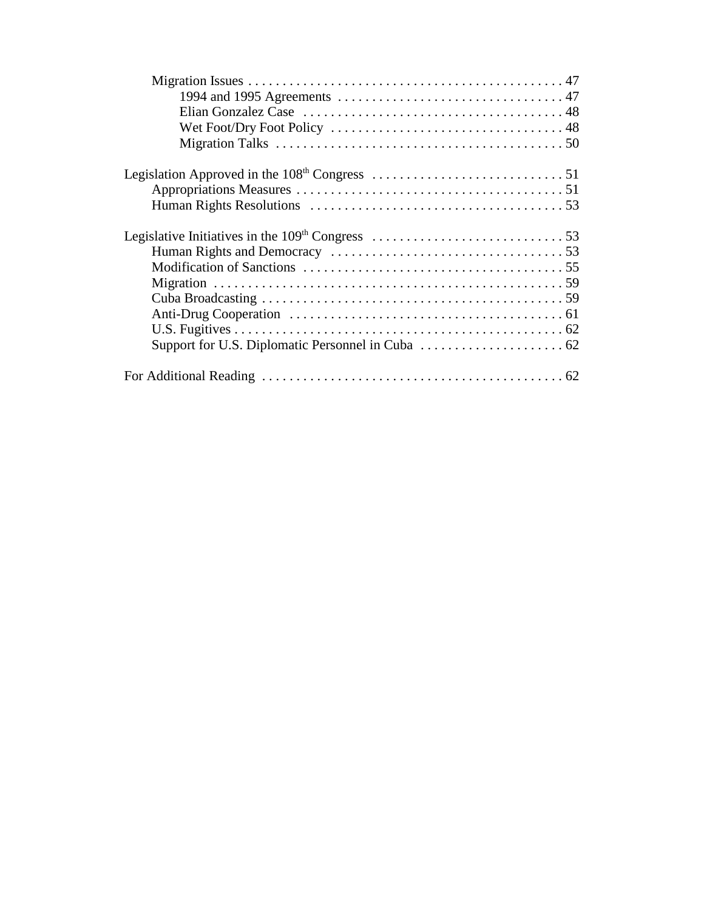Migration Issues . . . . . . . . . . . . . . . . . . . . . . . . . . . . . . . . . . . . . . . . . . . . . . 47

1994 and 1995 Agreements . . . . . . . . . . . . . . . . . . . . . . . . . . . . . . . . . 47

Elian Gonzalez Case . . . . . . . . . . . . . . . . . . . . . . . . . . . . . . . . . . . . . . 48

Wet Foot/Dry Foot Policy . . . . . . . . . . . . . . . . . . . . . . . . . . . . . . . . . . 48

Migration Talks . . . . . . . . . . . . . . . . . . . . . . . . . . . . . . . . . . . . . . . . . . 50

Legislation Approved in the 108th Congress . . . . . . . . . . . . . . . . . . . . . . . . . . . . 51

Appropriations Measures . . . . . . . . . . . . . . . . . . . . . . . . . . . . . . . . . . . . . . . 51

Human Rights Resolutions . . . . . . . . . . . . . . . . . . . . . . . . . . . . . . . . . . . . . 53

Legislative Initiatives in the 109th Congress . . . . . . . . . . . . . . . . . . . . . . . . . . . . 53

Human Rights and Democracy . . . . . . . . . . . . . . . . . . . . . . . . . . . . . . . . . . 53

Modification of Sanctions . . . . . . . . . . . . . . . . . . . . . . . . . . . . . . . . . . . . . . 55

Migration . . . . . . . . . . . . . . . . . . . . . . . . . . . . . . . . . . . . . . . . . . . . . . . . . . . 59

Cuba Broadcasting . . . . . . . . . . . . . . . . . . . . . . . . . . . . . . . . . . . . . . . . . . . . 59

Anti-Drug Cooperation . . . . . . . . . . . . . . . . . . . . . . . . . . . . . . . . . . . . . . . . 61

U.S. Fugitives . . . . . . . . . . . . . . . . . . . . . . . . . . . . . . . . . . . . . . . . . . . . . . . . 62

Support for U.S. Diplomatic Personnel in Cuba . . . . . . . . . . . . . . . . . . . . . 62

For Additional Reading . . . . . . . . . . . . . . . . . . . . . . . . . . . . . . . . . . . . . . . . . . . . 62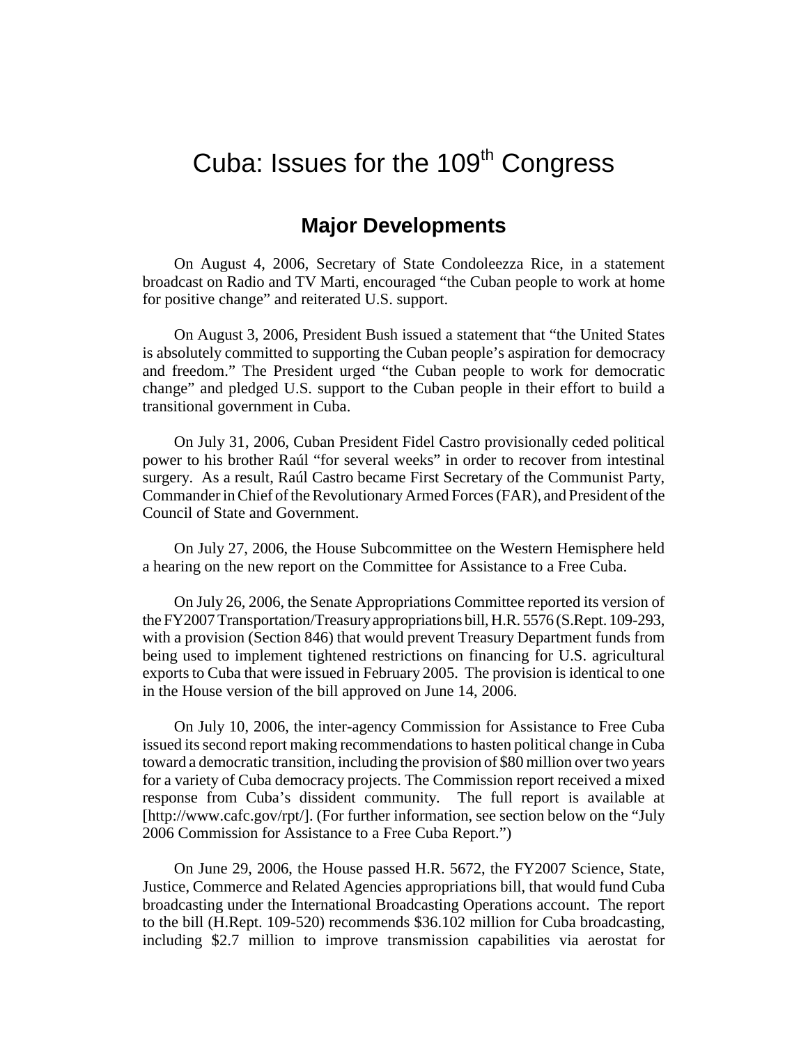# Cuba: Issues for the 109th Congress

## Major Developments

On August 4, 2006, Secretary of State Condoleezza Rice, in a statement broadcast on Radio and TV Marti, encouraged "the Cuban people to work at home for positive change" and reiterated U.S. support.

On August 3, 2006, President Bush issued a statement that "the United States is absolutely committed to supporting the Cuban people's aspiration for democracy and freedom." The President urged "the Cuban people to work for democratic change" and pledged U.S. support to the Cuban people in their effort to build a transitional government in Cuba.

On July 31, 2006, Cuban President Fidel Castro provisionally ceded political power to his brother Raúl "for several weeks" in order to recover from intestinal surgery. As a result, Raúl Castro became First Secretary of the Communist Party, Commander in Chief of the Revolutionary Armed Forces (FAR), and President of the Council of State and Government.

On July 27, 2006, the House Subcommittee on the Western Hemisphere held a hearing on the new report on the Committee for Assistance to a Free Cuba.

On July 26, 2006, the Senate Appropriations Committee reported its version of the FY2007 Transportation/Treasury appropriations bill, H.R. 5576 (S.Rept. 109-293, with a provision (Section 846) that would prevent Treasury Department funds from being used to implement tightened restrictions on financing for U.S. agricultural exports to Cuba that were issued in February 2005. The provision is identical to one in the House version of the bill approved on June 14, 2006.

On July 10, 2006, the inter-agency Commission for Assistance to Free Cuba issued its second report making recommendations to hasten political change in Cuba toward a democratic transition, including the provision of $80 million over two years for a variety of Cuba democracy projects. The Commission report received a mixed response from Cuba's dissident community. The full report is available at [http://www.cafc.gov/rpt/]. (For further information, see section below on the "July 2006 Commission for Assistance to a Free Cuba Report.")

On June 29, 2006, the House passed H.R. 5672, the FY2007 Science, State, Justice, Commerce and Related Agencies appropriations bill, that would fund Cuba broadcasting under the International Broadcasting Operations account. The report to the bill (H.Rept. 109-520) recommends $36.102 million for Cuba broadcasting, including $2.7 million to improve transmission capabilities via aerostat for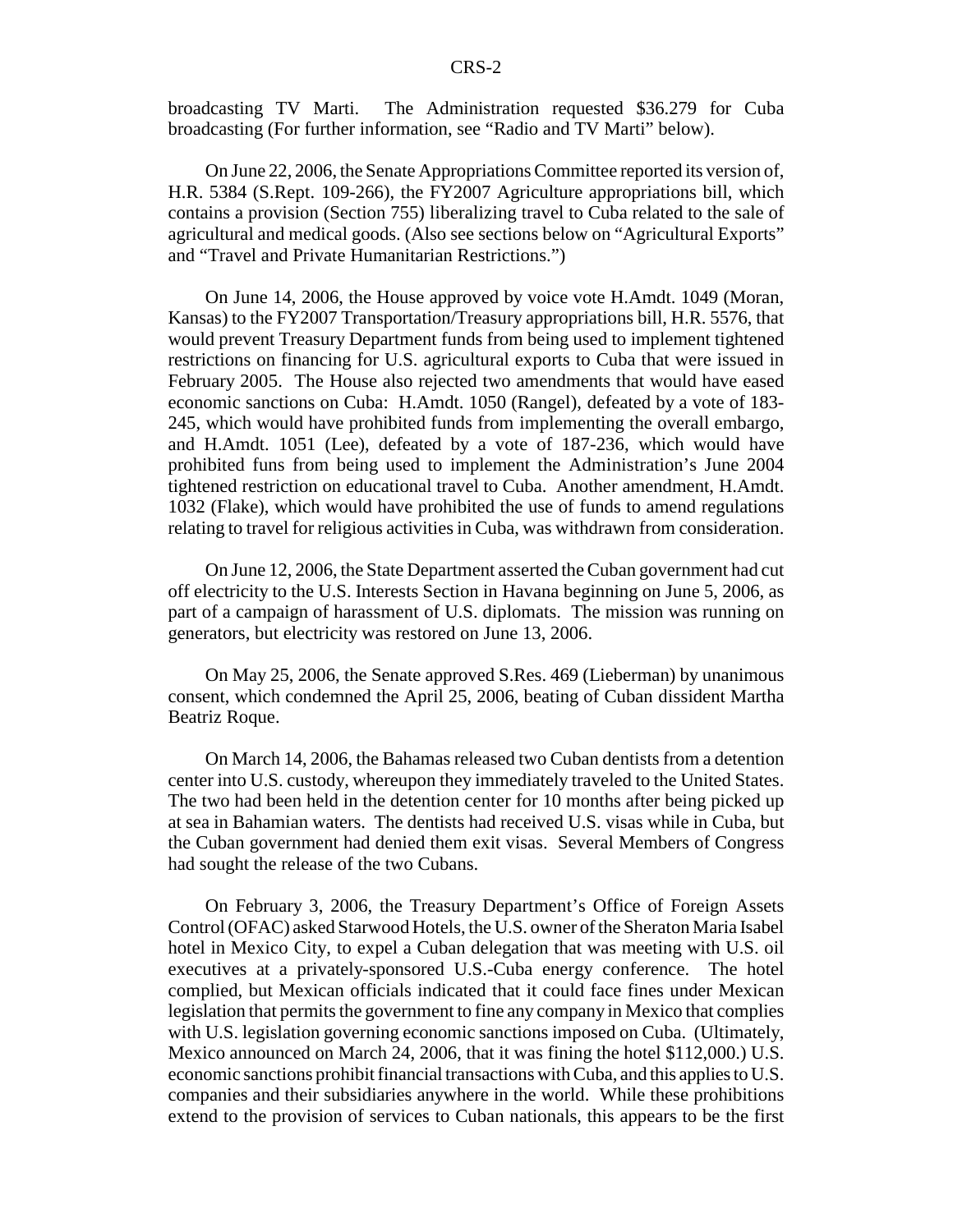broadcasting TV Marti. The Administration requested $36.279 for Cuba broadcasting (For further information, see "Radio and TV Marti" below).

On June 22, 2006, the Senate Appropriations Committee reported its version of, H.R. 5384 (S.Rept. 109-266), the FY2007 Agriculture appropriations bill, which contains a provision (Section 755) liberalizing travel to Cuba related to the sale of agricultural and medical goods. (Also see sections below on "Agricultural Exports" and "Travel and Private Humanitarian Restrictions.")

On June 14, 2006, the House approved by voice vote H.Amdt. 1049 (Moran, Kansas) to the FY2007 Transportation/Treasury appropriations bill, H.R. 5576, that would prevent Treasury Department funds from being used to implement tightened restrictions on financing for U.S. agricultural exports to Cuba that were issued in February 2005. The House also rejected two amendments that would have eased economic sanctions on Cuba: H.Amdt. 1050 (Rangel), defeated by a vote of 183-245, which would have prohibited funds from implementing the overall embargo, and H.Amdt. 1051 (Lee), defeated by a vote of 187-236, which would have prohibited funs from being used to implement the Administration's June 2004 tightened restriction on educational travel to Cuba. Another amendment, H.Amdt. 1032 (Flake), which would have prohibited the use of funds to amend regulations relating to travel for religious activities in Cuba, was withdrawn from consideration.

On June 12, 2006, the State Department asserted the Cuban government had cut off electricity to the U.S. Interests Section in Havana beginning on June 5, 2006, as part of a campaign of harassment of U.S. diplomats. The mission was running on generators, but electricity was restored on June 13, 2006.

On May 25, 2006, the Senate approved S.Res. 469 (Lieberman) by unanimous consent, which condemned the April 25, 2006, beating of Cuban dissident Martha Beatriz Roque.

On March 14, 2006, the Bahamas released two Cuban dentists from a detention center into U.S. custody, whereupon they immediately traveled to the United States. The two had been held in the detention center for 10 months after being picked up at sea in Bahamian waters. The dentists had received U.S. visas while in Cuba, but the Cuban government had denied them exit visas. Several Members of Congress had sought the release of the two Cubans.

On February 3, 2006, the Treasury Department's Office of Foreign Assets Control (OFAC) asked Starwood Hotels, the U.S. owner of the Sheraton Maria Isabel hotel in Mexico City, to expel a Cuban delegation that was meeting with U.S. oil executives at a privately-sponsored U.S.-Cuba energy conference. The hotel complied, but Mexican officials indicated that it could face fines under Mexican legislation that permits the government to fine any company in Mexico that complies with U.S. legislation governing economic sanctions imposed on Cuba. (Ultimately, Mexico announced on March 24, 2006, that it was fining the hotel $112,000.) U.S. economic sanctions prohibit financial transactions with Cuba, and this applies to U.S. companies and their subsidiaries anywhere in the world. While these prohibitions extend to the provision of services to Cuban nationals, this appears to be the first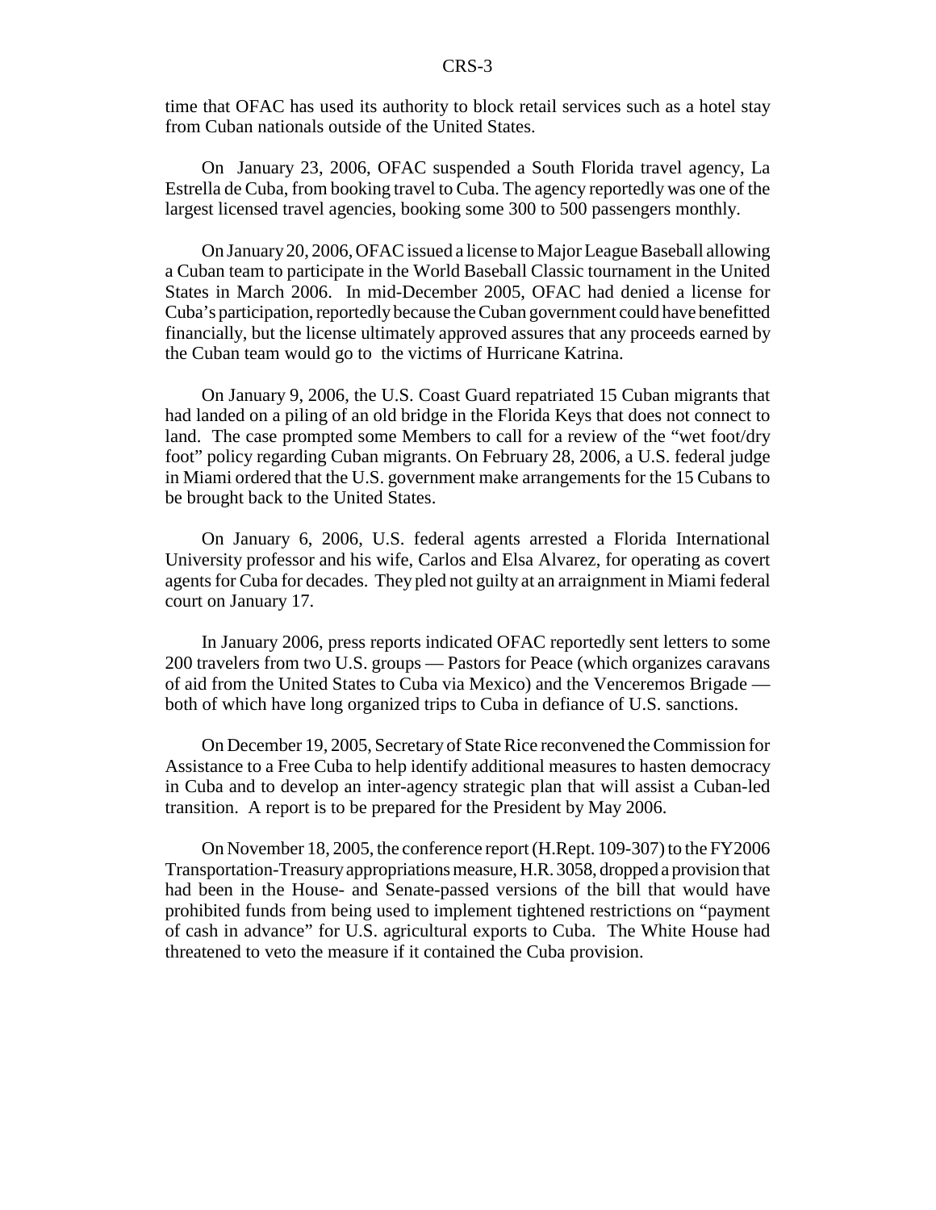time that OFAC has used its authority to block retail services such as a hotel stay from Cuban nationals outside of the United States.

On January 23, 2006, OFAC suspended a South Florida travel agency, La Estrella de Cuba, from booking travel to Cuba. The agency reportedly was one of the largest licensed travel agencies, booking some 300 to 500 passengers monthly.

On January 20, 2006, OFAC issued a license to Major League Baseball allowing a Cuban team to participate in the World Baseball Classic tournament in the United States in March 2006. In mid-December 2005, OFAC had denied a license for Cuba's participation, reportedly because the Cuban government could have benefitted financially, but the license ultimately approved assures that any proceeds earned by the Cuban team would go to the victims of Hurricane Katrina.

On January 9, 2006, the U.S. Coast Guard repatriated 15 Cuban migrants that had landed on a piling of an old bridge in the Florida Keys that does not connect to land. The case prompted some Members to call for a review of the "wet foot/dry foot" policy regarding Cuban migrants. On February 28, 2006, a U.S. federal judge in Miami ordered that the U.S. government make arrangements for the 15 Cubans to be brought back to the United States.

On January 6, 2006, U.S. federal agents arrested a Florida International University professor and his wife, Carlos and Elsa Alvarez, for operating as covert agents for Cuba for decades. They pled not guilty at an arraignment in Miami federal court on January 17.

In January 2006, press reports indicated OFAC reportedly sent letters to some 200 travelers from two U.S. groups — Pastors for Peace (which organizes caravans of aid from the United States to Cuba via Mexico) and the Venceremos Brigade — both of which have long organized trips to Cuba in defiance of U.S. sanctions.

On December 19, 2005, Secretary of State Rice reconvened the Commission for Assistance to a Free Cuba to help identify additional measures to hasten democracy in Cuba and to develop an inter-agency strategic plan that will assist a Cuban-led transition. A report is to be prepared for the President by May 2006.

On November 18, 2005, the conference report (H.Rept. 109-307) to the FY2006 Transportation-Treasury appropriations measure, H.R. 3058, dropped a provision that had been in the House- and Senate-passed versions of the bill that would have prohibited funds from being used to implement tightened restrictions on "payment of cash in advance" for U.S. agricultural exports to Cuba. The White House had threatened to veto the measure if it contained the Cuba provision.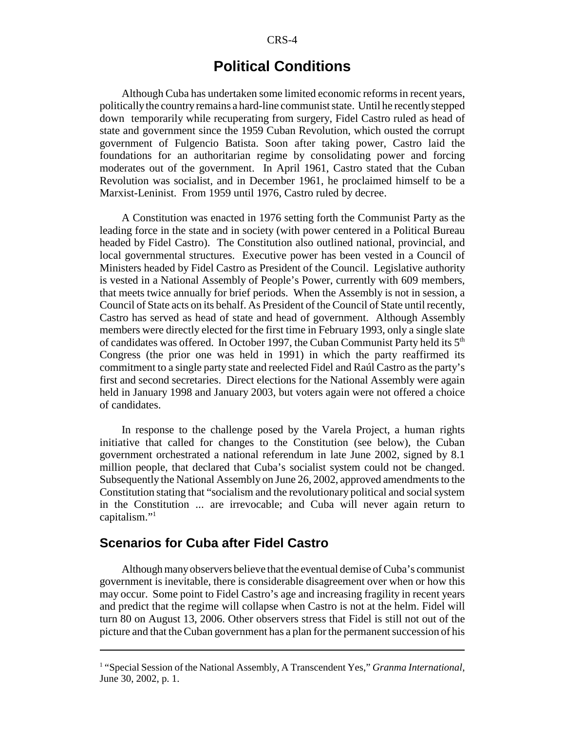# Political Conditions

Although Cuba has undertaken some limited economic reforms in recent years, politically the country remains a hard-line communist state. Until he recently stepped down temporarily while recuperating from surgery, Fidel Castro ruled as head of state and government since the 1959 Cuban Revolution, which ousted the corrupt government of Fulgencio Batista. Soon after taking power, Castro laid the foundations for an authoritarian regime by consolidating power and forcing moderates out of the government. In April 1961, Castro stated that the Cuban Revolution was socialist, and in December 1961, he proclaimed himself to be a Marxist-Leninist. From 1959 until 1976, Castro ruled by decree.

A Constitution was enacted in 1976 setting forth the Communist Party as the leading force in the state and in society (with power centered in a Political Bureau headed by Fidel Castro). The Constitution also outlined national, provincial, and local governmental structures. Executive power has been vested in a Council of Ministers headed by Fidel Castro as President of the Council. Legislative authority is vested in a National Assembly of People's Power, currently with 609 members, that meets twice annually for brief periods. When the Assembly is not in session, a Council of State acts on its behalf. As President of the Council of State until recently, Castro has served as head of state and head of government. Although Assembly members were directly elected for the first time in February 1993, only a single slate of candidates was offered. In October 1997, the Cuban Communist Party held its 5th Congress (the prior one was held in 1991) in which the party reaffirmed its commitment to a single party state and reelected Fidel and Raúl Castro as the party's first and second secretaries. Direct elections for the National Assembly were again held in January 1998 and January 2003, but voters again were not offered a choice of candidates.

In response to the challenge posed by the Varela Project, a human rights initiative that called for changes to the Constitution (see below), the Cuban government orchestrated a national referendum in late June 2002, signed by 8.1 million people, that declared that Cuba's socialist system could not be changed. Subsequently the National Assembly on June 26, 2002, approved amendments to the Constitution stating that "socialism and the revolutionary political and social system in the Constitution ... are irrevocable; and Cuba will never again return to capitalism."[1]

## Scenarios for Cuba after Fidel Castro

Although many observers believe that the eventual demise of Cuba's communist government is inevitable, there is considerable disagreement over when or how this may occur. Some point to Fidel Castro's age and increasing fragility in recent years and predict that the regime will collapse when Castro is not at the helm. Fidel will turn 80 on August 13, 2006. Other observers stress that Fidel is still not out of the picture and that the Cuban government has a plan for the permanent succession of his

---

[1] "Special Session of the National Assembly, A Transcendent Yes," *Granma International*, June 30, 2002, p. 1.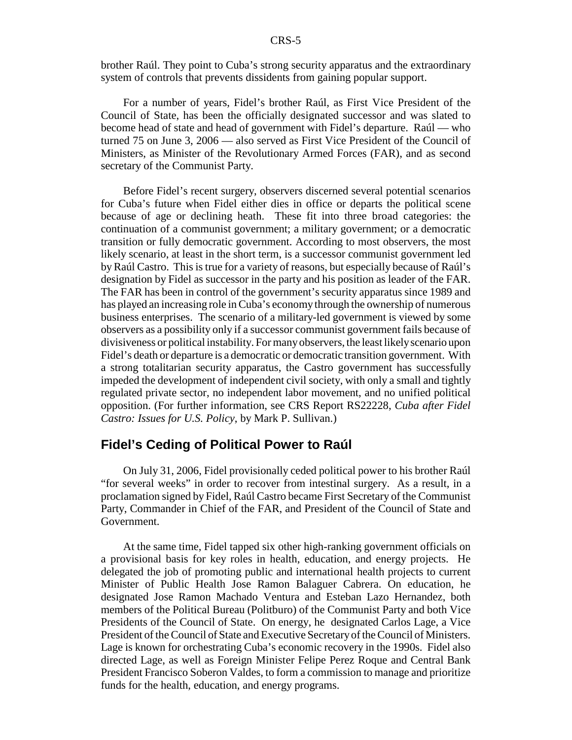brother Raúl. They point to Cuba's strong security apparatus and the extraordinary system of controls that prevents dissidents from gaining popular support.

For a number of years, Fidel's brother Raúl, as First Vice President of the Council of State, has been the officially designated successor and was slated to become head of state and head of government with Fidel's departure. Raúl — who turned 75 on June 3, 2006 — also served as First Vice President of the Council of Ministers, as Minister of the Revolutionary Armed Forces (FAR), and as second secretary of the Communist Party.

Before Fidel's recent surgery, observers discerned several potential scenarios for Cuba's future when Fidel either dies in office or departs the political scene because of age or declining heath. These fit into three broad categories: the continuation of a communist government; a military government; or a democratic transition or fully democratic government. According to most observers, the most likely scenario, at least in the short term, is a successor communist government led by Raúl Castro. This is true for a variety of reasons, but especially because of Raúl's designation by Fidel as successor in the party and his position as leader of the FAR. The FAR has been in control of the government's security apparatus since 1989 and has played an increasing role in Cuba's economy through the ownership of numerous business enterprises. The scenario of a military-led government is viewed by some observers as a possibility only if a successor communist government fails because of divisiveness or political instability. For many observers, the least likely scenario upon Fidel's death or departure is a democratic or democratic transition government. With a strong totalitarian security apparatus, the Castro government has successfully impeded the development of independent civil society, with only a small and tightly regulated private sector, no independent labor movement, and no unified political opposition. (For further information, see CRS Report RS22228, *Cuba after Fidel Castro: Issues for U.S. Policy*, by Mark P. Sullivan.)

## Fidel's Ceding of Political Power to Raúl

On July 31, 2006, Fidel provisionally ceded political power to his brother Raúl "for several weeks" in order to recover from intestinal surgery. As a result, in a proclamation signed by Fidel, Raúl Castro became First Secretary of the Communist Party, Commander in Chief of the FAR, and President of the Council of State and Government.

At the same time, Fidel tapped six other high-ranking government officials on a provisional basis for key roles in health, education, and energy projects. He delegated the job of promoting public and international health projects to current Minister of Public Health Jose Ramon Balaguer Cabrera. On education, he designated Jose Ramon Machado Ventura and Esteban Lazo Hernandez, both members of the Political Bureau (Politburo) of the Communist Party and both Vice Presidents of the Council of State. On energy, he designated Carlos Lage, a Vice President of the Council of State and Executive Secretary of the Council of Ministers. Lage is known for orchestrating Cuba's economic recovery in the 1990s. Fidel also directed Lage, as well as Foreign Minister Felipe Perez Roque and Central Bank President Francisco Soberon Valdes, to form a commission to manage and prioritize funds for the health, education, and energy programs.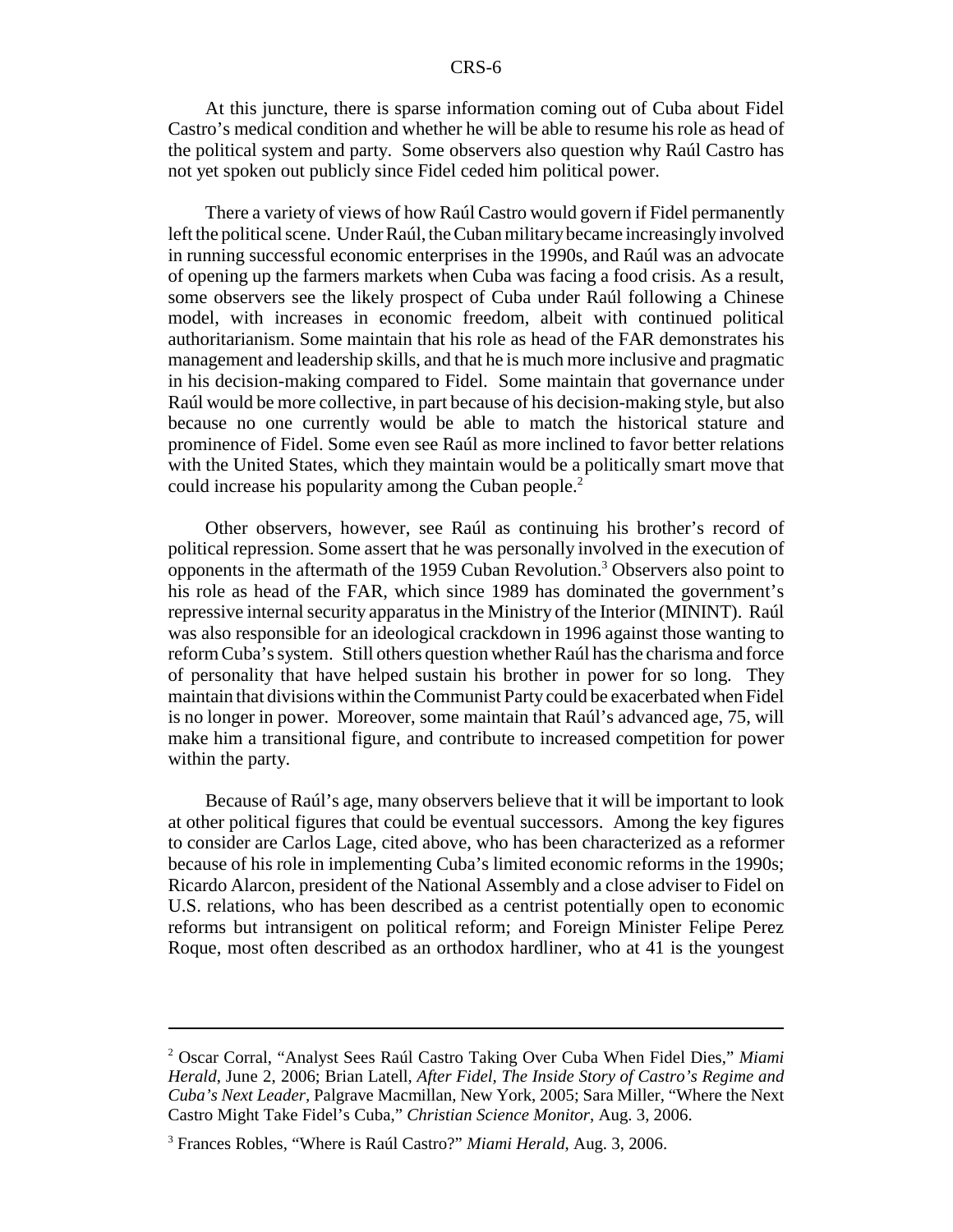At this juncture, there is sparse information coming out of Cuba about Fidel Castro's medical condition and whether he will be able to resume his role as head of the political system and party. Some observers also question why Raúl Castro has not yet spoken out publicly since Fidel ceded him political power.

There a variety of views of how Raúl Castro would govern if Fidel permanently left the political scene. Under Raúl, the Cuban military became increasingly involved in running successful economic enterprises in the 1990s, and Raúl was an advocate of opening up the farmers markets when Cuba was facing a food crisis. As a result, some observers see the likely prospect of Cuba under Raúl following a Chinese model, with increases in economic freedom, albeit with continued political authoritarianism. Some maintain that his role as head of the FAR demonstrates his management and leadership skills, and that he is much more inclusive and pragmatic in his decision-making compared to Fidel. Some maintain that governance under Raúl would be more collective, in part because of his decision-making style, but also because no one currently would be able to match the historical stature and prominence of Fidel. Some even see Raúl as more inclined to favor better relations with the United States, which they maintain would be a politically smart move that could increase his popularity among the Cuban people.[2]

Other observers, however, see Raúl as continuing his brother's record of political repression. Some assert that he was personally involved in the execution of opponents in the aftermath of the 1959 Cuban Revolution.[3] Observers also point to his role as head of the FAR, which since 1989 has dominated the government's repressive internal security apparatus in the Ministry of the Interior (MININT). Raúl was also responsible for an ideological crackdown in 1996 against those wanting to reform Cuba's system. Still others question whether Raúl has the charisma and force of personality that have helped sustain his brother in power for so long. They maintain that divisions within the Communist Party could be exacerbated when Fidel is no longer in power. Moreover, some maintain that Raúl's advanced age, 75, will make him a transitional figure, and contribute to increased competition for power within the party.

Because of Raúl's age, many observers believe that it will be important to look at other political figures that could be eventual successors. Among the key figures to consider are Carlos Lage, cited above, who has been characterized as a reformer because of his role in implementing Cuba's limited economic reforms in the 1990s; Ricardo Alarcon, president of the National Assembly and a close adviser to Fidel on U.S. relations, who has been described as a centrist potentially open to economic reforms but intransigent on political reform; and Foreign Minister Felipe Perez Roque, most often described as an orthodox hardliner, who at 41 is the youngest

---

[2] Oscar Corral, "Analyst Sees Raúl Castro Taking Over Cuba When Fidel Dies," *Miami Herald*, June 2, 2006; Brian Latell, *After Fidel, The Inside Story of Castro's Regime and Cuba's Next Leader*, Palgrave Macmillan, New York, 2005; Sara Miller, "Where the Next Castro Might Take Fidel's Cuba," *Christian Science Monitor*, Aug. 3, 2006.

[3] Frances Robles, "Where is Raúl Castro?" *Miami Herald*, Aug. 3, 2006.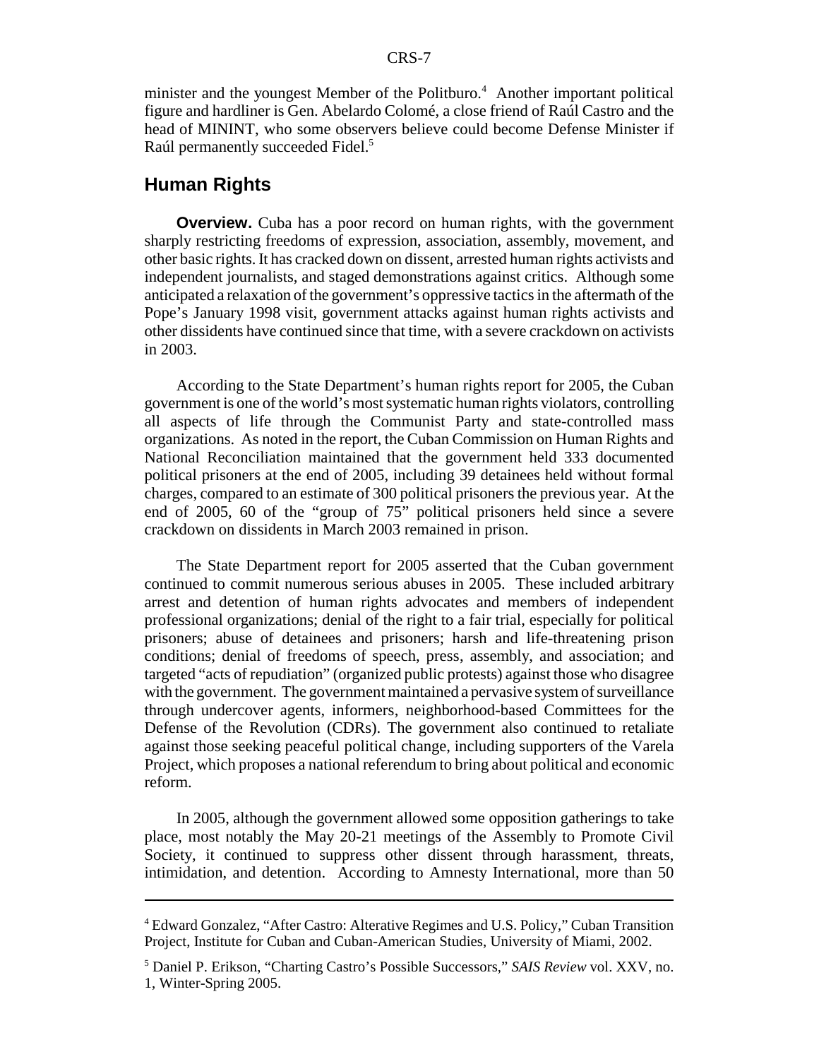minister and the youngest Member of the Politburo.[4] Another important political figure and hardliner is Gen. Abelardo Colomé, a close friend of Raúl Castro and the head of MININT, who some observers believe could become Defense Minister if Raúl permanently succeeded Fidel.[5]

## Human Rights

**Overview.** Cuba has a poor record on human rights, with the government sharply restricting freedoms of expression, association, assembly, movement, and other basic rights. It has cracked down on dissent, arrested human rights activists and independent journalists, and staged demonstrations against critics. Although some anticipated a relaxation of the government's oppressive tactics in the aftermath of the Pope's January 1998 visit, government attacks against human rights activists and other dissidents have continued since that time, with a severe crackdown on activists in 2003.

According to the State Department's human rights report for 2005, the Cuban government is one of the world's most systematic human rights violators, controlling all aspects of life through the Communist Party and state-controlled mass organizations. As noted in the report, the Cuban Commission on Human Rights and National Reconciliation maintained that the government held 333 documented political prisoners at the end of 2005, including 39 detainees held without formal charges, compared to an estimate of 300 political prisoners the previous year. At the end of 2005, 60 of the "group of 75" political prisoners held since a severe crackdown on dissidents in March 2003 remained in prison.

The State Department report for 2005 asserted that the Cuban government continued to commit numerous serious abuses in 2005. These included arbitrary arrest and detention of human rights advocates and members of independent professional organizations; denial of the right to a fair trial, especially for political prisoners; abuse of detainees and prisoners; harsh and life-threatening prison conditions; denial of freedoms of speech, press, assembly, and association; and targeted "acts of repudiation" (organized public protests) against those who disagree with the government. The government maintained a pervasive system of surveillance through undercover agents, informers, neighborhood-based Committees for the Defense of the Revolution (CDRs). The government also continued to retaliate against those seeking peaceful political change, including supporters of the Varela Project, which proposes a national referendum to bring about political and economic reform.

In 2005, although the government allowed some opposition gatherings to take place, most notably the May 20-21 meetings of the Assembly to Promote Civil Society, it continued to suppress other dissent through harassment, threats, intimidation, and detention. According to Amnesty International, more than 50

---

[4] Edward Gonzalez, "After Castro: Alterative Regimes and U.S. Policy," Cuban Transition Project, Institute for Cuban and Cuban-American Studies, University of Miami, 2002.

[5] Daniel P. Erikson, "Charting Castro's Possible Successors," *SAIS Review* vol. XXV, no. 1, Winter-Spring 2005.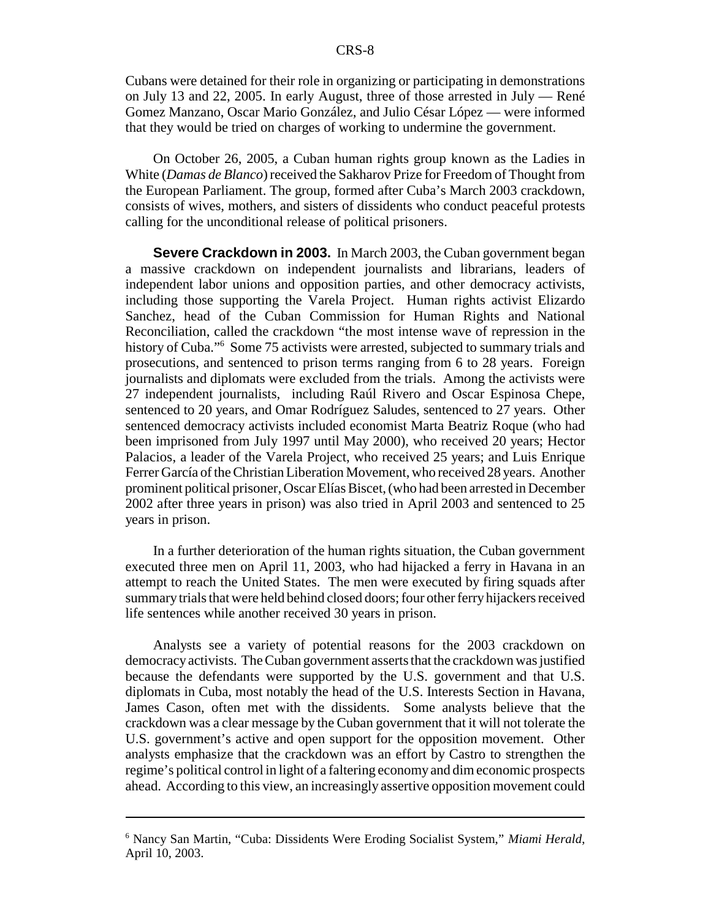Cubans were detained for their role in organizing or participating in demonstrations on July 13 and 22, 2005. In early August, three of those arrested in July — René Gomez Manzano, Oscar Mario González, and Julio César López — were informed that they would be tried on charges of working to undermine the government.

On October 26, 2005, a Cuban human rights group known as the Ladies in White (*Damas de Blanco*) received the Sakharov Prize for Freedom of Thought from the European Parliament. The group, formed after Cuba's March 2003 crackdown, consists of wives, mothers, and sisters of dissidents who conduct peaceful protests calling for the unconditional release of political prisoners.

**Severe Crackdown in 2003.** In March 2003, the Cuban government began a massive crackdown on independent journalists and librarians, leaders of independent labor unions and opposition parties, and other democracy activists, including those supporting the Varela Project. Human rights activist Elizardo Sanchez, head of the Cuban Commission for Human Rights and National Reconciliation, called the crackdown "the most intense wave of repression in the history of Cuba."[6] Some 75 activists were arrested, subjected to summary trials and prosecutions, and sentenced to prison terms ranging from 6 to 28 years. Foreign journalists and diplomats were excluded from the trials. Among the activists were 27 independent journalists, including Raúl Rivero and Oscar Espinosa Chepe, sentenced to 20 years, and Omar Rodríguez Saludes, sentenced to 27 years. Other sentenced democracy activists included economist Marta Beatriz Roque (who had been imprisoned from July 1997 until May 2000), who received 20 years; Hector Palacios, a leader of the Varela Project, who received 25 years; and Luis Enrique Ferrer García of the Christian Liberation Movement, who received 28 years. Another prominent political prisoner, Oscar Elías Biscet, (who had been arrested in December 2002 after three years in prison) was also tried in April 2003 and sentenced to 25 years in prison.

In a further deterioration of the human rights situation, the Cuban government executed three men on April 11, 2003, who had hijacked a ferry in Havana in an attempt to reach the United States. The men were executed by firing squads after summary trials that were held behind closed doors; four other ferry hijackers received life sentences while another received 30 years in prison.

Analysts see a variety of potential reasons for the 2003 crackdown on democracy activists. The Cuban government asserts that the crackdown was justified because the defendants were supported by the U.S. government and that U.S. diplomats in Cuba, most notably the head of the U.S. Interests Section in Havana, James Cason, often met with the dissidents. Some analysts believe that the crackdown was a clear message by the Cuban government that it will not tolerate the U.S. government's active and open support for the opposition movement. Other analysts emphasize that the crackdown was an effort by Castro to strengthen the regime's political control in light of a faltering economy and dim economic prospects ahead. According to this view, an increasingly assertive opposition movement could

[6] Nancy San Martin, "Cuba: Dissidents Were Eroding Socialist System," *Miami Herald*, April 10, 2003.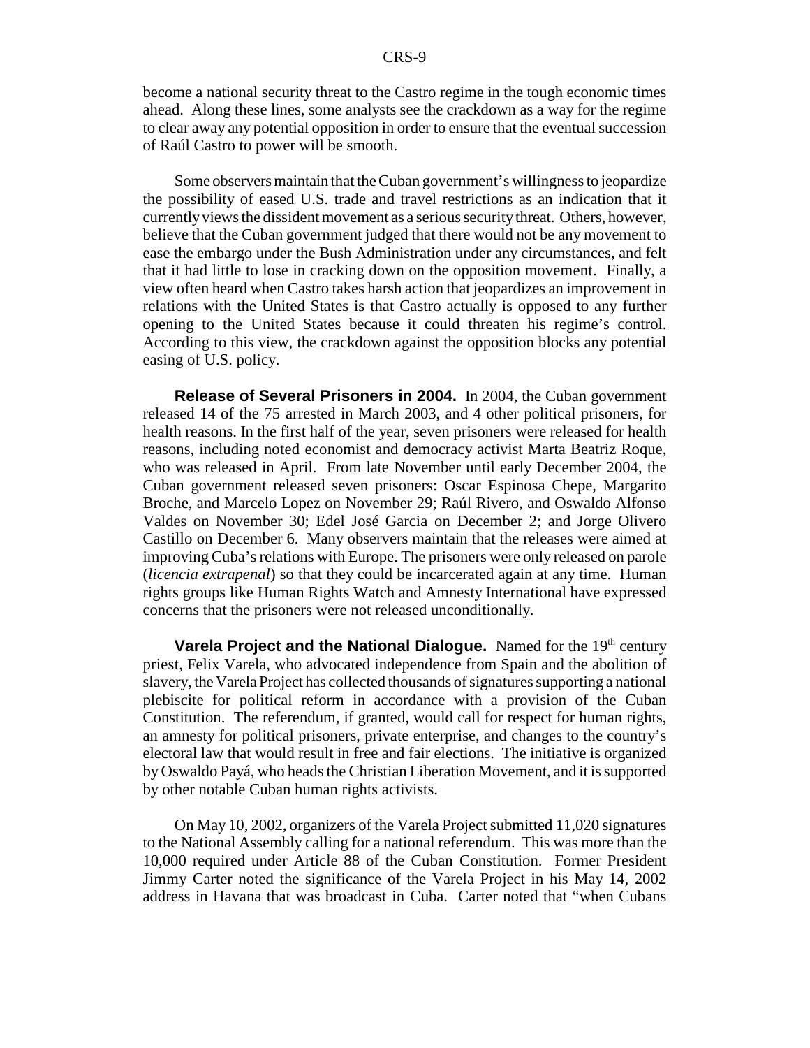become a national security threat to the Castro regime in the tough economic times ahead. Along these lines, some analysts see the crackdown as a way for the regime to clear away any potential opposition in order to ensure that the eventual succession of Raúl Castro to power will be smooth.

Some observers maintain that the Cuban government's willingness to jeopardize the possibility of eased U.S. trade and travel restrictions as an indication that it currently views the dissident movement as a serious security threat. Others, however, believe that the Cuban government judged that there would not be any movement to ease the embargo under the Bush Administration under any circumstances, and felt that it had little to lose in cracking down on the opposition movement. Finally, a view often heard when Castro takes harsh action that jeopardizes an improvement in relations with the United States is that Castro actually is opposed to any further opening to the United States because it could threaten his regime's control. According to this view, the crackdown against the opposition blocks any potential easing of U.S. policy.

**Release of Several Prisoners in 2004.** In 2004, the Cuban government released 14 of the 75 arrested in March 2003, and 4 other political prisoners, for health reasons. In the first half of the year, seven prisoners were released for health reasons, including noted economist and democracy activist Marta Beatriz Roque, who was released in April. From late November until early December 2004, the Cuban government released seven prisoners: Oscar Espinosa Chepe, Margarito Broche, and Marcelo Lopez on November 29; Raúl Rivero, and Oswaldo Alfonso Valdes on November 30; Edel José Garcia on December 2; and Jorge Olivero Castillo on December 6. Many observers maintain that the releases were aimed at improving Cuba's relations with Europe. The prisoners were only released on parole (*licencia extrapenal*) so that they could be incarcerated again at any time. Human rights groups like Human Rights Watch and Amnesty International have expressed concerns that the prisoners were not released unconditionally.

**Varela Project and the National Dialogue.** Named for the 19th century priest, Felix Varela, who advocated independence from Spain and the abolition of slavery, the Varela Project has collected thousands of signatures supporting a national plebiscite for political reform in accordance with a provision of the Cuban Constitution. The referendum, if granted, would call for respect for human rights, an amnesty for political prisoners, private enterprise, and changes to the country's electoral law that would result in free and fair elections. The initiative is organized by Oswaldo Payá, who heads the Christian Liberation Movement, and it is supported by other notable Cuban human rights activists.

On May 10, 2002, organizers of the Varela Project submitted 11,020 signatures to the National Assembly calling for a national referendum. This was more than the 10,000 required under Article 88 of the Cuban Constitution. Former President Jimmy Carter noted the significance of the Varela Project in his May 14, 2002 address in Havana that was broadcast in Cuba. Carter noted that "when Cubans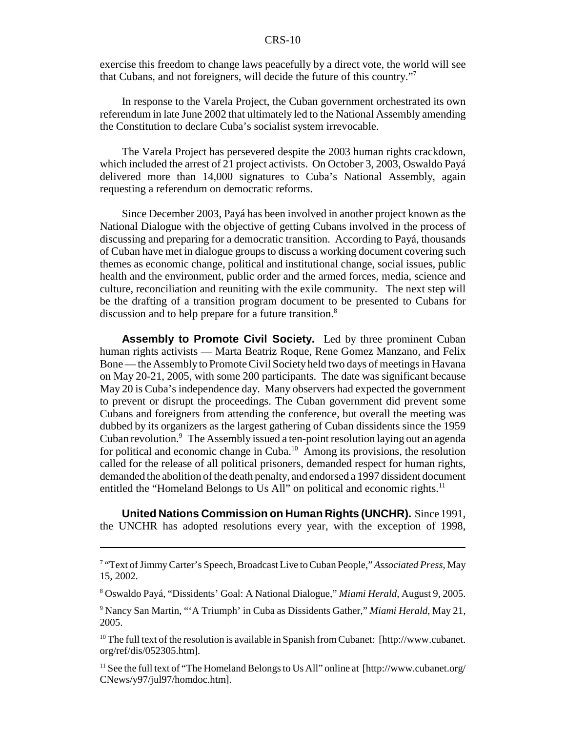exercise this freedom to change laws peacefully by a direct vote, the world will see that Cubans, and not foreigners, will decide the future of this country."[7]

In response to the Varela Project, the Cuban government orchestrated its own referendum in late June 2002 that ultimately led to the National Assembly amending the Constitution to declare Cuba's socialist system irrevocable.

The Varela Project has persevered despite the 2003 human rights crackdown, which included the arrest of 21 project activists. On October 3, 2003, Oswaldo Payá delivered more than 14,000 signatures to Cuba's National Assembly, again requesting a referendum on democratic reforms.

Since December 2003, Payá has been involved in another project known as the National Dialogue with the objective of getting Cubans involved in the process of discussing and preparing for a democratic transition. According to Payá, thousands of Cuban have met in dialogue groups to discuss a working document covering such themes as economic change, political and institutional change, social issues, public health and the environment, public order and the armed forces, media, science and culture, reconciliation and reuniting with the exile community. The next step will be the drafting of a transition program document to be presented to Cubans for discussion and to help prepare for a future transition.[8]

**Assembly to Promote Civil Society.** Led by three prominent Cuban human rights activists — Marta Beatriz Roque, Rene Gomez Manzano, and Felix Bone — the Assembly to Promote Civil Society held two days of meetings in Havana on May 20-21, 2005, with some 200 participants. The date was significant because May 20 is Cuba's independence day. Many observers had expected the government to prevent or disrupt the proceedings. The Cuban government did prevent some Cubans and foreigners from attending the conference, but overall the meeting was dubbed by its organizers as the largest gathering of Cuban dissidents since the 1959 Cuban revolution.[9] The Assembly issued a ten-point resolution laying out an agenda for political and economic change in Cuba.[10] Among its provisions, the resolution called for the release of all political prisoners, demanded respect for human rights, demanded the abolition of the death penalty, and endorsed a 1997 dissident document entitled the "Homeland Belongs to Us All" on political and economic rights.[11]

**United Nations Commission on Human Rights (UNCHR).** Since 1991, the UNCHR has adopted resolutions every year, with the exception of 1998,

---

[7] "Text of Jimmy Carter's Speech, Broadcast Live to Cuban People," *Associated Press*, May 15, 2002.

[8] Oswaldo Payá, "Dissidents' Goal: A National Dialogue," *Miami Herald*, August 9, 2005.

[9] Nancy San Martin, "'A Triumph' in Cuba as Dissidents Gather," *Miami Herald*, May 21, 2005.

[10] The full text of the resolution is available in Spanish from Cubanet: [http://www.cubanet.org/ref/dis/052305.htm].

[11] See the full text of "The Homeland Belongs to Us All" online at [http://www.cubanet.org/CNews/y97/jul97/homdoc.htm].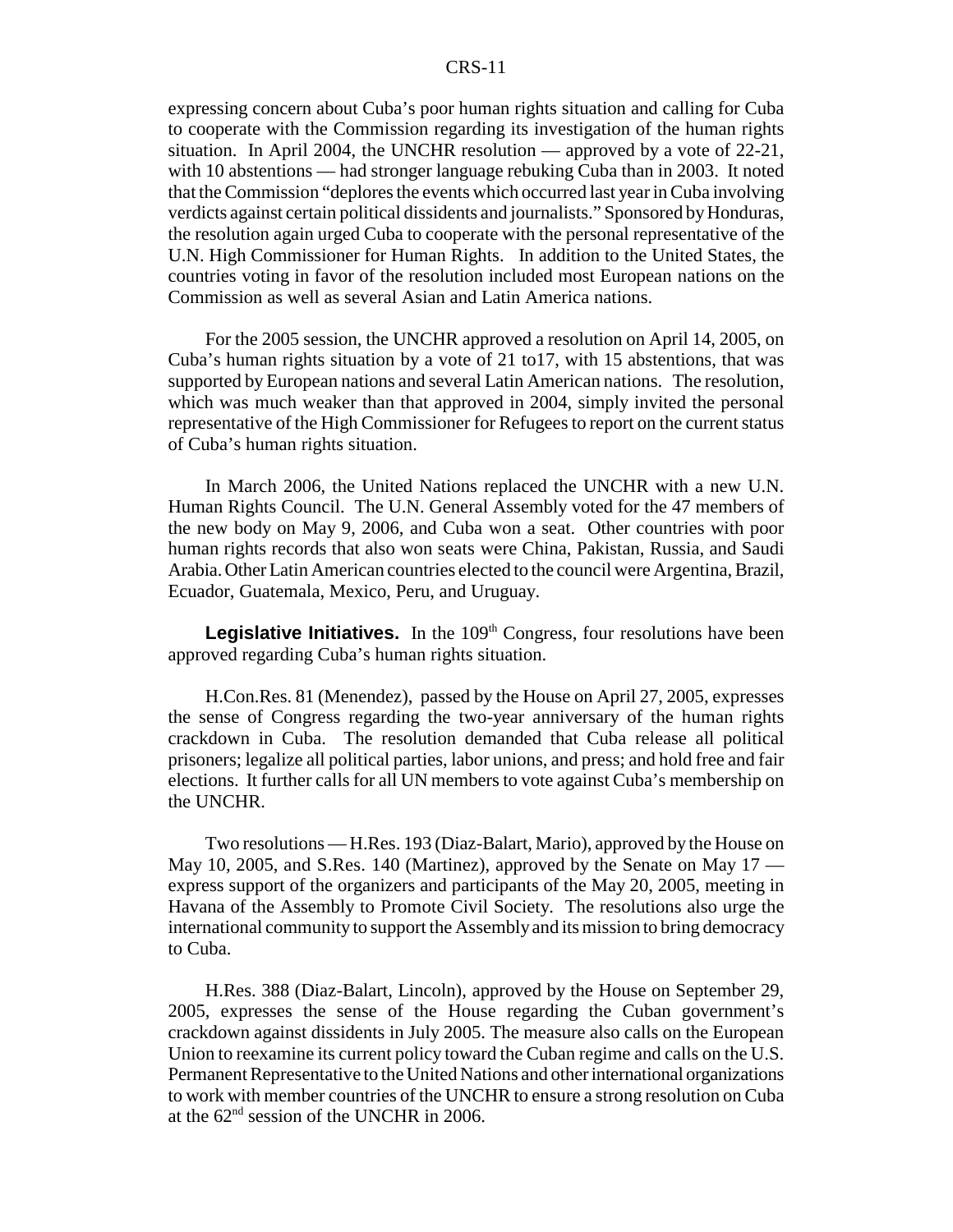expressing concern about Cuba's poor human rights situation and calling for Cuba to cooperate with the Commission regarding its investigation of the human rights situation. In April 2004, the UNCHR resolution — approved by a vote of 22-21, with 10 abstentions — had stronger language rebuking Cuba than in 2003. It noted that the Commission "deplores the events which occurred last year in Cuba involving verdicts against certain political dissidents and journalists." Sponsored by Honduras, the resolution again urged Cuba to cooperate with the personal representative of the U.N. High Commissioner for Human Rights. In addition to the United States, the countries voting in favor of the resolution included most European nations on the Commission as well as several Asian and Latin America nations.

For the 2005 session, the UNCHR approved a resolution on April 14, 2005, on Cuba's human rights situation by a vote of 21 to17, with 15 abstentions, that was supported by European nations and several Latin American nations. The resolution, which was much weaker than that approved in 2004, simply invited the personal representative of the High Commissioner for Refugees to report on the current status of Cuba's human rights situation.

In March 2006, the United Nations replaced the UNCHR with a new U.N. Human Rights Council. The U.N. General Assembly voted for the 47 members of the new body on May 9, 2006, and Cuba won a seat. Other countries with poor human rights records that also won seats were China, Pakistan, Russia, and Saudi Arabia. Other Latin American countries elected to the council were Argentina, Brazil, Ecuador, Guatemala, Mexico, Peru, and Uruguay.

**Legislative Initiatives.** In the 109th Congress, four resolutions have been approved regarding Cuba's human rights situation.

H.Con.Res. 81 (Menendez), passed by the House on April 27, 2005, expresses the sense of Congress regarding the two-year anniversary of the human rights crackdown in Cuba. The resolution demanded that Cuba release all political prisoners; legalize all political parties, labor unions, and press; and hold free and fair elections. It further calls for all UN members to vote against Cuba's membership on the UNCHR.

Two resolutions — H.Res. 193 (Diaz-Balart, Mario), approved by the House on May 10, 2005, and S.Res. 140 (Martinez), approved by the Senate on May 17 — express support of the organizers and participants of the May 20, 2005, meeting in Havana of the Assembly to Promote Civil Society. The resolutions also urge the international community to support the Assembly and its mission to bring democracy to Cuba.

H.Res. 388 (Diaz-Balart, Lincoln), approved by the House on September 29, 2005, expresses the sense of the House regarding the Cuban government's crackdown against dissidents in July 2005. The measure also calls on the European Union to reexamine its current policy toward the Cuban regime and calls on the U.S. Permanent Representative to the United Nations and other international organizations to work with member countries of the UNCHR to ensure a strong resolution on Cuba at the 62nd session of the UNCHR in 2006.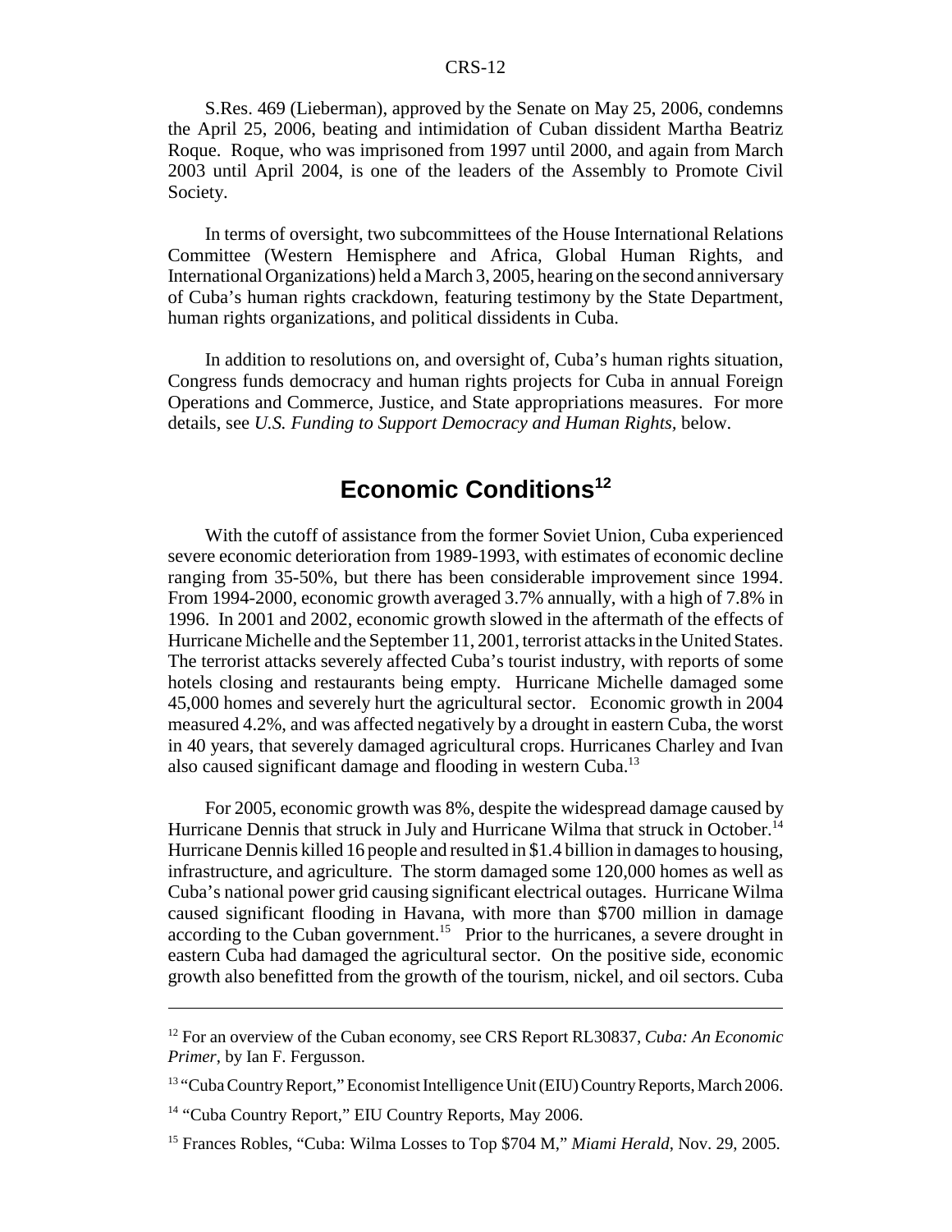S.Res. 469 (Lieberman), approved by the Senate on May 25, 2006, condemns the April 25, 2006, beating and intimidation of Cuban dissident Martha Beatriz Roque. Roque, who was imprisoned from 1997 until 2000, and again from March 2003 until April 2004, is one of the leaders of the Assembly to Promote Civil Society.

In terms of oversight, two subcommittees of the House International Relations Committee (Western Hemisphere and Africa, Global Human Rights, and International Organizations) held a March 3, 2005, hearing on the second anniversary of Cuba's human rights crackdown, featuring testimony by the State Department, human rights organizations, and political dissidents in Cuba.

In addition to resolutions on, and oversight of, Cuba's human rights situation, Congress funds democracy and human rights projects for Cuba in annual Foreign Operations and Commerce, Justice, and State appropriations measures. For more details, see *U.S. Funding to Support Democracy and Human Rights,* below.

## Economic Conditions[12]

With the cutoff of assistance from the former Soviet Union, Cuba experienced severe economic deterioration from 1989-1993, with estimates of economic decline ranging from 35-50%, but there has been considerable improvement since 1994. From 1994-2000, economic growth averaged 3.7% annually, with a high of 7.8% in 1996. In 2001 and 2002, economic growth slowed in the aftermath of the effects of Hurricane Michelle and the September 11, 2001, terrorist attacks in the United States. The terrorist attacks severely affected Cuba's tourist industry, with reports of some hotels closing and restaurants being empty. Hurricane Michelle damaged some 45,000 homes and severely hurt the agricultural sector. Economic growth in 2004 measured 4.2%, and was affected negatively by a drought in eastern Cuba, the worst in 40 years, that severely damaged agricultural crops. Hurricanes Charley and Ivan also caused significant damage and flooding in western Cuba.[13]

For 2005, economic growth was 8%, despite the widespread damage caused by Hurricane Dennis that struck in July and Hurricane Wilma that struck in October.[14] Hurricane Dennis killed 16 people and resulted in $1.4 billion in damages to housing, infrastructure, and agriculture. The storm damaged some 120,000 homes as well as Cuba's national power grid causing significant electrical outages. Hurricane Wilma caused significant flooding in Havana, with more than $700 million in damage according to the Cuban government.[15] Prior to the hurricanes, a severe drought in eastern Cuba had damaged the agricultural sector. On the positive side, economic growth also benefitted from the growth of the tourism, nickel, and oil sectors. Cuba

---

[12] For an overview of the Cuban economy, see CRS Report RL30837, *Cuba: An Economic Primer*, by Ian F. Fergusson.

[13] "Cuba Country Report," Economist Intelligence Unit (EIU) Country Reports, March 2006.

[14] "Cuba Country Report," EIU Country Reports, May 2006.

[15] Frances Robles, "Cuba: Wilma Losses to Top $704 M," *Miami Herald*, Nov. 29, 2005.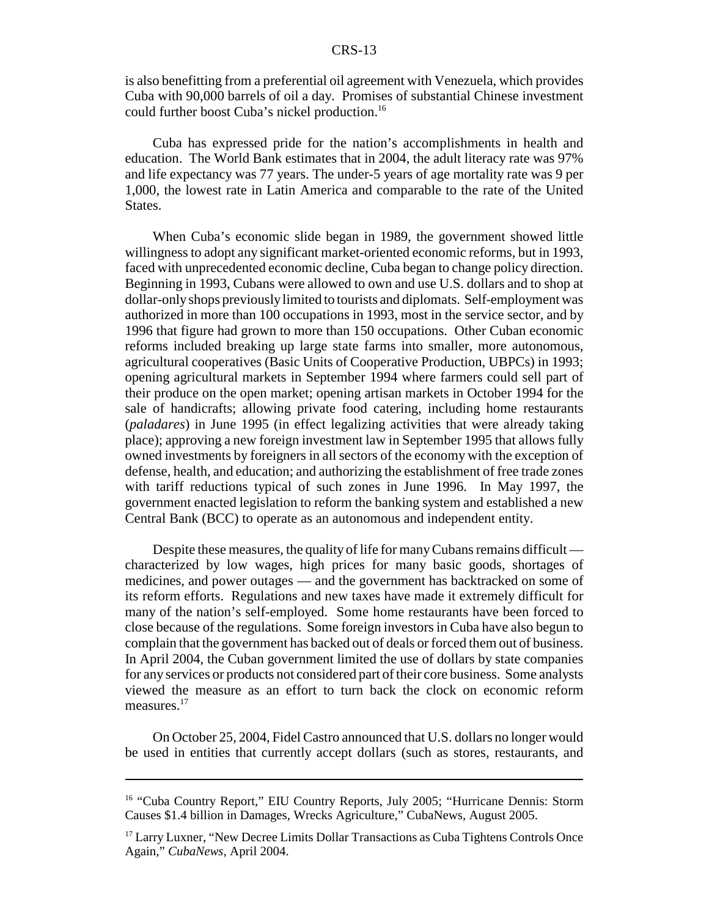is also benefitting from a preferential oil agreement with Venezuela, which provides Cuba with 90,000 barrels of oil a day. Promises of substantial Chinese investment could further boost Cuba's nickel production.[16]

Cuba has expressed pride for the nation's accomplishments in health and education. The World Bank estimates that in 2004, the adult literacy rate was 97% and life expectancy was 77 years. The under-5 years of age mortality rate was 9 per 1,000, the lowest rate in Latin America and comparable to the rate of the United States.

When Cuba's economic slide began in 1989, the government showed little willingness to adopt any significant market-oriented economic reforms, but in 1993, faced with unprecedented economic decline, Cuba began to change policy direction. Beginning in 1993, Cubans were allowed to own and use U.S. dollars and to shop at dollar-only shops previously limited to tourists and diplomats. Self-employment was authorized in more than 100 occupations in 1993, most in the service sector, and by 1996 that figure had grown to more than 150 occupations. Other Cuban economic reforms included breaking up large state farms into smaller, more autonomous, agricultural cooperatives (Basic Units of Cooperative Production, UBPCs) in 1993; opening agricultural markets in September 1994 where farmers could sell part of their produce on the open market; opening artisan markets in October 1994 for the sale of handicrafts; allowing private food catering, including home restaurants (*paladares*) in June 1995 (in effect legalizing activities that were already taking place); approving a new foreign investment law in September 1995 that allows fully owned investments by foreigners in all sectors of the economy with the exception of defense, health, and education; and authorizing the establishment of free trade zones with tariff reductions typical of such zones in June 1996. In May 1997, the government enacted legislation to reform the banking system and established a new Central Bank (BCC) to operate as an autonomous and independent entity.

Despite these measures, the quality of life for many Cubans remains difficult — characterized by low wages, high prices for many basic goods, shortages of medicines, and power outages — and the government has backtracked on some of its reform efforts. Regulations and new taxes have made it extremely difficult for many of the nation's self-employed. Some home restaurants have been forced to close because of the regulations. Some foreign investors in Cuba have also begun to complain that the government has backed out of deals or forced them out of business. In April 2004, the Cuban government limited the use of dollars by state companies for any services or products not considered part of their core business. Some analysts viewed the measure as an effort to turn back the clock on economic reform measures.[17]

On October 25, 2004, Fidel Castro announced that U.S. dollars no longer would be used in entities that currently accept dollars (such as stores, restaurants, and

---

[16] "Cuba Country Report," EIU Country Reports, July 2005; "Hurricane Dennis: Storm Causes $1.4 billion in Damages, Wrecks Agriculture," CubaNews, August 2005.

[17] Larry Luxner, "New Decree Limits Dollar Transactions as Cuba Tightens Controls Once Again," *CubaNews*, April 2004.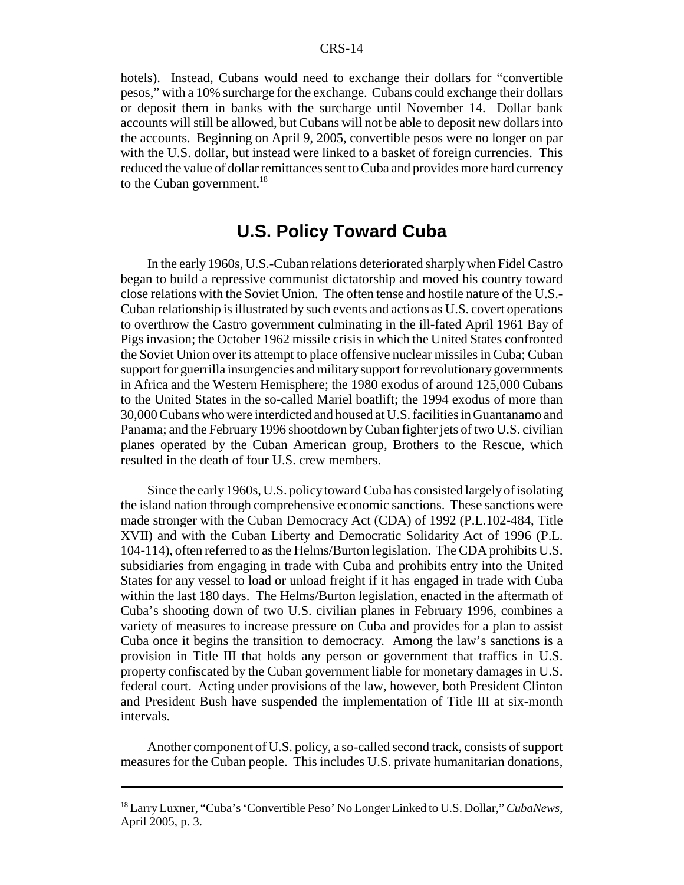hotels). Instead, Cubans would need to exchange their dollars for "convertible pesos," with a 10% surcharge for the exchange. Cubans could exchange their dollars or deposit them in banks with the surcharge until November 14. Dollar bank accounts will still be allowed, but Cubans will not be able to deposit new dollars into the accounts. Beginning on April 9, 2005, convertible pesos were no longer on par with the U.S. dollar, but instead were linked to a basket of foreign currencies. This reduced the value of dollar remittances sent to Cuba and provides more hard currency to the Cuban government.[18]

## U.S. Policy Toward Cuba

In the early 1960s, U.S.-Cuban relations deteriorated sharply when Fidel Castro began to build a repressive communist dictatorship and moved his country toward close relations with the Soviet Union. The often tense and hostile nature of the U.S.-Cuban relationship is illustrated by such events and actions as U.S. covert operations to overthrow the Castro government culminating in the ill-fated April 1961 Bay of Pigs invasion; the October 1962 missile crisis in which the United States confronted the Soviet Union over its attempt to place offensive nuclear missiles in Cuba; Cuban support for guerrilla insurgencies and military support for revolutionary governments in Africa and the Western Hemisphere; the 1980 exodus of around 125,000 Cubans to the United States in the so-called Mariel boatlift; the 1994 exodus of more than 30,000 Cubans who were interdicted and housed at U.S. facilities in Guantanamo and Panama; and the February 1996 shootdown by Cuban fighter jets of two U.S. civilian planes operated by the Cuban American group, Brothers to the Rescue, which resulted in the death of four U.S. crew members.

Since the early 1960s, U.S. policy toward Cuba has consisted largely of isolating the island nation through comprehensive economic sanctions. These sanctions were made stronger with the Cuban Democracy Act (CDA) of 1992 (P.L.102-484, Title XVII) and with the Cuban Liberty and Democratic Solidarity Act of 1996 (P.L. 104-114), often referred to as the Helms/Burton legislation. The CDA prohibits U.S. subsidiaries from engaging in trade with Cuba and prohibits entry into the United States for any vessel to load or unload freight if it has engaged in trade with Cuba within the last 180 days. The Helms/Burton legislation, enacted in the aftermath of Cuba's shooting down of two U.S. civilian planes in February 1996, combines a variety of measures to increase pressure on Cuba and provides for a plan to assist Cuba once it begins the transition to democracy. Among the law's sanctions is a provision in Title III that holds any person or government that traffics in U.S. property confiscated by the Cuban government liable for monetary damages in U.S. federal court. Acting under provisions of the law, however, both President Clinton and President Bush have suspended the implementation of Title III at six-month intervals.

Another component of U.S. policy, a so-called second track, consists of support measures for the Cuban people. This includes U.S. private humanitarian donations,

---

[18] Larry Luxner, "Cuba's 'Convertible Peso' No Longer Linked to U.S. Dollar," *CubaNews*, April 2005, p. 3.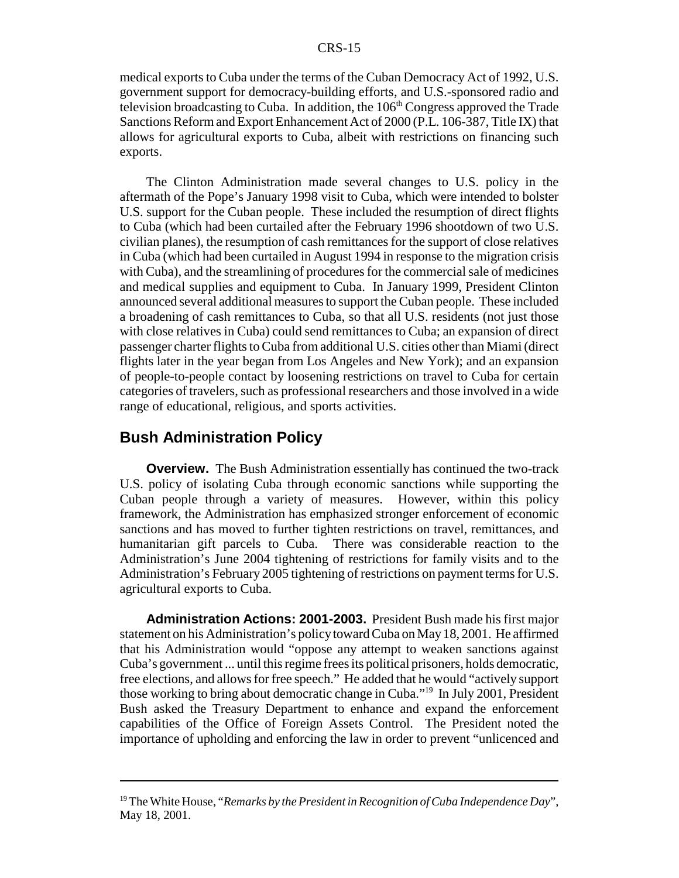medical exports to Cuba under the terms of the Cuban Democracy Act of 1992, U.S. government support for democracy-building efforts, and U.S.-sponsored radio and television broadcasting to Cuba. In addition, the 106th Congress approved the Trade Sanctions Reform and Export Enhancement Act of 2000 (P.L. 106-387, Title IX) that allows for agricultural exports to Cuba, albeit with restrictions on financing such exports.

The Clinton Administration made several changes to U.S. policy in the aftermath of the Pope's January 1998 visit to Cuba, which were intended to bolster U.S. support for the Cuban people. These included the resumption of direct flights to Cuba (which had been curtailed after the February 1996 shootdown of two U.S. civilian planes), the resumption of cash remittances for the support of close relatives in Cuba (which had been curtailed in August 1994 in response to the migration crisis with Cuba), and the streamlining of procedures for the commercial sale of medicines and medical supplies and equipment to Cuba. In January 1999, President Clinton announced several additional measures to support the Cuban people. These included a broadening of cash remittances to Cuba, so that all U.S. residents (not just those with close relatives in Cuba) could send remittances to Cuba; an expansion of direct passenger charter flights to Cuba from additional U.S. cities other than Miami (direct flights later in the year began from Los Angeles and New York); and an expansion of people-to-people contact by loosening restrictions on travel to Cuba for certain categories of travelers, such as professional researchers and those involved in a wide range of educational, religious, and sports activities.

## Bush Administration Policy

**Overview.** The Bush Administration essentially has continued the two-track U.S. policy of isolating Cuba through economic sanctions while supporting the Cuban people through a variety of measures. However, within this policy framework, the Administration has emphasized stronger enforcement of economic sanctions and has moved to further tighten restrictions on travel, remittances, and humanitarian gift parcels to Cuba. There was considerable reaction to the Administration's June 2004 tightening of restrictions for family visits and to the Administration's February 2005 tightening of restrictions on payment terms for U.S. agricultural exports to Cuba.

**Administration Actions: 2001-2003.** President Bush made his first major statement on his Administration's policy toward Cuba on May 18, 2001. He affirmed that his Administration would "oppose any attempt to weaken sanctions against Cuba's government ... until this regime frees its political prisoners, holds democratic, free elections, and allows for free speech." He added that he would "actively support those working to bring about democratic change in Cuba."[19] In July 2001, President Bush asked the Treasury Department to enhance and expand the enforcement capabilities of the Office of Foreign Assets Control. The President noted the importance of upholding and enforcing the law in order to prevent "unlicenced and

---

[19] The White House, "*Remarks by the President in Recognition of Cuba Independence Day*", May 18, 2001.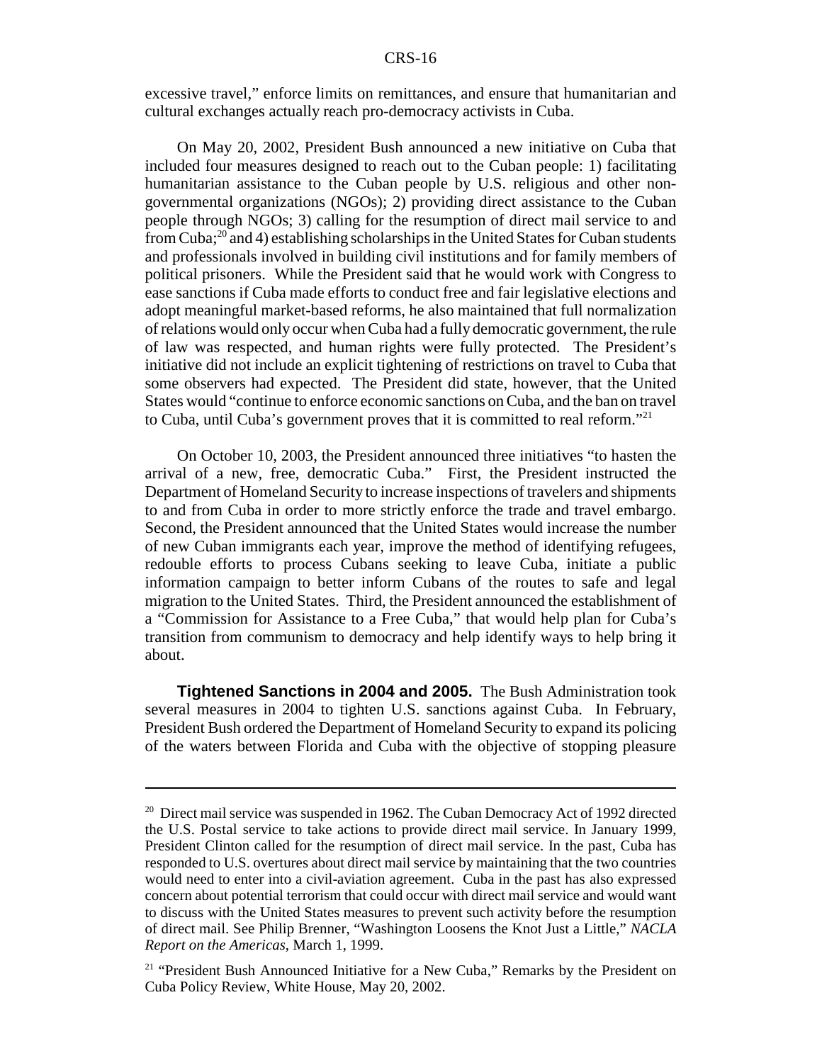excessive travel," enforce limits on remittances, and ensure that humanitarian and cultural exchanges actually reach pro-democracy activists in Cuba.

On May 20, 2002, President Bush announced a new initiative on Cuba that included four measures designed to reach out to the Cuban people: 1) facilitating humanitarian assistance to the Cuban people by U.S. religious and other non-governmental organizations (NGOs); 2) providing direct assistance to the Cuban people through NGOs; 3) calling for the resumption of direct mail service to and from Cuba;[20] and 4) establishing scholarships in the United States for Cuban students and professionals involved in building civil institutions and for family members of political prisoners. While the President said that he would work with Congress to ease sanctions if Cuba made efforts to conduct free and fair legislative elections and adopt meaningful market-based reforms, he also maintained that full normalization of relations would only occur when Cuba had a fully democratic government, the rule of law was respected, and human rights were fully protected. The President's initiative did not include an explicit tightening of restrictions on travel to Cuba that some observers had expected. The President did state, however, that the United States would "continue to enforce economic sanctions on Cuba, and the ban on travel to Cuba, until Cuba's government proves that it is committed to real reform."[21]

On October 10, 2003, the President announced three initiatives "to hasten the arrival of a new, free, democratic Cuba." First, the President instructed the Department of Homeland Security to increase inspections of travelers and shipments to and from Cuba in order to more strictly enforce the trade and travel embargo. Second, the President announced that the United States would increase the number of new Cuban immigrants each year, improve the method of identifying refugees, redouble efforts to process Cubans seeking to leave Cuba, initiate a public information campaign to better inform Cubans of the routes to safe and legal migration to the United States. Third, the President announced the establishment of a "Commission for Assistance to a Free Cuba," that would help plan for Cuba's transition from communism to democracy and help identify ways to help bring it about.

**Tightened Sanctions in 2004 and 2005.** The Bush Administration took several measures in 2004 to tighten U.S. sanctions against Cuba. In February, President Bush ordered the Department of Homeland Security to expand its policing of the waters between Florida and Cuba with the objective of stopping pleasure

---

[20] Direct mail service was suspended in 1962. The Cuban Democracy Act of 1992 directed the U.S. Postal service to take actions to provide direct mail service. In January 1999, President Clinton called for the resumption of direct mail service. In the past, Cuba has responded to U.S. overtures about direct mail service by maintaining that the two countries would need to enter into a civil-aviation agreement. Cuba in the past has also expressed concern about potential terrorism that could occur with direct mail service and would want to discuss with the United States measures to prevent such activity before the resumption of direct mail. See Philip Brenner, "Washington Loosens the Knot Just a Little," *NACLA Report on the Americas*, March 1, 1999.

[21] "President Bush Announced Initiative for a New Cuba," Remarks by the President on Cuba Policy Review, White House, May 20, 2002.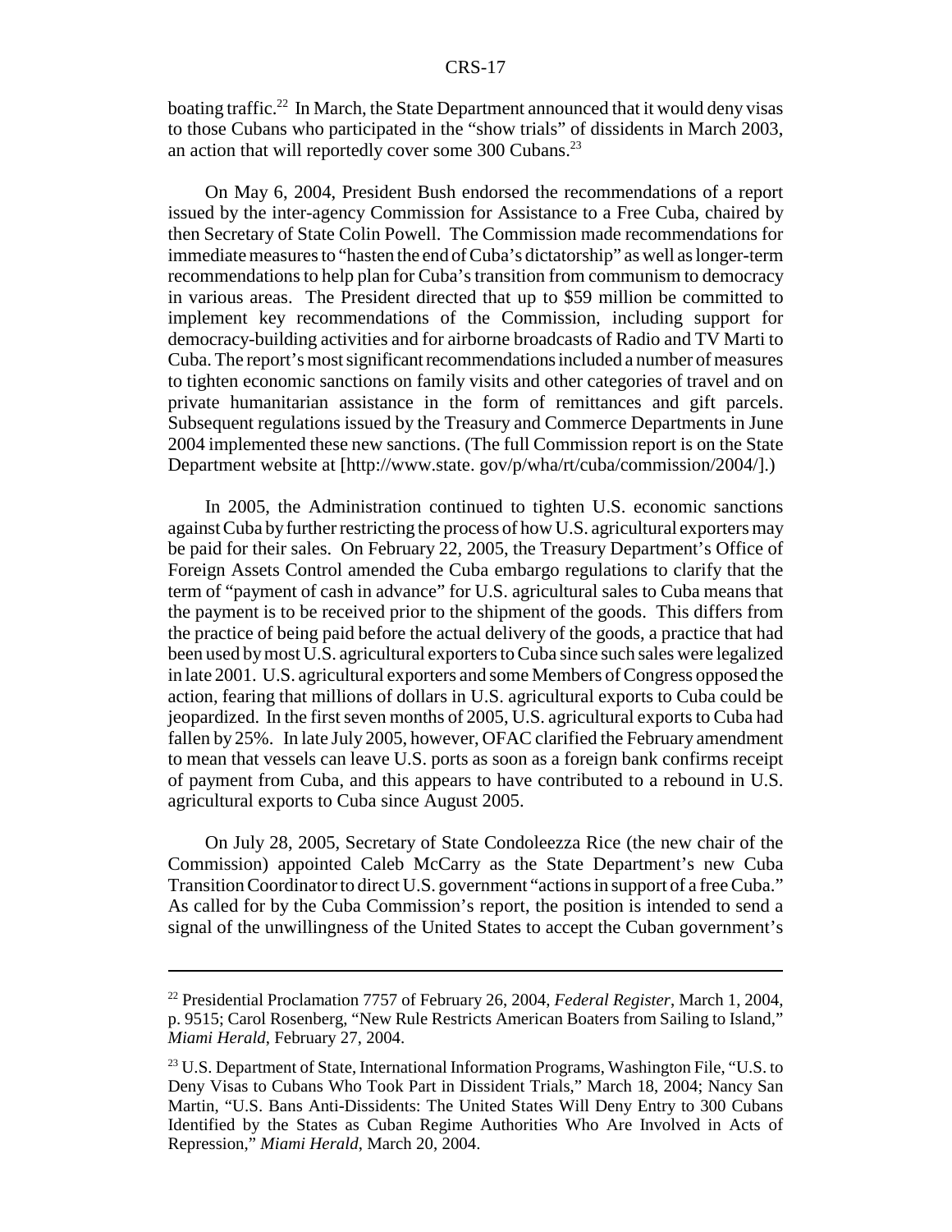boating traffic.[22] In March, the State Department announced that it would deny visas to those Cubans who participated in the "show trials" of dissidents in March 2003, an action that will reportedly cover some 300 Cubans.[23]

On May 6, 2004, President Bush endorsed the recommendations of a report issued by the inter-agency Commission for Assistance to a Free Cuba, chaired by then Secretary of State Colin Powell. The Commission made recommendations for immediate measures to "hasten the end of Cuba's dictatorship" as well as longer-term recommendations to help plan for Cuba's transition from communism to democracy in various areas. The President directed that up to $59 million be committed to implement key recommendations of the Commission, including support for democracy-building activities and for airborne broadcasts of Radio and TV Marti to Cuba. The report's most significant recommendations included a number of measures to tighten economic sanctions on family visits and other categories of travel and on private humanitarian assistance in the form of remittances and gift parcels. Subsequent regulations issued by the Treasury and Commerce Departments in June 2004 implemented these new sanctions. (The full Commission report is on the State Department website at [http://www.state. gov/p/wha/rt/cuba/commission/2004/].)

In 2005, the Administration continued to tighten U.S. economic sanctions against Cuba by further restricting the process of how U.S. agricultural exporters may be paid for their sales. On February 22, 2005, the Treasury Department's Office of Foreign Assets Control amended the Cuba embargo regulations to clarify that the term of "payment of cash in advance" for U.S. agricultural sales to Cuba means that the payment is to be received prior to the shipment of the goods. This differs from the practice of being paid before the actual delivery of the goods, a practice that had been used by most U.S. agricultural exporters to Cuba since such sales were legalized in late 2001. U.S. agricultural exporters and some Members of Congress opposed the action, fearing that millions of dollars in U.S. agricultural exports to Cuba could be jeopardized. In the first seven months of 2005, U.S. agricultural exports to Cuba had fallen by 25%. In late July 2005, however, OFAC clarified the February amendment to mean that vessels can leave U.S. ports as soon as a foreign bank confirms receipt of payment from Cuba, and this appears to have contributed to a rebound in U.S. agricultural exports to Cuba since August 2005.

On July 28, 2005, Secretary of State Condoleezza Rice (the new chair of the Commission) appointed Caleb McCarry as the State Department's new Cuba Transition Coordinator to direct U.S. government "actions in support of a free Cuba." As called for by the Cuba Commission's report, the position is intended to send a signal of the unwillingness of the United States to accept the Cuban government's

---

[22] Presidential Proclamation 7757 of February 26, 2004, *Federal Register*, March 1, 2004, p. 9515; Carol Rosenberg, "New Rule Restricts American Boaters from Sailing to Island," *Miami Herald*, February 27, 2004.

[23] U.S. Department of State, International Information Programs, Washington File, "U.S. to Deny Visas to Cubans Who Took Part in Dissident Trials," March 18, 2004; Nancy San Martin, "U.S. Bans Anti-Dissidents: The United States Will Deny Entry to 300 Cubans Identified by the States as Cuban Regime Authorities Who Are Involved in Acts of Repression," *Miami Herald*, March 20, 2004.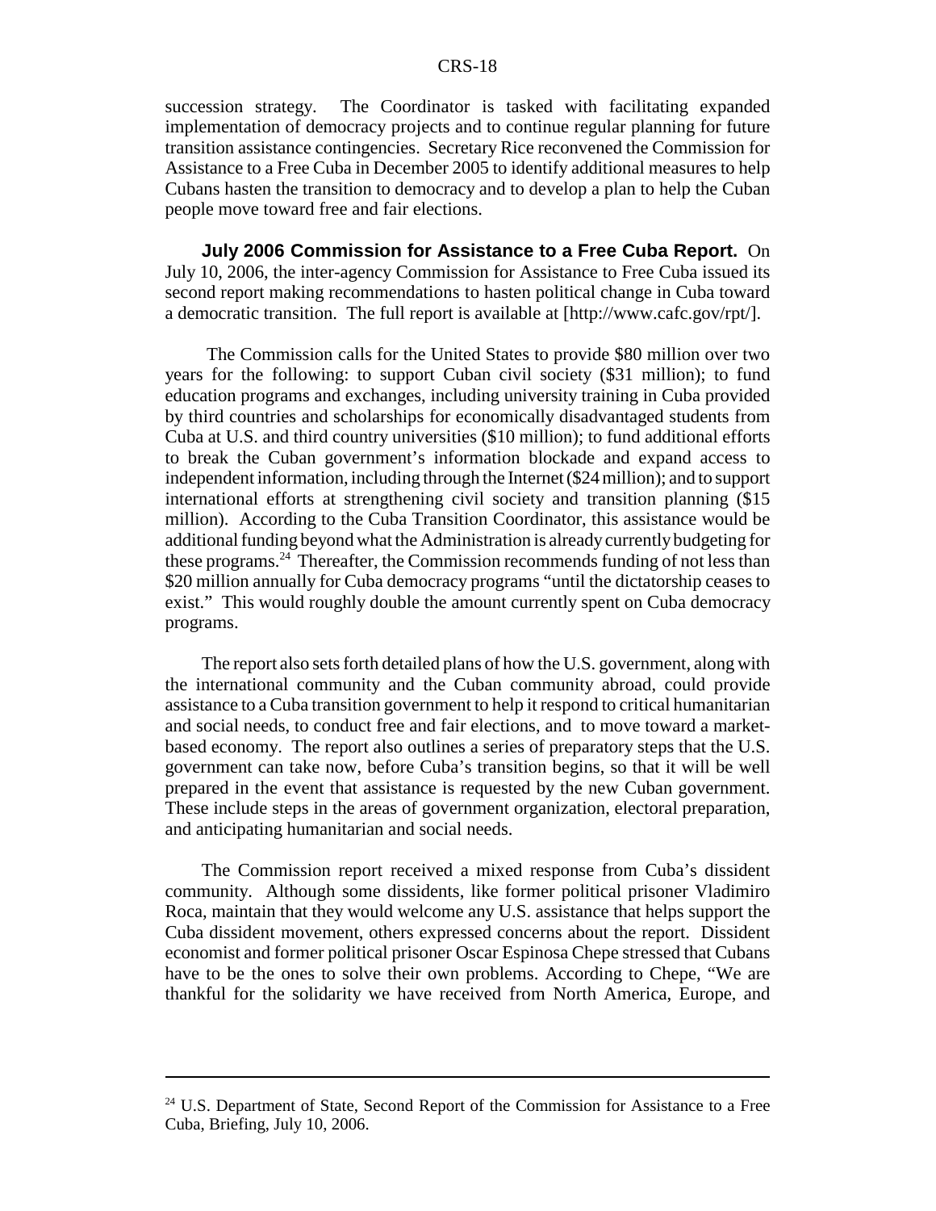succession strategy. The Coordinator is tasked with facilitating expanded implementation of democracy projects and to continue regular planning for future transition assistance contingencies. Secretary Rice reconvened the Commission for Assistance to a Free Cuba in December 2005 to identify additional measures to help Cubans hasten the transition to democracy and to develop a plan to help the Cuban people move toward free and fair elections.

**July 2006 Commission for Assistance to a Free Cuba Report.** On July 10, 2006, the inter-agency Commission for Assistance to Free Cuba issued its second report making recommendations to hasten political change in Cuba toward a democratic transition. The full report is available at [http://www.cafc.gov/rpt/].

The Commission calls for the United States to provide $80 million over two years for the following: to support Cuban civil society ($31 million); to fund education programs and exchanges, including university training in Cuba provided by third countries and scholarships for economically disadvantaged students from Cuba at U.S. and third country universities ($10 million); to fund additional efforts to break the Cuban government's information blockade and expand access to independent information, including through the Internet ($24 million); and to support international efforts at strengthening civil society and transition planning ($15 million). According to the Cuba Transition Coordinator, this assistance would be additional funding beyond what the Administration is already currently budgeting for these programs.[24] Thereafter, the Commission recommends funding of not less than $20 million annually for Cuba democracy programs "until the dictatorship ceases to exist." This would roughly double the amount currently spent on Cuba democracy programs.

The report also sets forth detailed plans of how the U.S. government, along with the international community and the Cuban community abroad, could provide assistance to a Cuba transition government to help it respond to critical humanitarian and social needs, to conduct free and fair elections, and to move toward a market-based economy. The report also outlines a series of preparatory steps that the U.S. government can take now, before Cuba's transition begins, so that it will be well prepared in the event that assistance is requested by the new Cuban government. These include steps in the areas of government organization, electoral preparation, and anticipating humanitarian and social needs.

The Commission report received a mixed response from Cuba's dissident community. Although some dissidents, like former political prisoner Vladimiro Roca, maintain that they would welcome any U.S. assistance that helps support the Cuba dissident movement, others expressed concerns about the report. Dissident economist and former political prisoner Oscar Espinosa Chepe stressed that Cubans have to be the ones to solve their own problems. According to Chepe, "We are thankful for the solidarity we have received from North America, Europe, and

[24] U.S. Department of State, Second Report of the Commission for Assistance to a Free Cuba, Briefing, July 10, 2006.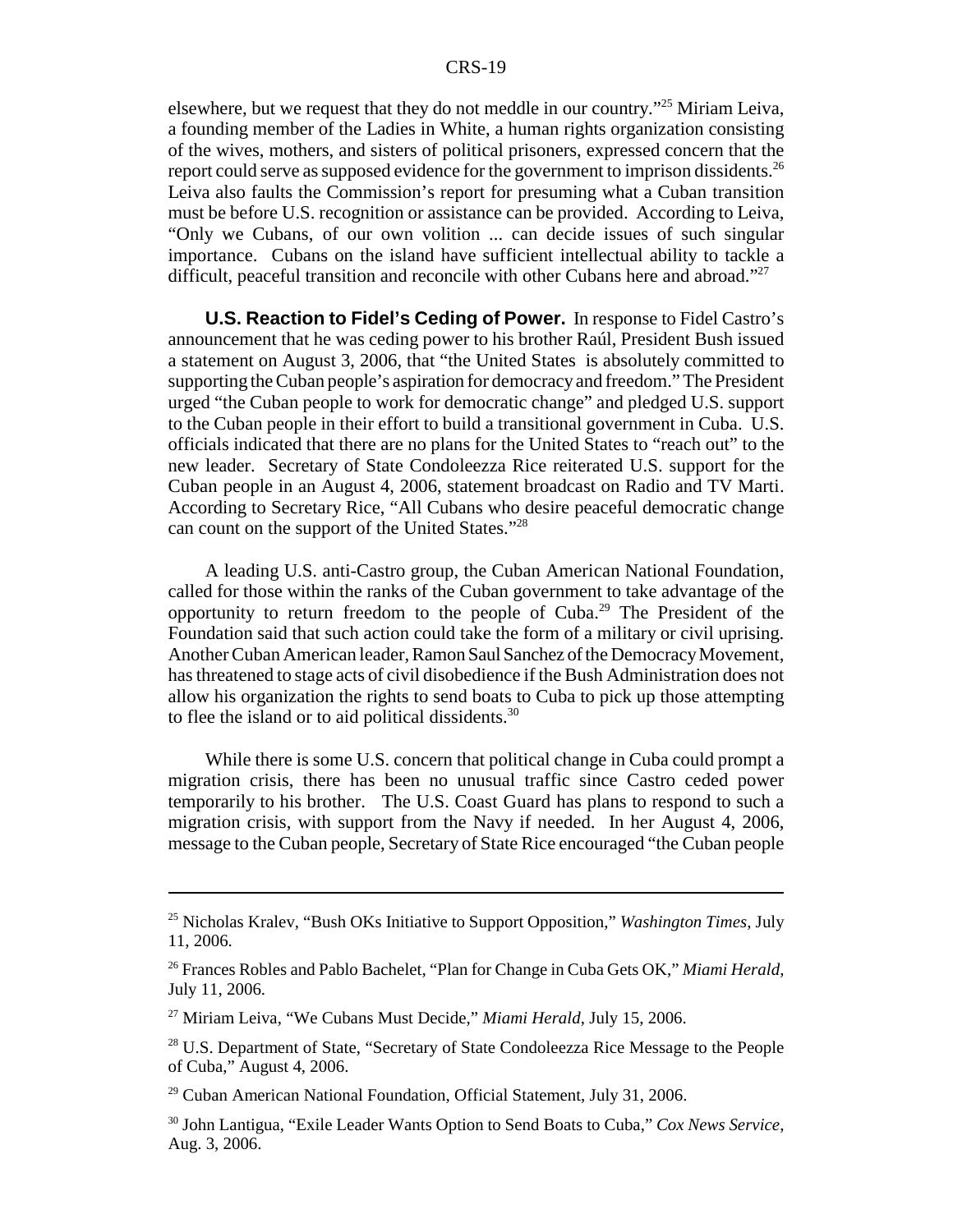elsewhere, but we request that they do not meddle in our country."[25] Miriam Leiva, a founding member of the Ladies in White, a human rights organization consisting of the wives, mothers, and sisters of political prisoners, expressed concern that the report could serve as supposed evidence for the government to imprison dissidents.[26] Leiva also faults the Commission's report for presuming what a Cuban transition must be before U.S. recognition or assistance can be provided. According to Leiva, "Only we Cubans, of our own volition ... can decide issues of such singular importance. Cubans on the island have sufficient intellectual ability to tackle a difficult, peaceful transition and reconcile with other Cubans here and abroad."[27]

**U.S. Reaction to Fidel's Ceding of Power.** In response to Fidel Castro's announcement that he was ceding power to his brother Raúl, President Bush issued a statement on August 3, 2006, that "the United States is absolutely committed to supporting the Cuban people's aspiration for democracy and freedom." The President urged "the Cuban people to work for democratic change" and pledged U.S. support to the Cuban people in their effort to build a transitional government in Cuba. U.S. officials indicated that there are no plans for the United States to "reach out" to the new leader. Secretary of State Condoleezza Rice reiterated U.S. support for the Cuban people in an August 4, 2006, statement broadcast on Radio and TV Marti. According to Secretary Rice, "All Cubans who desire peaceful democratic change can count on the support of the United States."[28]

A leading U.S. anti-Castro group, the Cuban American National Foundation, called for those within the ranks of the Cuban government to take advantage of the opportunity to return freedom to the people of Cuba.[29] The President of the Foundation said that such action could take the form of a military or civil uprising. Another Cuban American leader, Ramon Saul Sanchez of the Democracy Movement, has threatened to stage acts of civil disobedience if the Bush Administration does not allow his organization the rights to send boats to Cuba to pick up those attempting to flee the island or to aid political dissidents.[30]

While there is some U.S. concern that political change in Cuba could prompt a migration crisis, there has been no unusual traffic since Castro ceded power temporarily to his brother. The U.S. Coast Guard has plans to respond to such a migration crisis, with support from the Navy if needed. In her August 4, 2006, message to the Cuban people, Secretary of State Rice encouraged "the Cuban people

---

[25] Nicholas Kralev, "Bush OKs Initiative to Support Opposition," *Washington Times*, July 11, 2006.

[26] Frances Robles and Pablo Bachelet, "Plan for Change in Cuba Gets OK," *Miami Herald*, July 11, 2006.

[27] Miriam Leiva, "We Cubans Must Decide," *Miami Herald*, July 15, 2006.

[28] U.S. Department of State, "Secretary of State Condoleezza Rice Message to the People of Cuba," August 4, 2006.

[29] Cuban American National Foundation, Official Statement, July 31, 2006.

[30] John Lantigua, "Exile Leader Wants Option to Send Boats to Cuba," *Cox News Service*, Aug. 3, 2006.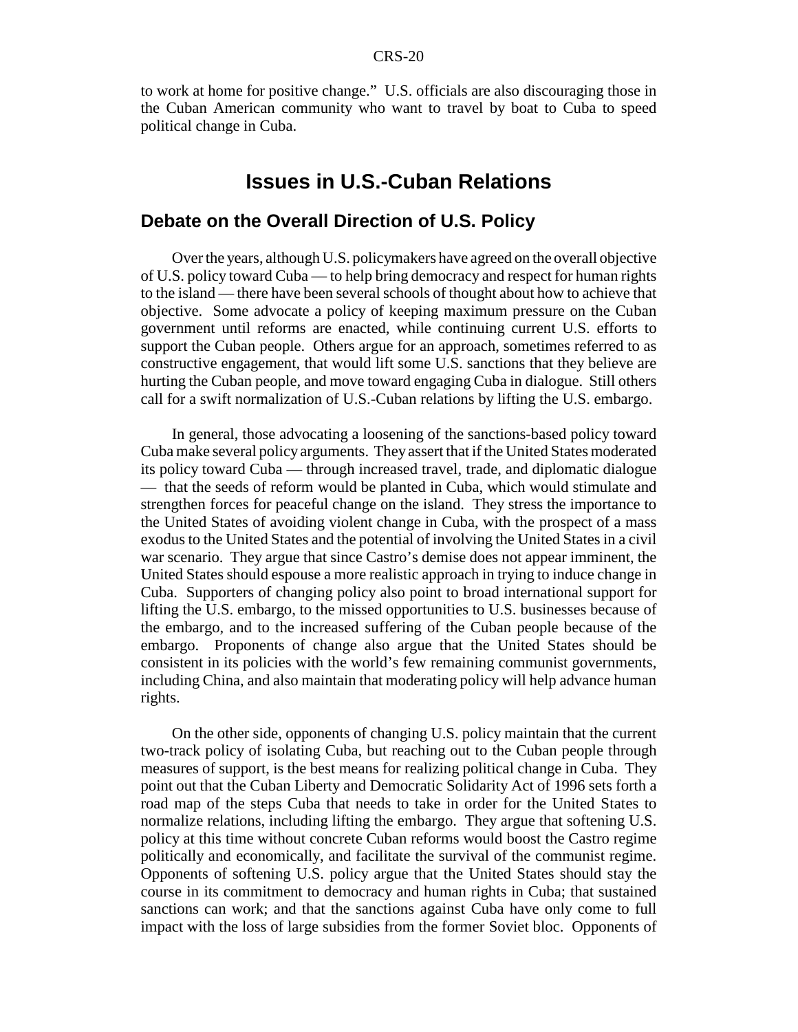to work at home for positive change." U.S. officials are also discouraging those in the Cuban American community who want to travel by boat to Cuba to speed political change in Cuba.

# Issues in U.S.-Cuban Relations

## Debate on the Overall Direction of U.S. Policy

Over the years, although U.S. policymakers have agreed on the overall objective of U.S. policy toward Cuba — to help bring democracy and respect for human rights to the island — there have been several schools of thought about how to achieve that objective. Some advocate a policy of keeping maximum pressure on the Cuban government until reforms are enacted, while continuing current U.S. efforts to support the Cuban people. Others argue for an approach, sometimes referred to as constructive engagement, that would lift some U.S. sanctions that they believe are hurting the Cuban people, and move toward engaging Cuba in dialogue. Still others call for a swift normalization of U.S.-Cuban relations by lifting the U.S. embargo.

In general, those advocating a loosening of the sanctions-based policy toward Cuba make several policy arguments. They assert that if the United States moderated its policy toward Cuba — through increased travel, trade, and diplomatic dialogue — that the seeds of reform would be planted in Cuba, which would stimulate and strengthen forces for peaceful change on the island. They stress the importance to the United States of avoiding violent change in Cuba, with the prospect of a mass exodus to the United States and the potential of involving the United States in a civil war scenario. They argue that since Castro's demise does not appear imminent, the United States should espouse a more realistic approach in trying to induce change in Cuba. Supporters of changing policy also point to broad international support for lifting the U.S. embargo, to the missed opportunities to U.S. businesses because of the embargo, and to the increased suffering of the Cuban people because of the embargo. Proponents of change also argue that the United States should be consistent in its policies with the world's few remaining communist governments, including China, and also maintain that moderating policy will help advance human rights.

On the other side, opponents of changing U.S. policy maintain that the current two-track policy of isolating Cuba, but reaching out to the Cuban people through measures of support, is the best means for realizing political change in Cuba. They point out that the Cuban Liberty and Democratic Solidarity Act of 1996 sets forth a road map of the steps Cuba that needs to take in order for the United States to normalize relations, including lifting the embargo. They argue that softening U.S. policy at this time without concrete Cuban reforms would boost the Castro regime politically and economically, and facilitate the survival of the communist regime. Opponents of softening U.S. policy argue that the United States should stay the course in its commitment to democracy and human rights in Cuba; that sustained sanctions can work; and that the sanctions against Cuba have only come to full impact with the loss of large subsidies from the former Soviet bloc. Opponents of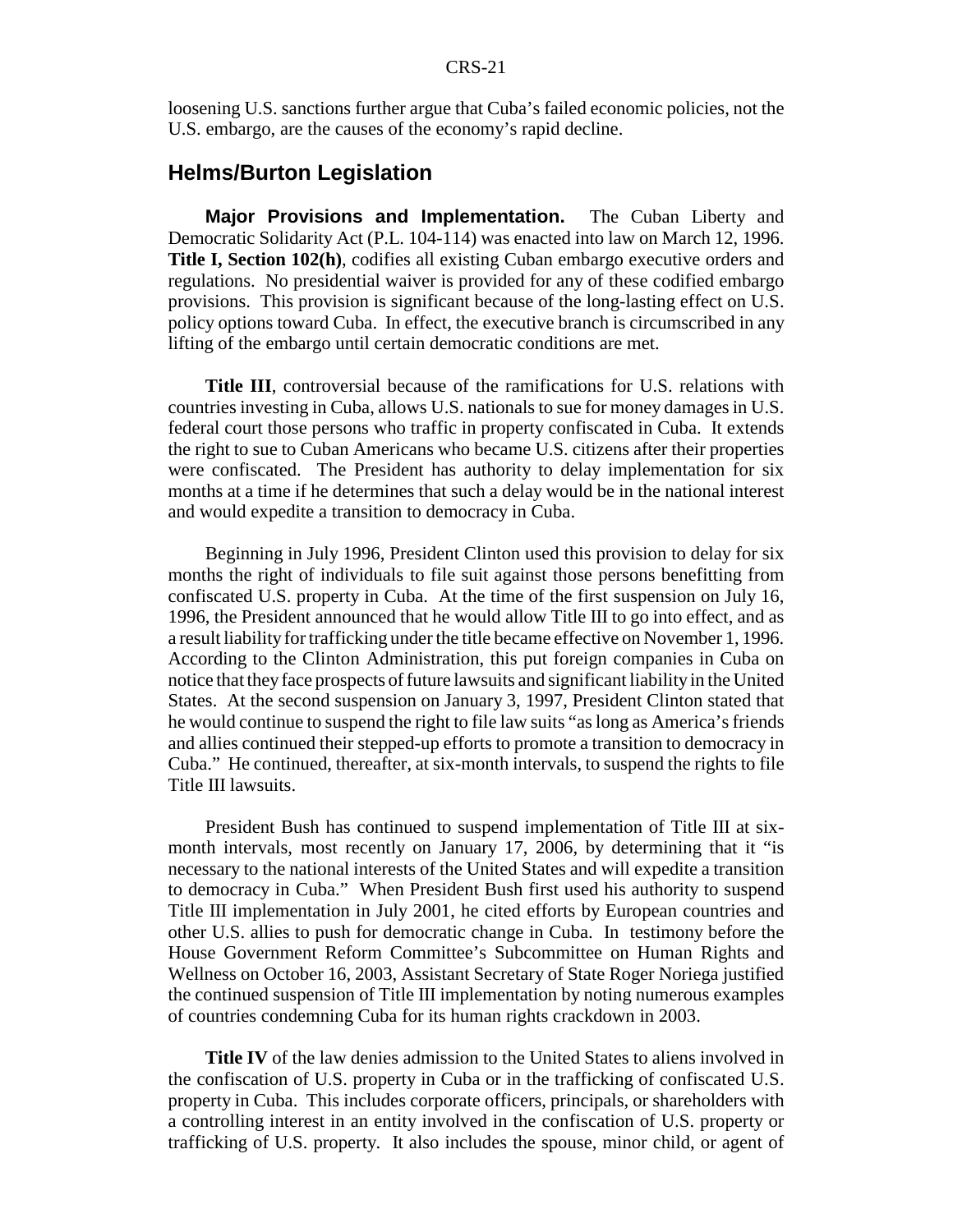loosening U.S. sanctions further argue that Cuba's failed economic policies, not the U.S. embargo, are the causes of the economy's rapid decline.

## Helms/Burton Legislation

**Major Provisions and Implementation.** The Cuban Liberty and Democratic Solidarity Act (P.L. 104-114) was enacted into law on March 12, 1996. **Title I, Section 102(h)**, codifies all existing Cuban embargo executive orders and regulations. No presidential waiver is provided for any of these codified embargo provisions. This provision is significant because of the long-lasting effect on U.S. policy options toward Cuba. In effect, the executive branch is circumscribed in any lifting of the embargo until certain democratic conditions are met.

**Title III**, controversial because of the ramifications for U.S. relations with countries investing in Cuba, allows U.S. nationals to sue for money damages in U.S. federal court those persons who traffic in property confiscated in Cuba. It extends the right to sue to Cuban Americans who became U.S. citizens after their properties were confiscated. The President has authority to delay implementation for six months at a time if he determines that such a delay would be in the national interest and would expedite a transition to democracy in Cuba.

Beginning in July 1996, President Clinton used this provision to delay for six months the right of individuals to file suit against those persons benefitting from confiscated U.S. property in Cuba. At the time of the first suspension on July 16, 1996, the President announced that he would allow Title III to go into effect, and as a result liability for trafficking under the title became effective on November 1, 1996. According to the Clinton Administration, this put foreign companies in Cuba on notice that they face prospects of future lawsuits and significant liability in the United States. At the second suspension on January 3, 1997, President Clinton stated that he would continue to suspend the right to file law suits "as long as America's friends and allies continued their stepped-up efforts to promote a transition to democracy in Cuba." He continued, thereafter, at six-month intervals, to suspend the rights to file Title III lawsuits.

President Bush has continued to suspend implementation of Title III at six-month intervals, most recently on January 17, 2006, by determining that it "is necessary to the national interests of the United States and will expedite a transition to democracy in Cuba." When President Bush first used his authority to suspend Title III implementation in July 2001, he cited efforts by European countries and other U.S. allies to push for democratic change in Cuba. In testimony before the House Government Reform Committee's Subcommittee on Human Rights and Wellness on October 16, 2003, Assistant Secretary of State Roger Noriega justified the continued suspension of Title III implementation by noting numerous examples of countries condemning Cuba for its human rights crackdown in 2003.

**Title IV** of the law denies admission to the United States to aliens involved in the confiscation of U.S. property in Cuba or in the trafficking of confiscated U.S. property in Cuba. This includes corporate officers, principals, or shareholders with a controlling interest in an entity involved in the confiscation of U.S. property or trafficking of U.S. property. It also includes the spouse, minor child, or agent of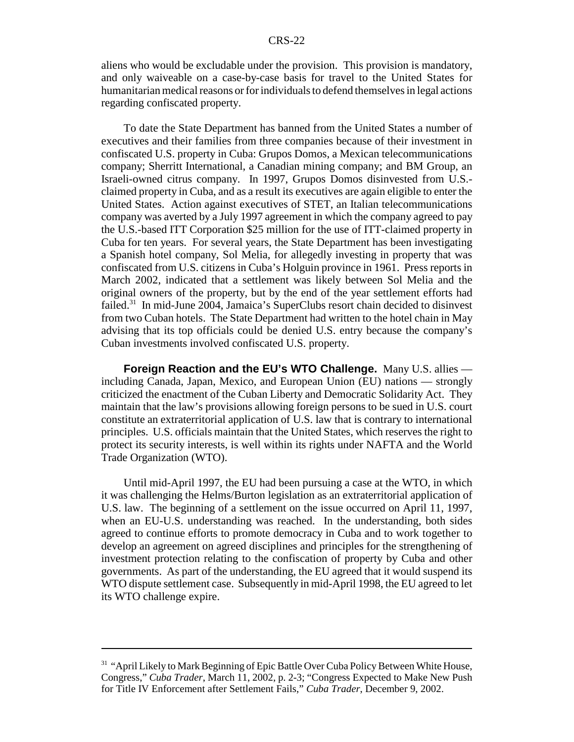aliens who would be excludable under the provision. This provision is mandatory, and only waiveable on a case-by-case basis for travel to the United States for humanitarian medical reasons or for individuals to defend themselves in legal actions regarding confiscated property.

To date the State Department has banned from the United States a number of executives and their families from three companies because of their investment in confiscated U.S. property in Cuba: Grupos Domos, a Mexican telecommunications company; Sherritt International, a Canadian mining company; and BM Group, an Israeli-owned citrus company. In 1997, Grupos Domos disinvested from U.S.-claimed property in Cuba, and as a result its executives are again eligible to enter the United States. Action against executives of STET, an Italian telecommunications company was averted by a July 1997 agreement in which the company agreed to pay the U.S.-based ITT Corporation $25 million for the use of ITT-claimed property in Cuba for ten years. For several years, the State Department has been investigating a Spanish hotel company, Sol Melia, for allegedly investing in property that was confiscated from U.S. citizens in Cuba's Holguin province in 1961. Press reports in March 2002, indicated that a settlement was likely between Sol Melia and the original owners of the property, but by the end of the year settlement efforts had failed.[31] In mid-June 2004, Jamaica's SuperClubs resort chain decided to disinvest from two Cuban hotels. The State Department had written to the hotel chain in May advising that its top officials could be denied U.S. entry because the company's Cuban investments involved confiscated U.S. property.

**Foreign Reaction and the EU's WTO Challenge.** Many U.S. allies — including Canada, Japan, Mexico, and European Union (EU) nations — strongly criticized the enactment of the Cuban Liberty and Democratic Solidarity Act. They maintain that the law's provisions allowing foreign persons to be sued in U.S. court constitute an extraterritorial application of U.S. law that is contrary to international principles. U.S. officials maintain that the United States, which reserves the right to protect its security interests, is well within its rights under NAFTA and the World Trade Organization (WTO).

Until mid-April 1997, the EU had been pursuing a case at the WTO, in which it was challenging the Helms/Burton legislation as an extraterritorial application of U.S. law. The beginning of a settlement on the issue occurred on April 11, 1997, when an EU-U.S. understanding was reached. In the understanding, both sides agreed to continue efforts to promote democracy in Cuba and to work together to develop an agreement on agreed disciplines and principles for the strengthening of investment protection relating to the confiscation of property by Cuba and other governments. As part of the understanding, the EU agreed that it would suspend its WTO dispute settlement case. Subsequently in mid-April 1998, the EU agreed to let its WTO challenge expire.

---

[31] "April Likely to Mark Beginning of Epic Battle Over Cuba Policy Between White House, Congress," *Cuba Trader*, March 11, 2002, p. 2-3; "Congress Expected to Make New Push for Title IV Enforcement after Settlement Fails," *Cuba Trader*, December 9, 2002.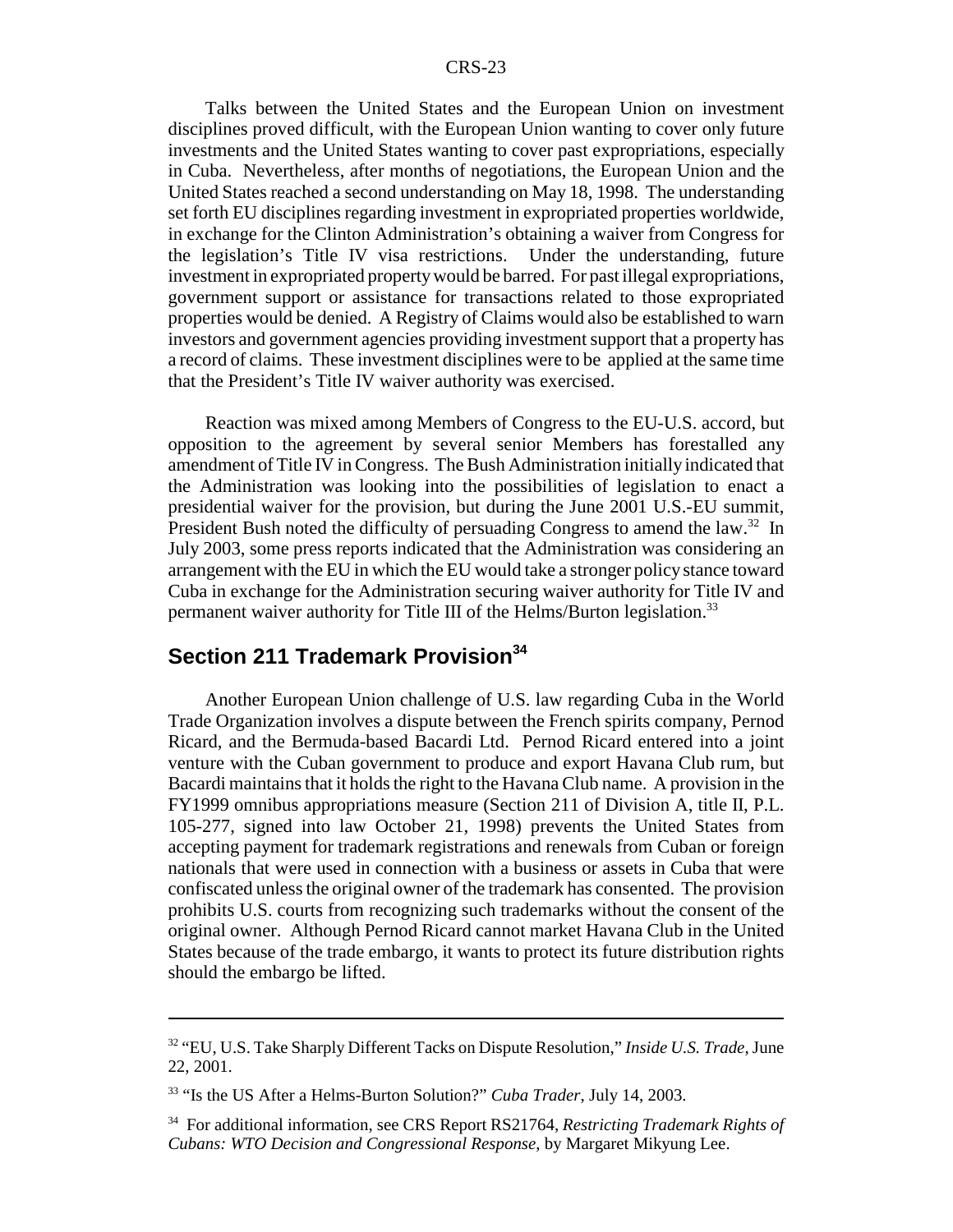Talks between the United States and the European Union on investment disciplines proved difficult, with the European Union wanting to cover only future investments and the United States wanting to cover past expropriations, especially in Cuba. Nevertheless, after months of negotiations, the European Union and the United States reached a second understanding on May 18, 1998. The understanding set forth EU disciplines regarding investment in expropriated properties worldwide, in exchange for the Clinton Administration's obtaining a waiver from Congress for the legislation's Title IV visa restrictions. Under the understanding, future investment in expropriated property would be barred. For past illegal expropriations, government support or assistance for transactions related to those expropriated properties would be denied. A Registry of Claims would also be established to warn investors and government agencies providing investment support that a property has a record of claims. These investment disciplines were to be applied at the same time that the President's Title IV waiver authority was exercised.

Reaction was mixed among Members of Congress to the EU-U.S. accord, but opposition to the agreement by several senior Members has forestalled any amendment of Title IV in Congress. The Bush Administration initially indicated that the Administration was looking into the possibilities of legislation to enact a presidential waiver for the provision, but during the June 2001 U.S.-EU summit, President Bush noted the difficulty of persuading Congress to amend the law.[32] In July 2003, some press reports indicated that the Administration was considering an arrangement with the EU in which the EU would take a stronger policy stance toward Cuba in exchange for the Administration securing waiver authority for Title IV and permanent waiver authority for Title III of the Helms/Burton legislation.[33]

## Section 211 Trademark Provision[34]

Another European Union challenge of U.S. law regarding Cuba in the World Trade Organization involves a dispute between the French spirits company, Pernod Ricard, and the Bermuda-based Bacardi Ltd. Pernod Ricard entered into a joint venture with the Cuban government to produce and export Havana Club rum, but Bacardi maintains that it holds the right to the Havana Club name. A provision in the FY1999 omnibus appropriations measure (Section 211 of Division A, title II, P.L. 105-277, signed into law October 21, 1998) prevents the United States from accepting payment for trademark registrations and renewals from Cuban or foreign nationals that were used in connection with a business or assets in Cuba that were confiscated unless the original owner of the trademark has consented. The provision prohibits U.S. courts from recognizing such trademarks without the consent of the original owner. Although Pernod Ricard cannot market Havana Club in the United States because of the trade embargo, it wants to protect its future distribution rights should the embargo be lifted.

---

[32] "EU, U.S. Take Sharply Different Tacks on Dispute Resolution," *Inside U.S. Trade*, June 22, 2001.

[33] "Is the US After a Helms-Burton Solution?" *Cuba Trader*, July 14, 2003.

[34] For additional information, see CRS Report RS21764, *Restricting Trademark Rights of Cubans: WTO Decision and Congressional Response*, by Margaret Mikyung Lee.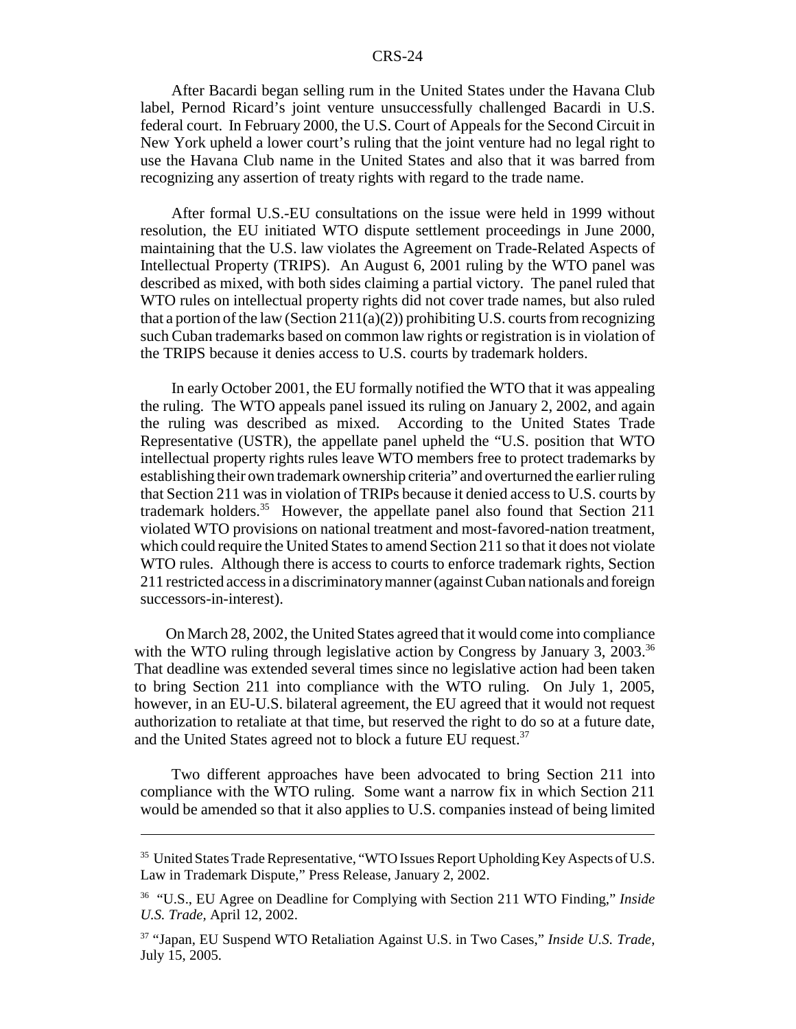After Bacardi began selling rum in the United States under the Havana Club label, Pernod Ricard's joint venture unsuccessfully challenged Bacardi in U.S. federal court. In February 2000, the U.S. Court of Appeals for the Second Circuit in New York upheld a lower court's ruling that the joint venture had no legal right to use the Havana Club name in the United States and also that it was barred from recognizing any assertion of treaty rights with regard to the trade name.

After formal U.S.-EU consultations on the issue were held in 1999 without resolution, the EU initiated WTO dispute settlement proceedings in June 2000, maintaining that the U.S. law violates the Agreement on Trade-Related Aspects of Intellectual Property (TRIPS). An August 6, 2001 ruling by the WTO panel was described as mixed, with both sides claiming a partial victory. The panel ruled that WTO rules on intellectual property rights did not cover trade names, but also ruled that a portion of the law (Section 211(a)(2)) prohibiting U.S. courts from recognizing such Cuban trademarks based on common law rights or registration is in violation of the TRIPS because it denies access to U.S. courts by trademark holders.

In early October 2001, the EU formally notified the WTO that it was appealing the ruling. The WTO appeals panel issued its ruling on January 2, 2002, and again the ruling was described as mixed. According to the United States Trade Representative (USTR), the appellate panel upheld the "U.S. position that WTO intellectual property rights rules leave WTO members free to protect trademarks by establishing their own trademark ownership criteria" and overturned the earlier ruling that Section 211 was in violation of TRIPs because it denied access to U.S. courts by trademark holders.[35] However, the appellate panel also found that Section 211 violated WTO provisions on national treatment and most-favored-nation treatment, which could require the United States to amend Section 211 so that it does not violate WTO rules. Although there is access to courts to enforce trademark rights, Section 211 restricted access in a discriminatory manner (against Cuban nationals and foreign successors-in-interest).

On March 28, 2002, the United States agreed that it would come into compliance with the WTO ruling through legislative action by Congress by January 3, 2003.[36] That deadline was extended several times since no legislative action had been taken to bring Section 211 into compliance with the WTO ruling. On July 1, 2005, however, in an EU-U.S. bilateral agreement, the EU agreed that it would not request authorization to retaliate at that time, but reserved the right to do so at a future date, and the United States agreed not to block a future EU request.[37]

Two different approaches have been advocated to bring Section 211 into compliance with the WTO ruling. Some want a narrow fix in which Section 211 would be amended so that it also applies to U.S. companies instead of being limited

---

[35] United States Trade Representative, "WTO Issues Report Upholding Key Aspects of U.S. Law in Trademark Dispute," Press Release, January 2, 2002.

[36] "U.S., EU Agree on Deadline for Complying with Section 211 WTO Finding," *Inside U.S. Trade*, April 12, 2002.

[37] "Japan, EU Suspend WTO Retaliation Against U.S. in Two Cases," *Inside U.S. Trade*, July 15, 2005.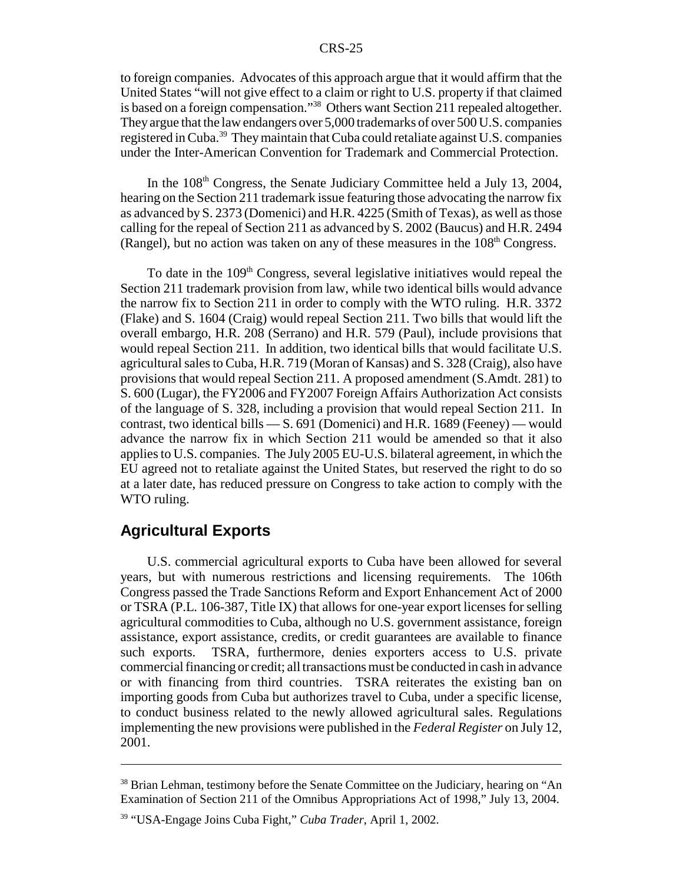to foreign companies. Advocates of this approach argue that it would affirm that the United States "will not give effect to a claim or right to U.S. property if that claimed is based on a foreign compensation."[38] Others want Section 211 repealed altogether. They argue that the law endangers over 5,000 trademarks of over 500 U.S. companies registered in Cuba.[39] They maintain that Cuba could retaliate against U.S. companies under the Inter-American Convention for Trademark and Commercial Protection.

In the 108th Congress, the Senate Judiciary Committee held a July 13, 2004, hearing on the Section 211 trademark issue featuring those advocating the narrow fix as advanced by S. 2373 (Domenici) and H.R. 4225 (Smith of Texas), as well as those calling for the repeal of Section 211 as advanced by S. 2002 (Baucus) and H.R. 2494 (Rangel), but no action was taken on any of these measures in the 108th Congress.

To date in the 109th Congress, several legislative initiatives would repeal the Section 211 trademark provision from law, while two identical bills would advance the narrow fix to Section 211 in order to comply with the WTO ruling. H.R. 3372 (Flake) and S. 1604 (Craig) would repeal Section 211. Two bills that would lift the overall embargo, H.R. 208 (Serrano) and H.R. 579 (Paul), include provisions that would repeal Section 211. In addition, two identical bills that would facilitate U.S. agricultural sales to Cuba, H.R. 719 (Moran of Kansas) and S. 328 (Craig), also have provisions that would repeal Section 211. A proposed amendment (S.Amdt. 281) to S. 600 (Lugar), the FY2006 and FY2007 Foreign Affairs Authorization Act consists of the language of S. 328, including a provision that would repeal Section 211. In contrast, two identical bills — S. 691 (Domenici) and H.R. 1689 (Feeney) — would advance the narrow fix in which Section 211 would be amended so that it also applies to U.S. companies. The July 2005 EU-U.S. bilateral agreement, in which the EU agreed not to retaliate against the United States, but reserved the right to do so at a later date, has reduced pressure on Congress to take action to comply with the WTO ruling.

## Agricultural Exports

U.S. commercial agricultural exports to Cuba have been allowed for several years, but with numerous restrictions and licensing requirements. The 106th Congress passed the Trade Sanctions Reform and Export Enhancement Act of 2000 or TSRA (P.L. 106-387, Title IX) that allows for one-year export licenses for selling agricultural commodities to Cuba, although no U.S. government assistance, foreign assistance, export assistance, credits, or credit guarantees are available to finance such exports. TSRA, furthermore, denies exporters access to U.S. private commercial financing or credit; all transactions must be conducted in cash in advance or with financing from third countries. TSRA reiterates the existing ban on importing goods from Cuba but authorizes travel to Cuba, under a specific license, to conduct business related to the newly allowed agricultural sales. Regulations implementing the new provisions were published in the *Federal Register* on July 12, 2001.

---

[38] Brian Lehman, testimony before the Senate Committee on the Judiciary, hearing on "An Examination of Section 211 of the Omnibus Appropriations Act of 1998," July 13, 2004.

[39] "USA-Engage Joins Cuba Fight," *Cuba Trader*, April 1, 2002.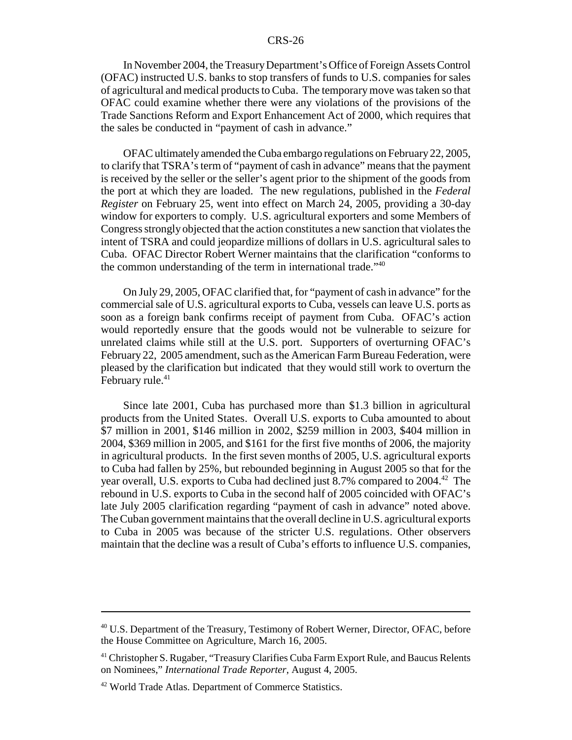In November 2004, the Treasury Department's Office of Foreign Assets Control (OFAC) instructed U.S. banks to stop transfers of funds to U.S. companies for sales of agricultural and medical products to Cuba. The temporary move was taken so that OFAC could examine whether there were any violations of the provisions of the Trade Sanctions Reform and Export Enhancement Act of 2000, which requires that the sales be conducted in "payment of cash in advance."

OFAC ultimately amended the Cuba embargo regulations on February 22, 2005, to clarify that TSRA's term of "payment of cash in advance" means that the payment is received by the seller or the seller's agent prior to the shipment of the goods from the port at which they are loaded. The new regulations, published in the *Federal Register* on February 25, went into effect on March 24, 2005, providing a 30-day window for exporters to comply. U.S. agricultural exporters and some Members of Congress strongly objected that the action constitutes a new sanction that violates the intent of TSRA and could jeopardize millions of dollars in U.S. agricultural sales to Cuba. OFAC Director Robert Werner maintains that the clarification "conforms to the common understanding of the term in international trade."[40]

On July 29, 2005, OFAC clarified that, for "payment of cash in advance" for the commercial sale of U.S. agricultural exports to Cuba, vessels can leave U.S. ports as soon as a foreign bank confirms receipt of payment from Cuba. OFAC's action would reportedly ensure that the goods would not be vulnerable to seizure for unrelated claims while still at the U.S. port. Supporters of overturning OFAC's February 22, 2005 amendment, such as the American Farm Bureau Federation, were pleased by the clarification but indicated that they would still work to overturn the February rule.[41]

Since late 2001, Cuba has purchased more than $1.3 billion in agricultural products from the United States. Overall U.S. exports to Cuba amounted to about $7 million in 2001, $146 million in 2002, $259 million in 2003, $404 million in 2004, $369 million in 2005, and $161 for the first five months of 2006, the majority in agricultural products. In the first seven months of 2005, U.S. agricultural exports to Cuba had fallen by 25%, but rebounded beginning in August 2005 so that for the year overall, U.S. exports to Cuba had declined just 8.7% compared to 2004.[42] The rebound in U.S. exports to Cuba in the second half of 2005 coincided with OFAC's late July 2005 clarification regarding "payment of cash in advance" noted above. The Cuban government maintains that the overall decline in U.S. agricultural exports to Cuba in 2005 was because of the stricter U.S. regulations. Other observers maintain that the decline was a result of Cuba's efforts to influence U.S. companies,

---

[40] U.S. Department of the Treasury, Testimony of Robert Werner, Director, OFAC, before the House Committee on Agriculture, March 16, 2005.

[41] Christopher S. Rugaber, "Treasury Clarifies Cuba Farm Export Rule, and Baucus Relents on Nominees," *International Trade Reporter*, August 4, 2005.

[42] World Trade Atlas. Department of Commerce Statistics.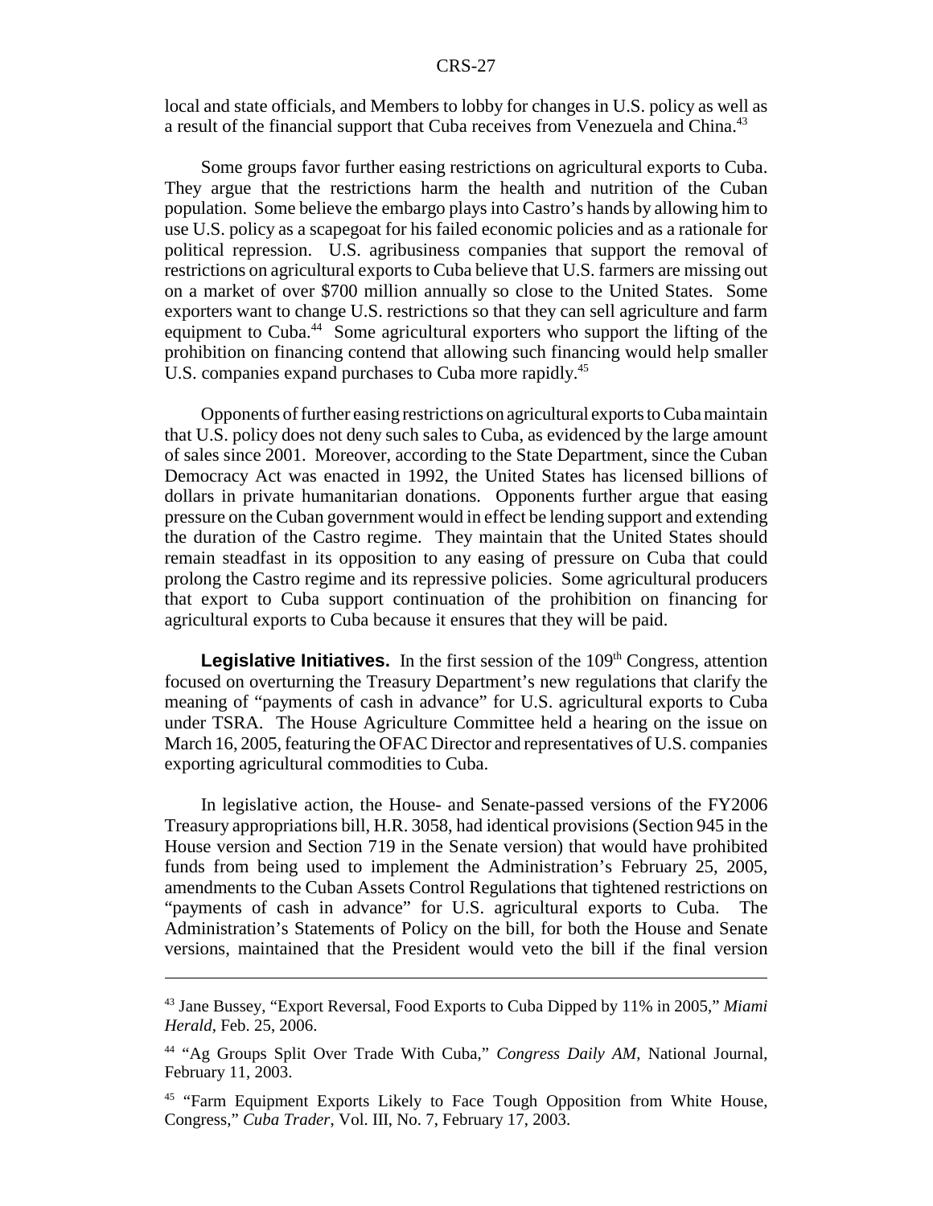local and state officials, and Members to lobby for changes in U.S. policy as well as a result of the financial support that Cuba receives from Venezuela and China.[43]

Some groups favor further easing restrictions on agricultural exports to Cuba. They argue that the restrictions harm the health and nutrition of the Cuban population. Some believe the embargo plays into Castro's hands by allowing him to use U.S. policy as a scapegoat for his failed economic policies and as a rationale for political repression. U.S. agribusiness companies that support the removal of restrictions on agricultural exports to Cuba believe that U.S. farmers are missing out on a market of over $700 million annually so close to the United States. Some exporters want to change U.S. restrictions so that they can sell agriculture and farm equipment to Cuba.[44] Some agricultural exporters who support the lifting of the prohibition on financing contend that allowing such financing would help smaller U.S. companies expand purchases to Cuba more rapidly.[45]

Opponents of further easing restrictions on agricultural exports to Cuba maintain that U.S. policy does not deny such sales to Cuba, as evidenced by the large amount of sales since 2001. Moreover, according to the State Department, since the Cuban Democracy Act was enacted in 1992, the United States has licensed billions of dollars in private humanitarian donations. Opponents further argue that easing pressure on the Cuban government would in effect be lending support and extending the duration of the Castro regime. They maintain that the United States should remain steadfast in its opposition to any easing of pressure on Cuba that could prolong the Castro regime and its repressive policies. Some agricultural producers that export to Cuba support continuation of the prohibition on financing for agricultural exports to Cuba because it ensures that they will be paid.

**Legislative Initiatives.** In the first session of the 109th Congress, attention focused on overturning the Treasury Department's new regulations that clarify the meaning of "payments of cash in advance" for U.S. agricultural exports to Cuba under TSRA. The House Agriculture Committee held a hearing on the issue on March 16, 2005, featuring the OFAC Director and representatives of U.S. companies exporting agricultural commodities to Cuba.

In legislative action, the House- and Senate-passed versions of the FY2006 Treasury appropriations bill, H.R. 3058, had identical provisions (Section 945 in the House version and Section 719 in the Senate version) that would have prohibited funds from being used to implement the Administration's February 25, 2005, amendments to the Cuban Assets Control Regulations that tightened restrictions on "payments of cash in advance" for U.S. agricultural exports to Cuba. The Administration's Statements of Policy on the bill, for both the House and Senate versions, maintained that the President would veto the bill if the final version

---

[43] Jane Bussey, "Export Reversal, Food Exports to Cuba Dipped by 11% in 2005," *Miami Herald*, Feb. 25, 2006.

[44] "Ag Groups Split Over Trade With Cuba," *Congress Daily AM*, National Journal, February 11, 2003.

[45] "Farm Equipment Exports Likely to Face Tough Opposition from White House, Congress," *Cuba Trader*, Vol. III, No. 7, February 17, 2003.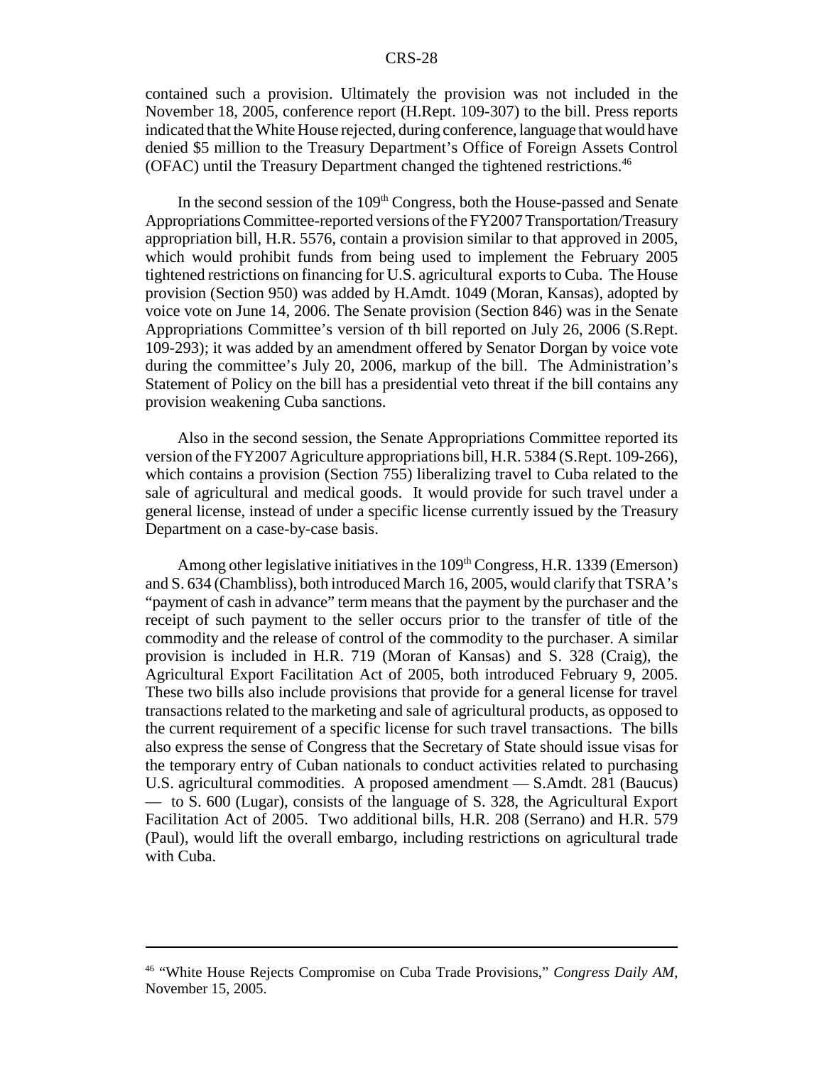contained such a provision. Ultimately the provision was not included in the November 18, 2005, conference report (H.Rept. 109-307) to the bill. Press reports indicated that the White House rejected, during conference, language that would have denied $5 million to the Treasury Department's Office of Foreign Assets Control (OFAC) until the Treasury Department changed the tightened restrictions.[46]

In the second session of the 109th Congress, both the House-passed and Senate Appropriations Committee-reported versions of the FY2007 Transportation/Treasury appropriation bill, H.R. 5576, contain a provision similar to that approved in 2005, which would prohibit funds from being used to implement the February 2005 tightened restrictions on financing for U.S. agricultural exports to Cuba. The House provision (Section 950) was added by H.Amdt. 1049 (Moran, Kansas), adopted by voice vote on June 14, 2006. The Senate provision (Section 846) was in the Senate Appropriations Committee's version of th bill reported on July 26, 2006 (S.Rept. 109-293); it was added by an amendment offered by Senator Dorgan by voice vote during the committee's July 20, 2006, markup of the bill. The Administration's Statement of Policy on the bill has a presidential veto threat if the bill contains any provision weakening Cuba sanctions.

Also in the second session, the Senate Appropriations Committee reported its version of the FY2007 Agriculture appropriations bill, H.R. 5384 (S.Rept. 109-266), which contains a provision (Section 755) liberalizing travel to Cuba related to the sale of agricultural and medical goods. It would provide for such travel under a general license, instead of under a specific license currently issued by the Treasury Department on a case-by-case basis.

Among other legislative initiatives in the 109th Congress, H.R. 1339 (Emerson) and S. 634 (Chambliss), both introduced March 16, 2005, would clarify that TSRA's "payment of cash in advance" term means that the payment by the purchaser and the receipt of such payment to the seller occurs prior to the transfer of title of the commodity and the release of control of the commodity to the purchaser. A similar provision is included in H.R. 719 (Moran of Kansas) and S. 328 (Craig), the Agricultural Export Facilitation Act of 2005, both introduced February 9, 2005. These two bills also include provisions that provide for a general license for travel transactions related to the marketing and sale of agricultural products, as opposed to the current requirement of a specific license for such travel transactions. The bills also express the sense of Congress that the Secretary of State should issue visas for the temporary entry of Cuban nationals to conduct activities related to purchasing U.S. agricultural commodities. A proposed amendment — S.Amdt. 281 (Baucus) — to S. 600 (Lugar), consists of the language of S. 328, the Agricultural Export Facilitation Act of 2005. Two additional bills, H.R. 208 (Serrano) and H.R. 579 (Paul), would lift the overall embargo, including restrictions on agricultural trade with Cuba.

---

[46] "White House Rejects Compromise on Cuba Trade Provisions," *Congress Daily AM*, November 15, 2005.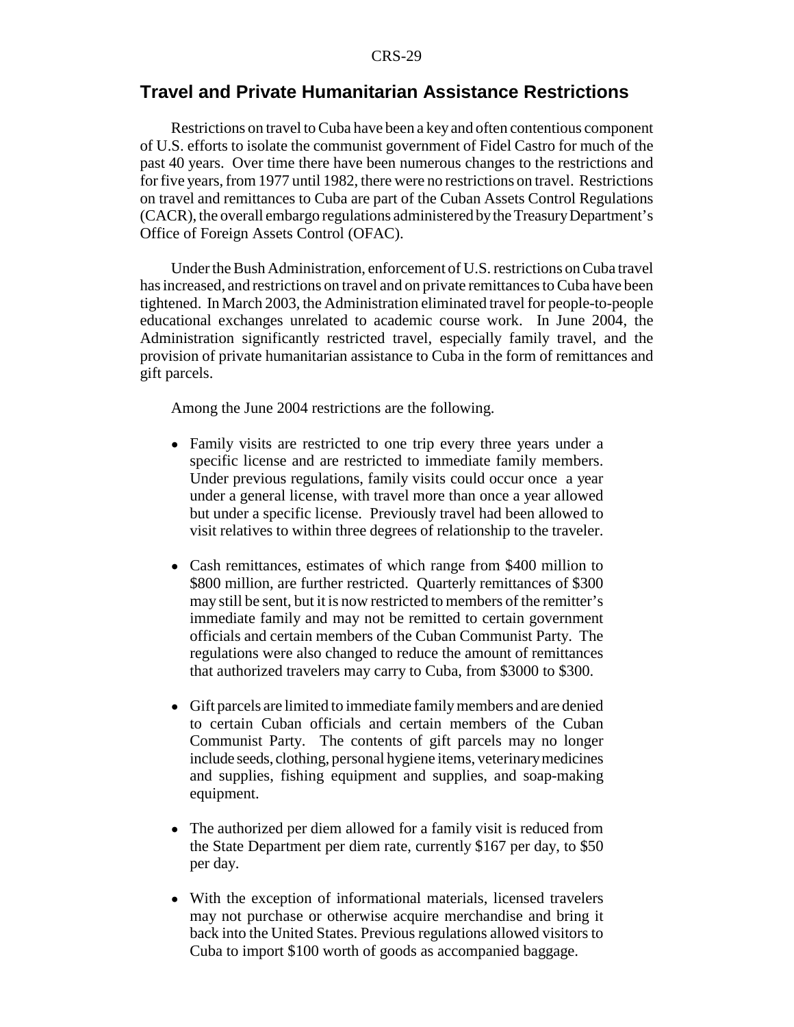## Travel and Private Humanitarian Assistance Restrictions

Restrictions on travel to Cuba have been a key and often contentious component of U.S. efforts to isolate the communist government of Fidel Castro for much of the past 40 years. Over time there have been numerous changes to the restrictions and for five years, from 1977 until 1982, there were no restrictions on travel. Restrictions on travel and remittances to Cuba are part of the Cuban Assets Control Regulations (CACR), the overall embargo regulations administered by the Treasury Department's Office of Foreign Assets Control (OFAC).

Under the Bush Administration, enforcement of U.S. restrictions on Cuba travel has increased, and restrictions on travel and on private remittances to Cuba have been tightened. In March 2003, the Administration eliminated travel for people-to-people educational exchanges unrelated to academic course work. In June 2004, the Administration significantly restricted travel, especially family travel, and the provision of private humanitarian assistance to Cuba in the form of remittances and gift parcels.

Among the June 2004 restrictions are the following.

- Family visits are restricted to one trip every three years under a specific license and are restricted to immediate family members. Under previous regulations, family visits could occur once a year under a general license, with travel more than once a year allowed but under a specific license. Previously travel had been allowed to visit relatives to within three degrees of relationship to the traveler.

- Cash remittances, estimates of which range from $400 million to $800 million, are further restricted. Quarterly remittances of $300 may still be sent, but it is now restricted to members of the remitter's immediate family and may not be remitted to certain government officials and certain members of the Cuban Communist Party. The regulations were also changed to reduce the amount of remittances that authorized travelers may carry to Cuba, from $3000 to $300.

- Gift parcels are limited to immediate family members and are denied to certain Cuban officials and certain members of the Cuban Communist Party. The contents of gift parcels may no longer include seeds, clothing, personal hygiene items, veterinary medicines and supplies, fishing equipment and supplies, and soap-making equipment.

- The authorized per diem allowed for a family visit is reduced from the State Department per diem rate, currently $167 per day, to $50 per day.

- With the exception of informational materials, licensed travelers may not purchase or otherwise acquire merchandise and bring it back into the United States. Previous regulations allowed visitors to Cuba to import $100 worth of goods as accompanied baggage.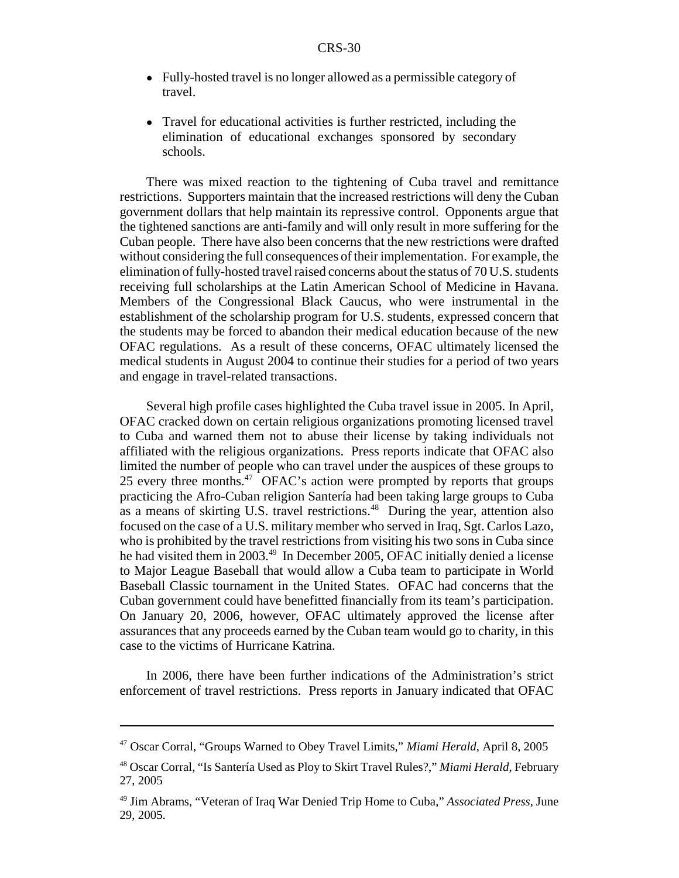- Fully-hosted travel is no longer allowed as a permissible category of travel.
- Travel for educational activities is further restricted, including the elimination of educational exchanges sponsored by secondary schools.

There was mixed reaction to the tightening of Cuba travel and remittance restrictions. Supporters maintain that the increased restrictions will deny the Cuban government dollars that help maintain its repressive control. Opponents argue that the tightened sanctions are anti-family and will only result in more suffering for the Cuban people. There have also been concerns that the new restrictions were drafted without considering the full consequences of their implementation. For example, the elimination of fully-hosted travel raised concerns about the status of 70 U.S. students receiving full scholarships at the Latin American School of Medicine in Havana. Members of the Congressional Black Caucus, who were instrumental in the establishment of the scholarship program for U.S. students, expressed concern that the students may be forced to abandon their medical education because of the new OFAC regulations. As a result of these concerns, OFAC ultimately licensed the medical students in August 2004 to continue their studies for a period of two years and engage in travel-related transactions.

Several high profile cases highlighted the Cuba travel issue in 2005. In April, OFAC cracked down on certain religious organizations promoting licensed travel to Cuba and warned them not to abuse their license by taking individuals not affiliated with the religious organizations. Press reports indicate that OFAC also limited the number of people who can travel under the auspices of these groups to 25 every three months.[47] OFAC's action were prompted by reports that groups practicing the Afro-Cuban religion Santería had been taking large groups to Cuba as a means of skirting U.S. travel restrictions.[48] During the year, attention also focused on the case of a U.S. military member who served in Iraq, Sgt. Carlos Lazo, who is prohibited by the travel restrictions from visiting his two sons in Cuba since he had visited them in 2003.[49] In December 2005, OFAC initially denied a license to Major League Baseball that would allow a Cuba team to participate in World Baseball Classic tournament in the United States. OFAC had concerns that the Cuban government could have benefitted financially from its team's participation. On January 20, 2006, however, OFAC ultimately approved the license after assurances that any proceeds earned by the Cuban team would go to charity, in this case to the victims of Hurricane Katrina.

In 2006, there have been further indications of the Administration's strict enforcement of travel restrictions. Press reports in January indicated that OFAC

---

[47] Oscar Corral, "Groups Warned to Obey Travel Limits," *Miami Herald*, April 8, 2005

[48] Oscar Corral, "Is Santería Used as Ploy to Skirt Travel Rules?," *Miami Herald*, February 27, 2005

[49] Jim Abrams, "Veteran of Iraq War Denied Trip Home to Cuba," *Associated Press*, June 29, 2005.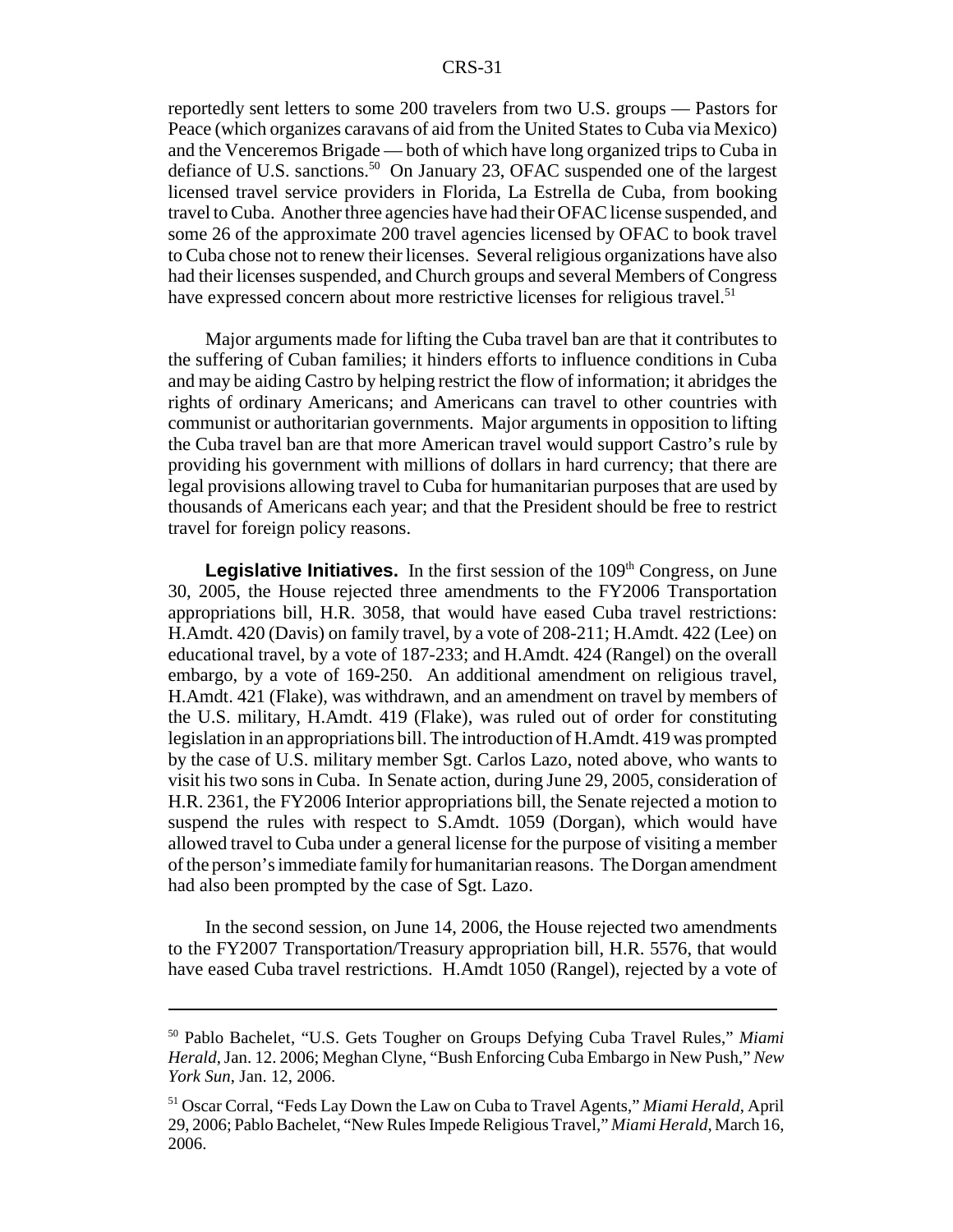reportedly sent letters to some 200 travelers from two U.S. groups — Pastors for Peace (which organizes caravans of aid from the United States to Cuba via Mexico) and the Venceremos Brigade — both of which have long organized trips to Cuba in defiance of U.S. sanctions.[50] On January 23, OFAC suspended one of the largest licensed travel service providers in Florida, La Estrella de Cuba, from booking travel to Cuba. Another three agencies have had their OFAC license suspended, and some 26 of the approximate 200 travel agencies licensed by OFAC to book travel to Cuba chose not to renew their licenses. Several religious organizations have also had their licenses suspended, and Church groups and several Members of Congress have expressed concern about more restrictive licenses for religious travel.[51]

Major arguments made for lifting the Cuba travel ban are that it contributes to the suffering of Cuban families; it hinders efforts to influence conditions in Cuba and may be aiding Castro by helping restrict the flow of information; it abridges the rights of ordinary Americans; and Americans can travel to other countries with communist or authoritarian governments. Major arguments in opposition to lifting the Cuba travel ban are that more American travel would support Castro's rule by providing his government with millions of dollars in hard currency; that there are legal provisions allowing travel to Cuba for humanitarian purposes that are used by thousands of Americans each year; and that the President should be free to restrict travel for foreign policy reasons.

**Legislative Initiatives.** In the first session of the 109th Congress, on June 30, 2005, the House rejected three amendments to the FY2006 Transportation appropriations bill, H.R. 3058, that would have eased Cuba travel restrictions: H.Amdt. 420 (Davis) on family travel, by a vote of 208-211; H.Amdt. 422 (Lee) on educational travel, by a vote of 187-233; and H.Amdt. 424 (Rangel) on the overall embargo, by a vote of 169-250. An additional amendment on religious travel, H.Amdt. 421 (Flake), was withdrawn, and an amendment on travel by members of the U.S. military, H.Amdt. 419 (Flake), was ruled out of order for constituting legislation in an appropriations bill. The introduction of H.Amdt. 419 was prompted by the case of U.S. military member Sgt. Carlos Lazo, noted above, who wants to visit his two sons in Cuba. In Senate action, during June 29, 2005, consideration of H.R. 2361, the FY2006 Interior appropriations bill, the Senate rejected a motion to suspend the rules with respect to S.Amdt. 1059 (Dorgan), which would have allowed travel to Cuba under a general license for the purpose of visiting a member of the person's immediate family for humanitarian reasons. The Dorgan amendment had also been prompted by the case of Sgt. Lazo.

In the second session, on June 14, 2006, the House rejected two amendments to the FY2007 Transportation/Treasury appropriation bill, H.R. 5576, that would have eased Cuba travel restrictions. H.Amdt 1050 (Rangel), rejected by a vote of

---

[50] Pablo Bachelet, "U.S. Gets Tougher on Groups Defying Cuba Travel Rules," *Miami Herald*, Jan. 12. 2006; Meghan Clyne, "Bush Enforcing Cuba Embargo in New Push," *New York Sun*, Jan. 12, 2006.

[51] Oscar Corral, "Feds Lay Down the Law on Cuba to Travel Agents," *Miami Herald*, April 29, 2006; Pablo Bachelet, "New Rules Impede Religious Travel," *Miami Herald*, March 16, 2006.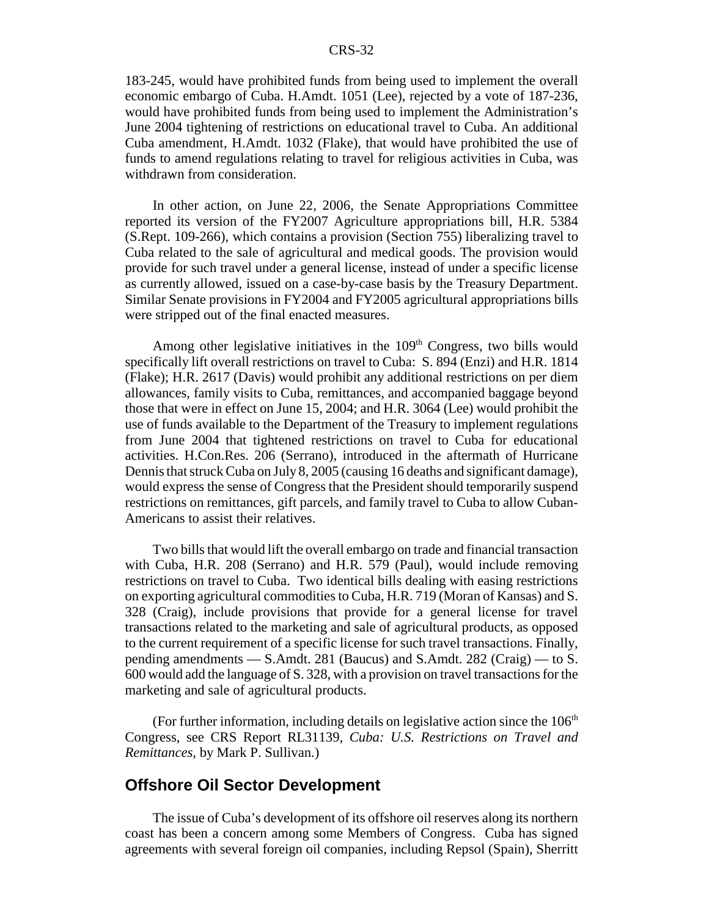183-245, would have prohibited funds from being used to implement the overall economic embargo of Cuba. H.Amdt. 1051 (Lee), rejected by a vote of 187-236, would have prohibited funds from being used to implement the Administration's June 2004 tightening of restrictions on educational travel to Cuba. An additional Cuba amendment, H.Amdt. 1032 (Flake), that would have prohibited the use of funds to amend regulations relating to travel for religious activities in Cuba, was withdrawn from consideration.

In other action, on June 22, 2006, the Senate Appropriations Committee reported its version of the FY2007 Agriculture appropriations bill, H.R. 5384 (S.Rept. 109-266), which contains a provision (Section 755) liberalizing travel to Cuba related to the sale of agricultural and medical goods. The provision would provide for such travel under a general license, instead of under a specific license as currently allowed, issued on a case-by-case basis by the Treasury Department. Similar Senate provisions in FY2004 and FY2005 agricultural appropriations bills were stripped out of the final enacted measures.

Among other legislative initiatives in the 109th Congress, two bills would specifically lift overall restrictions on travel to Cuba: S. 894 (Enzi) and H.R. 1814 (Flake); H.R. 2617 (Davis) would prohibit any additional restrictions on per diem allowances, family visits to Cuba, remittances, and accompanied baggage beyond those that were in effect on June 15, 2004; and H.R. 3064 (Lee) would prohibit the use of funds available to the Department of the Treasury to implement regulations from June 2004 that tightened restrictions on travel to Cuba for educational activities. H.Con.Res. 206 (Serrano), introduced in the aftermath of Hurricane Dennis that struck Cuba on July 8, 2005 (causing 16 deaths and significant damage), would express the sense of Congress that the President should temporarily suspend restrictions on remittances, gift parcels, and family travel to Cuba to allow Cuban-Americans to assist their relatives.

Two bills that would lift the overall embargo on trade and financial transaction with Cuba, H.R. 208 (Serrano) and H.R. 579 (Paul), would include removing restrictions on travel to Cuba. Two identical bills dealing with easing restrictions on exporting agricultural commodities to Cuba, H.R. 719 (Moran of Kansas) and S. 328 (Craig), include provisions that provide for a general license for travel transactions related to the marketing and sale of agricultural products, as opposed to the current requirement of a specific license for such travel transactions. Finally, pending amendments — S.Amdt. 281 (Baucus) and S.Amdt. 282 (Craig) — to S. 600 would add the language of S. 328, with a provision on travel transactions for the marketing and sale of agricultural products.

(For further information, including details on legislative action since the 106th Congress, see CRS Report RL31139, *Cuba: U.S. Restrictions on Travel and Remittances*, by Mark P. Sullivan.)

## Offshore Oil Sector Development

The issue of Cuba's development of its offshore oil reserves along its northern coast has been a concern among some Members of Congress. Cuba has signed agreements with several foreign oil companies, including Repsol (Spain), Sherritt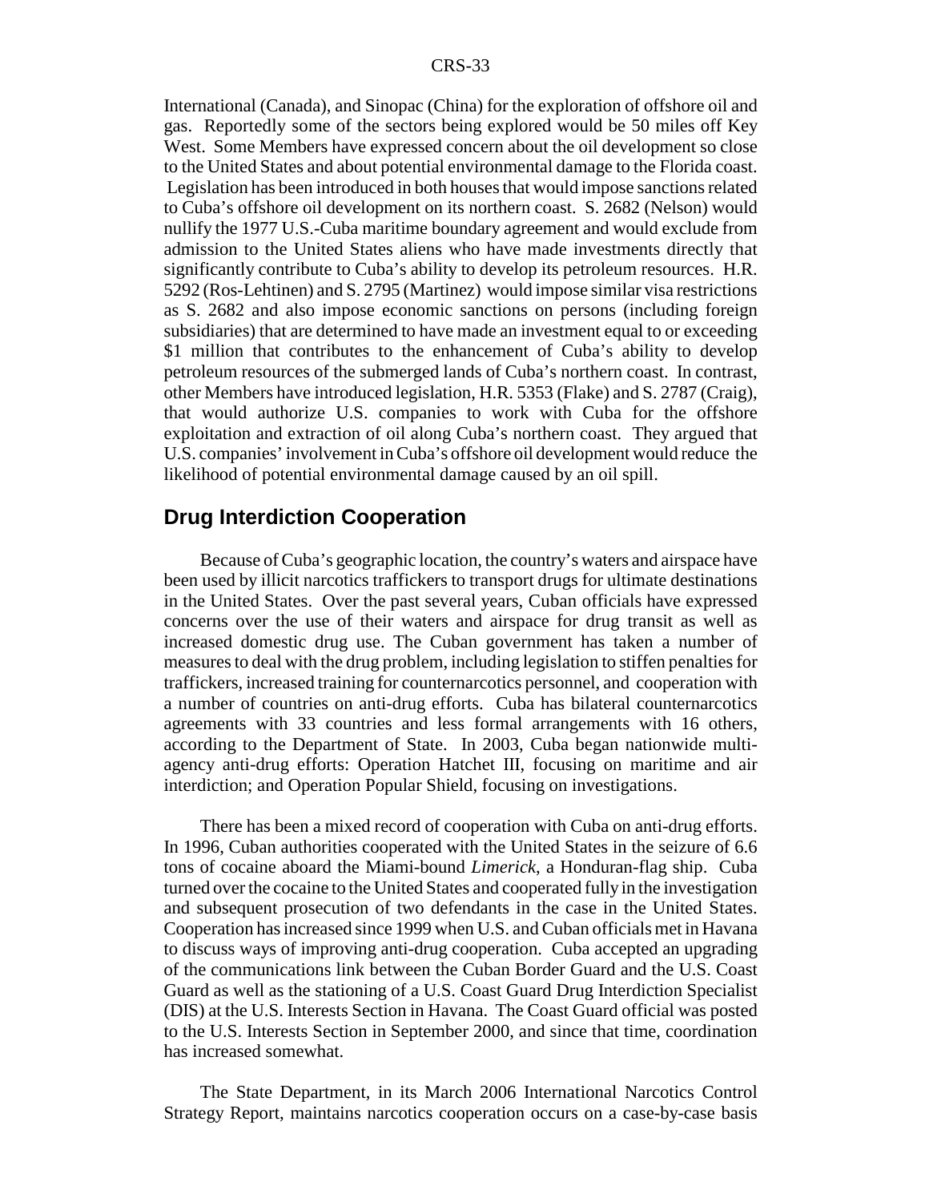International (Canada), and Sinopac (China) for the exploration of offshore oil and gas. Reportedly some of the sectors being explored would be 50 miles off Key West. Some Members have expressed concern about the oil development so close to the United States and about potential environmental damage to the Florida coast. Legislation has been introduced in both houses that would impose sanctions related to Cuba's offshore oil development on its northern coast. S. 2682 (Nelson) would nullify the 1977 U.S.-Cuba maritime boundary agreement and would exclude from admission to the United States aliens who have made investments directly that significantly contribute to Cuba's ability to develop its petroleum resources. H.R. 5292 (Ros-Lehtinen) and S. 2795 (Martinez) would impose similar visa restrictions as S. 2682 and also impose economic sanctions on persons (including foreign subsidiaries) that are determined to have made an investment equal to or exceeding $1 million that contributes to the enhancement of Cuba's ability to develop petroleum resources of the submerged lands of Cuba's northern coast. In contrast, other Members have introduced legislation, H.R. 5353 (Flake) and S. 2787 (Craig), that would authorize U.S. companies to work with Cuba for the offshore exploitation and extraction of oil along Cuba's northern coast. They argued that U.S. companies' involvement in Cuba's offshore oil development would reduce the likelihood of potential environmental damage caused by an oil spill.

## Drug Interdiction Cooperation

Because of Cuba's geographic location, the country's waters and airspace have been used by illicit narcotics traffickers to transport drugs for ultimate destinations in the United States. Over the past several years, Cuban officials have expressed concerns over the use of their waters and airspace for drug transit as well as increased domestic drug use. The Cuban government has taken a number of measures to deal with the drug problem, including legislation to stiffen penalties for traffickers, increased training for counternarcotics personnel, and cooperation with a number of countries on anti-drug efforts. Cuba has bilateral counternarcotics agreements with 33 countries and less formal arrangements with 16 others, according to the Department of State. In 2003, Cuba began nationwide multi-agency anti-drug efforts: Operation Hatchet III, focusing on maritime and air interdiction; and Operation Popular Shield, focusing on investigations.

There has been a mixed record of cooperation with Cuba on anti-drug efforts. In 1996, Cuban authorities cooperated with the United States in the seizure of 6.6 tons of cocaine aboard the Miami-bound *Limerick*, a Honduran-flag ship. Cuba turned over the cocaine to the United States and cooperated fully in the investigation and subsequent prosecution of two defendants in the case in the United States. Cooperation has increased since 1999 when U.S. and Cuban officials met in Havana to discuss ways of improving anti-drug cooperation. Cuba accepted an upgrading of the communications link between the Cuban Border Guard and the U.S. Coast Guard as well as the stationing of a U.S. Coast Guard Drug Interdiction Specialist (DIS) at the U.S. Interests Section in Havana. The Coast Guard official was posted to the U.S. Interests Section in September 2000, and since that time, coordination has increased somewhat.

The State Department, in its March 2006 International Narcotics Control Strategy Report, maintains narcotics cooperation occurs on a case-by-case basis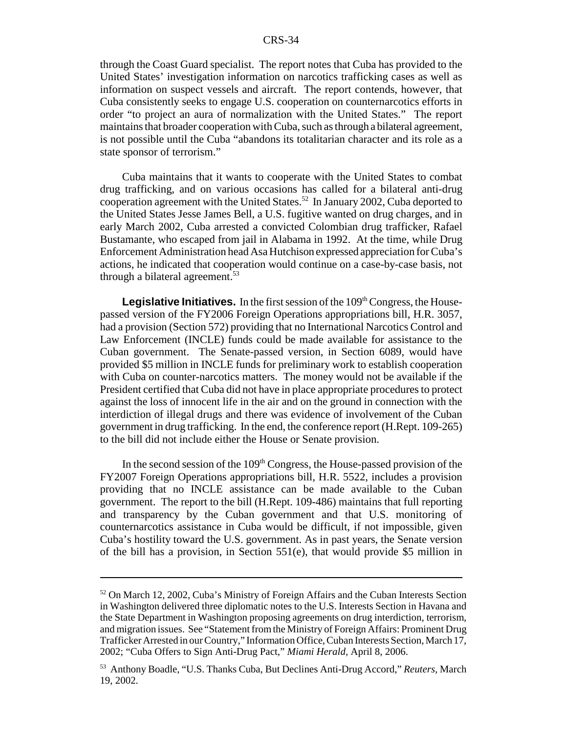through the Coast Guard specialist. The report notes that Cuba has provided to the United States' investigation information on narcotics trafficking cases as well as information on suspect vessels and aircraft. The report contends, however, that Cuba consistently seeks to engage U.S. cooperation on counternarcotics efforts in order "to project an aura of normalization with the United States." The report maintains that broader cooperation with Cuba, such as through a bilateral agreement, is not possible until the Cuba "abandons its totalitarian character and its role as a state sponsor of terrorism."

Cuba maintains that it wants to cooperate with the United States to combat drug trafficking, and on various occasions has called for a bilateral anti-drug cooperation agreement with the United States.[52] In January 2002, Cuba deported to the United States Jesse James Bell, a U.S. fugitive wanted on drug charges, and in early March 2002, Cuba arrested a convicted Colombian drug trafficker, Rafael Bustamante, who escaped from jail in Alabama in 1992. At the time, while Drug Enforcement Administration head Asa Hutchison expressed appreciation for Cuba's actions, he indicated that cooperation would continue on a case-by-case basis, not through a bilateral agreement.[53]

**Legislative Initiatives.** In the first session of the 109th Congress, the House-passed version of the FY2006 Foreign Operations appropriations bill, H.R. 3057, had a provision (Section 572) providing that no International Narcotics Control and Law Enforcement (INCLE) funds could be made available for assistance to the Cuban government. The Senate-passed version, in Section 6089, would have provided $5 million in INCLE funds for preliminary work to establish cooperation with Cuba on counter-narcotics matters. The money would not be available if the President certified that Cuba did not have in place appropriate procedures to protect against the loss of innocent life in the air and on the ground in connection with the interdiction of illegal drugs and there was evidence of involvement of the Cuban government in drug trafficking. In the end, the conference report (H.Rept. 109-265) to the bill did not include either the House or Senate provision.

In the second session of the 109th Congress, the House-passed provision of the FY2007 Foreign Operations appropriations bill, H.R. 5522, includes a provision providing that no INCLE assistance can be made available to the Cuban government. The report to the bill (H.Rept. 109-486) maintains that full reporting and transparency by the Cuban government and that U.S. monitoring of counternarcotics assistance in Cuba would be difficult, if not impossible, given Cuba's hostility toward the U.S. government. As in past years, the Senate version of the bill has a provision, in Section 551(e), that would provide $5 million in

---

[52] On March 12, 2002, Cuba's Ministry of Foreign Affairs and the Cuban Interests Section in Washington delivered three diplomatic notes to the U.S. Interests Section in Havana and the State Department in Washington proposing agreements on drug interdiction, terrorism, and migration issues. See "Statement from the Ministry of Foreign Affairs: Prominent Drug Trafficker Arrested in our Country," Information Office, Cuban Interests Section, March 17, 2002; "Cuba Offers to Sign Anti-Drug Pact," *Miami Herald*, April 8, 2006.

[53] Anthony Boadle, "U.S. Thanks Cuba, But Declines Anti-Drug Accord," *Reuters*, March 19, 2002.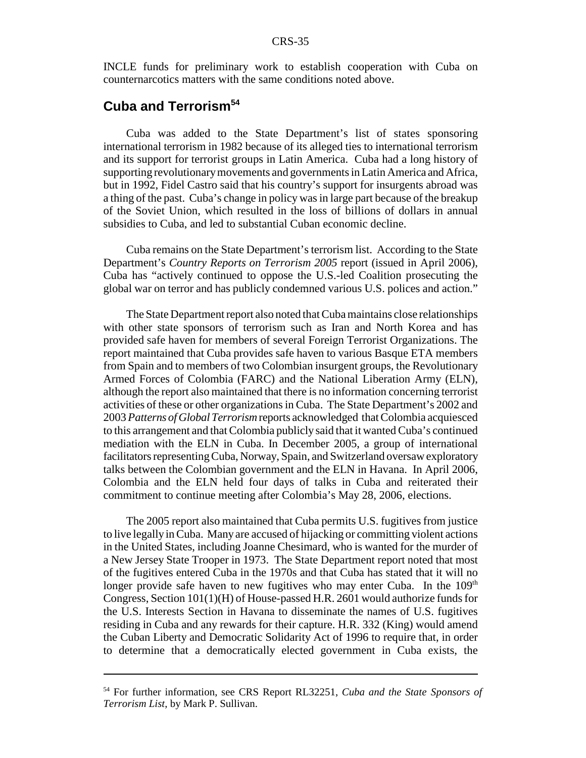INCLE funds for preliminary work to establish cooperation with Cuba on counternarcotics matters with the same conditions noted above.

## Cuba and Terrorism[54]

Cuba was added to the State Department's list of states sponsoring international terrorism in 1982 because of its alleged ties to international terrorism and its support for terrorist groups in Latin America. Cuba had a long history of supporting revolutionary movements and governments in Latin America and Africa, but in 1992, Fidel Castro said that his country's support for insurgents abroad was a thing of the past. Cuba's change in policy was in large part because of the breakup of the Soviet Union, which resulted in the loss of billions of dollars in annual subsidies to Cuba, and led to substantial Cuban economic decline.

Cuba remains on the State Department's terrorism list. According to the State Department's *Country Reports on Terrorism 2005* report (issued in April 2006), Cuba has "actively continued to oppose the U.S.-led Coalition prosecuting the global war on terror and has publicly condemned various U.S. polices and action."

The State Department report also noted that Cuba maintains close relationships with other state sponsors of terrorism such as Iran and North Korea and has provided safe haven for members of several Foreign Terrorist Organizations. The report maintained that Cuba provides safe haven to various Basque ETA members from Spain and to members of two Colombian insurgent groups, the Revolutionary Armed Forces of Colombia (FARC) and the National Liberation Army (ELN), although the report also maintained that there is no information concerning terrorist activities of these or other organizations in Cuba. The State Department's 2002 and 2003 *Patterns of Global Terrorism* reports acknowledged that Colombia acquiesced to this arrangement and that Colombia publicly said that it wanted Cuba's continued mediation with the ELN in Cuba. In December 2005, a group of international facilitators representing Cuba, Norway, Spain, and Switzerland oversaw exploratory talks between the Colombian government and the ELN in Havana. In April 2006, Colombia and the ELN held four days of talks in Cuba and reiterated their commitment to continue meeting after Colombia's May 28, 2006, elections.

The 2005 report also maintained that Cuba permits U.S. fugitives from justice to live legally in Cuba. Many are accused of hijacking or committing violent actions in the United States, including Joanne Chesimard, who is wanted for the murder of a New Jersey State Trooper in 1973. The State Department report noted that most of the fugitives entered Cuba in the 1970s and that Cuba has stated that it will no longer provide safe haven to new fugitives who may enter Cuba. In the 109th Congress, Section 101(1)(H) of House-passed H.R. 2601 would authorize funds for the U.S. Interests Section in Havana to disseminate the names of U.S. fugitives residing in Cuba and any rewards for their capture. H.R. 332 (King) would amend the Cuban Liberty and Democratic Solidarity Act of 1996 to require that, in order to determine that a democratically elected government in Cuba exists, the

---

[54] For further information, see CRS Report RL32251, *Cuba and the State Sponsors of Terrorism List*, by Mark P. Sullivan.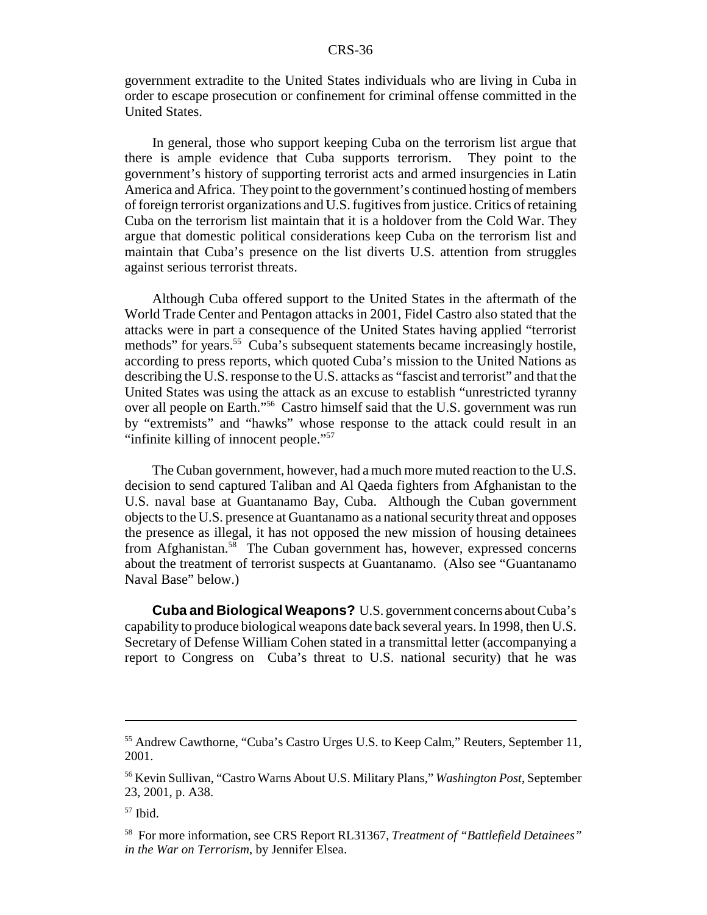government extradite to the United States individuals who are living in Cuba in order to escape prosecution or confinement for criminal offense committed in the United States.

In general, those who support keeping Cuba on the terrorism list argue that there is ample evidence that Cuba supports terrorism. They point to the government's history of supporting terrorist acts and armed insurgencies in Latin America and Africa. They point to the government's continued hosting of members of foreign terrorist organizations and U.S. fugitives from justice. Critics of retaining Cuba on the terrorism list maintain that it is a holdover from the Cold War. They argue that domestic political considerations keep Cuba on the terrorism list and maintain that Cuba's presence on the list diverts U.S. attention from struggles against serious terrorist threats.

Although Cuba offered support to the United States in the aftermath of the World Trade Center and Pentagon attacks in 2001, Fidel Castro also stated that the attacks were in part a consequence of the United States having applied "terrorist methods" for years.[55] Cuba's subsequent statements became increasingly hostile, according to press reports, which quoted Cuba's mission to the United Nations as describing the U.S. response to the U.S. attacks as "fascist and terrorist" and that the United States was using the attack as an excuse to establish "unrestricted tyranny over all people on Earth."[56] Castro himself said that the U.S. government was run by "extremists" and "hawks" whose response to the attack could result in an "infinite killing of innocent people."[57]

The Cuban government, however, had a much more muted reaction to the U.S. decision to send captured Taliban and Al Qaeda fighters from Afghanistan to the U.S. naval base at Guantanamo Bay, Cuba. Although the Cuban government objects to the U.S. presence at Guantanamo as a national security threat and opposes the presence as illegal, it has not opposed the new mission of housing detainees from Afghanistan.[58] The Cuban government has, however, expressed concerns about the treatment of terrorist suspects at Guantanamo. (Also see "Guantanamo Naval Base" below.)

**Cuba and Biological Weapons?** U.S. government concerns about Cuba's capability to produce biological weapons date back several years. In 1998, then U.S. Secretary of Defense William Cohen stated in a transmittal letter (accompanying a report to Congress on Cuba's threat to U.S. national security) that he was

---

[55] Andrew Cawthorne, "Cuba's Castro Urges U.S. to Keep Calm," Reuters, September 11, 2001.

[56] Kevin Sullivan, "Castro Warns About U.S. Military Plans," *Washington Post*, September 23, 2001, p. A38.

[57] Ibid.

[58] For more information, see CRS Report RL31367, *Treatment of "Battlefield Detainees" in the War on Terrorism*, by Jennifer Elsea.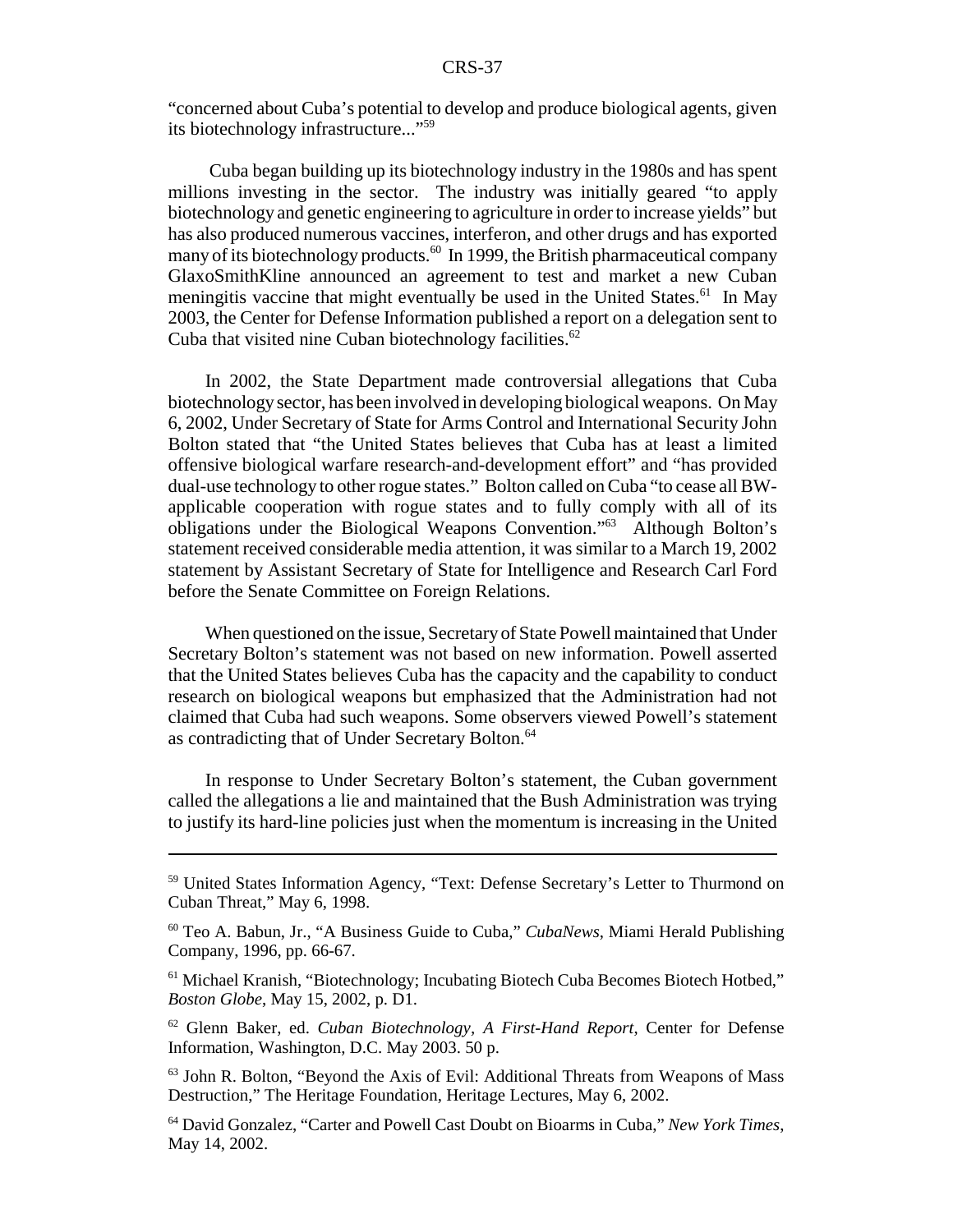"concerned about Cuba's potential to develop and produce biological agents, given its biotechnology infrastructure..."[59]

Cuba began building up its biotechnology industry in the 1980s and has spent millions investing in the sector. The industry was initially geared "to apply biotechnology and genetic engineering to agriculture in order to increase yields" but has also produced numerous vaccines, interferon, and other drugs and has exported many of its biotechnology products.[60] In 1999, the British pharmaceutical company GlaxoSmithKline announced an agreement to test and market a new Cuban meningitis vaccine that might eventually be used in the United States.[61] In May 2003, the Center for Defense Information published a report on a delegation sent to Cuba that visited nine Cuban biotechnology facilities.[62]

In 2002, the State Department made controversial allegations that Cuba biotechnology sector, has been involved in developing biological weapons. On May 6, 2002, Under Secretary of State for Arms Control and International Security John Bolton stated that "the United States believes that Cuba has at least a limited offensive biological warfare research-and-development effort" and "has provided dual-use technology to other rogue states." Bolton called on Cuba "to cease all BW-applicable cooperation with rogue states and to fully comply with all of its obligations under the Biological Weapons Convention."[63] Although Bolton's statement received considerable media attention, it was similar to a March 19, 2002 statement by Assistant Secretary of State for Intelligence and Research Carl Ford before the Senate Committee on Foreign Relations.

When questioned on the issue, Secretary of State Powell maintained that Under Secretary Bolton's statement was not based on new information. Powell asserted that the United States believes Cuba has the capacity and the capability to conduct research on biological weapons but emphasized that the Administration had not claimed that Cuba had such weapons. Some observers viewed Powell's statement as contradicting that of Under Secretary Bolton.[64]

In response to Under Secretary Bolton's statement, the Cuban government called the allegations a lie and maintained that the Bush Administration was trying to justify its hard-line policies just when the momentum is increasing in the United

---

[59] United States Information Agency, "Text: Defense Secretary's Letter to Thurmond on Cuban Threat," May 6, 1998.

[60] Teo A. Babun, Jr., "A Business Guide to Cuba," *CubaNews*, Miami Herald Publishing Company, 1996, pp. 66-67.

[61] Michael Kranish, "Biotechnology; Incubating Biotech Cuba Becomes Biotech Hotbed," *Boston Globe*, May 15, 2002, p. D1.

[62] Glenn Baker, ed. *Cuban Biotechnology, A First-Hand Report*, Center for Defense Information, Washington, D.C. May 2003. 50 p.

[63] John R. Bolton, "Beyond the Axis of Evil: Additional Threats from Weapons of Mass Destruction," The Heritage Foundation, Heritage Lectures, May 6, 2002.

[64] David Gonzalez, "Carter and Powell Cast Doubt on Bioarms in Cuba," *New York Times*, May 14, 2002.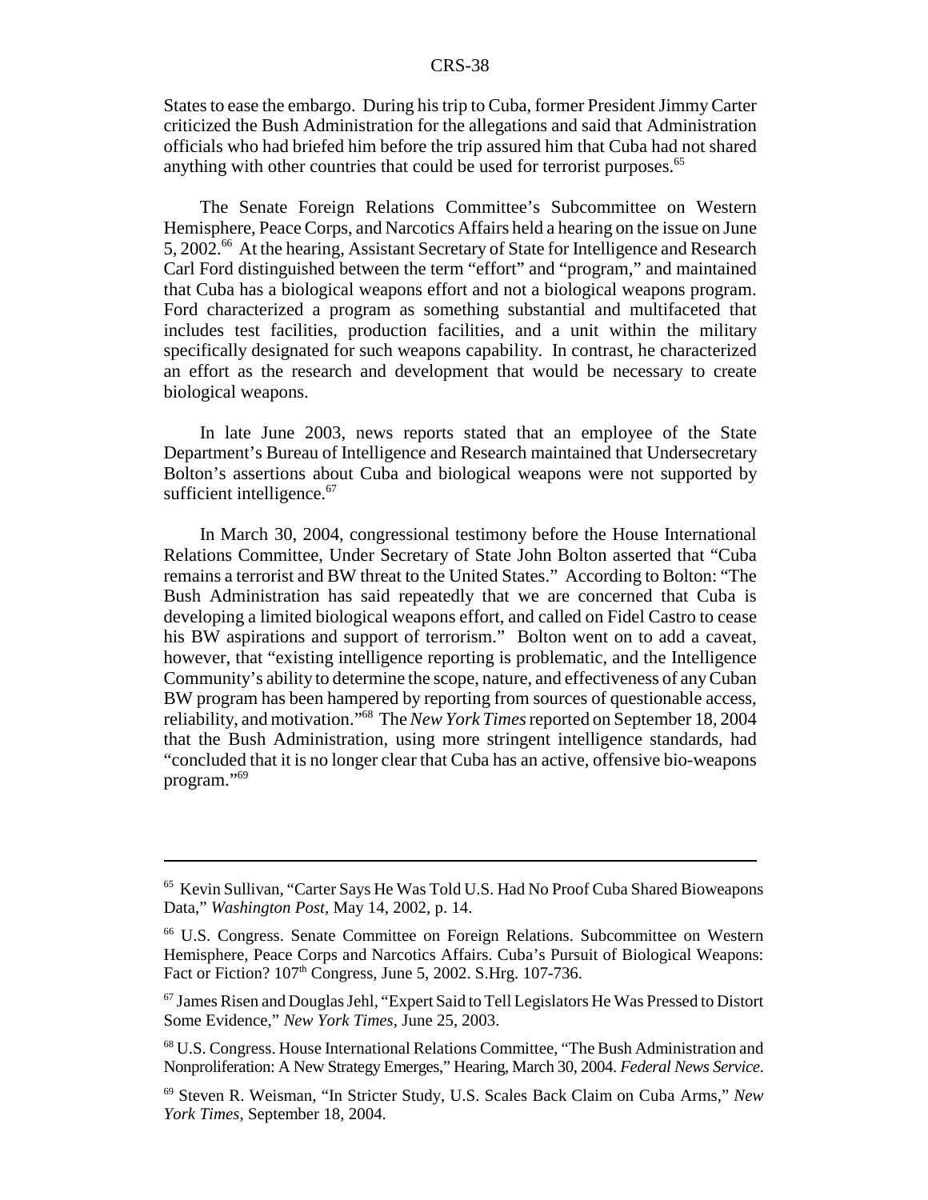States to ease the embargo. During his trip to Cuba, former President Jimmy Carter criticized the Bush Administration for the allegations and said that Administration officials who had briefed him before the trip assured him that Cuba had not shared anything with other countries that could be used for terrorist purposes.[65]

The Senate Foreign Relations Committee's Subcommittee on Western Hemisphere, Peace Corps, and Narcotics Affairs held a hearing on the issue on June 5, 2002.[66] At the hearing, Assistant Secretary of State for Intelligence and Research Carl Ford distinguished between the term "effort" and "program," and maintained that Cuba has a biological weapons effort and not a biological weapons program. Ford characterized a program as something substantial and multifaceted that includes test facilities, production facilities, and a unit within the military specifically designated for such weapons capability. In contrast, he characterized an effort as the research and development that would be necessary to create biological weapons.

In late June 2003, news reports stated that an employee of the State Department's Bureau of Intelligence and Research maintained that Undersecretary Bolton's assertions about Cuba and biological weapons were not supported by sufficient intelligence.[67]

In March 30, 2004, congressional testimony before the House International Relations Committee, Under Secretary of State John Bolton asserted that "Cuba remains a terrorist and BW threat to the United States." According to Bolton: "The Bush Administration has said repeatedly that we are concerned that Cuba is developing a limited biological weapons effort, and called on Fidel Castro to cease his BW aspirations and support of terrorism." Bolton went on to add a caveat, however, that "existing intelligence reporting is problematic, and the Intelligence Community's ability to determine the scope, nature, and effectiveness of any Cuban BW program has been hampered by reporting from sources of questionable access, reliability, and motivation."[68] The *New York Times* reported on September 18, 2004 that the Bush Administration, using more stringent intelligence standards, had "concluded that it is no longer clear that Cuba has an active, offensive bio-weapons program."[69]

---

[65] Kevin Sullivan, "Carter Says He Was Told U.S. Had No Proof Cuba Shared Bioweapons Data," *Washington Post*, May 14, 2002, p. 14.

[66] U.S. Congress. Senate Committee on Foreign Relations. Subcommittee on Western Hemisphere, Peace Corps and Narcotics Affairs. Cuba's Pursuit of Biological Weapons: Fact or Fiction? 107th Congress, June 5, 2002. S.Hrg. 107-736.

[67] James Risen and Douglas Jehl, "Expert Said to Tell Legislators He Was Pressed to Distort Some Evidence," *New York Times*, June 25, 2003.

[68] U.S. Congress. House International Relations Committee, "The Bush Administration and Nonproliferation: A New Strategy Emerges," Hearing, March 30, 2004. *Federal News Service*.

[69] Steven R. Weisman, "In Stricter Study, U.S. Scales Back Claim on Cuba Arms," *New York Times*, September 18, 2004.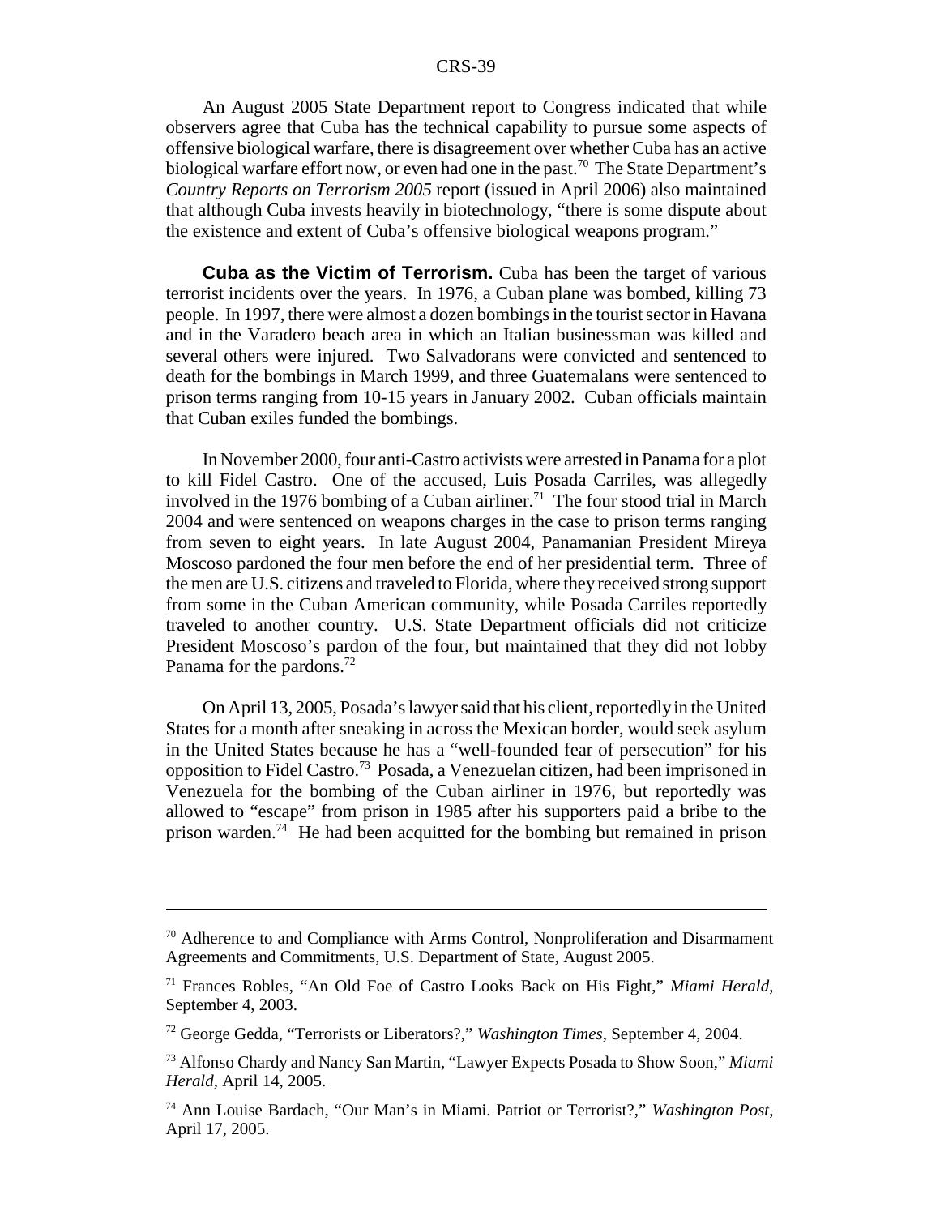An August 2005 State Department report to Congress indicated that while observers agree that Cuba has the technical capability to pursue some aspects of offensive biological warfare, there is disagreement over whether Cuba has an active biological warfare effort now, or even had one in the past.[70] The State Department's *Country Reports on Terrorism 2005* report (issued in April 2006) also maintained that although Cuba invests heavily in biotechnology, "there is some dispute about the existence and extent of Cuba's offensive biological weapons program."

**Cuba as the Victim of Terrorism.** Cuba has been the target of various terrorist incidents over the years. In 1976, a Cuban plane was bombed, killing 73 people. In 1997, there were almost a dozen bombings in the tourist sector in Havana and in the Varadero beach area in which an Italian businessman was killed and several others were injured. Two Salvadorans were convicted and sentenced to death for the bombings in March 1999, and three Guatemalans were sentenced to prison terms ranging from 10-15 years in January 2002. Cuban officials maintain that Cuban exiles funded the bombings.

In November 2000, four anti-Castro activists were arrested in Panama for a plot to kill Fidel Castro. One of the accused, Luis Posada Carriles, was allegedly involved in the 1976 bombing of a Cuban airliner.[71] The four stood trial in March 2004 and were sentenced on weapons charges in the case to prison terms ranging from seven to eight years. In late August 2004, Panamanian President Mireya Moscoso pardoned the four men before the end of her presidential term. Three of the men are U.S. citizens and traveled to Florida, where they received strong support from some in the Cuban American community, while Posada Carriles reportedly traveled to another country. U.S. State Department officials did not criticize President Moscoso's pardon of the four, but maintained that they did not lobby Panama for the pardons.[72]

On April 13, 2005, Posada's lawyer said that his client, reportedly in the United States for a month after sneaking in across the Mexican border, would seek asylum in the United States because he has a "well-founded fear of persecution" for his opposition to Fidel Castro.[73] Posada, a Venezuelan citizen, had been imprisoned in Venezuela for the bombing of the Cuban airliner in 1976, but reportedly was allowed to "escape" from prison in 1985 after his supporters paid a bribe to the prison warden.[74] He had been acquitted for the bombing but remained in prison

---

[70] Adherence to and Compliance with Arms Control, Nonproliferation and Disarmament Agreements and Commitments, U.S. Department of State, August 2005.

[71] Frances Robles, "An Old Foe of Castro Looks Back on His Fight," *Miami Herald*, September 4, 2003.

[72] George Gedda, "Terrorists or Liberators?," *Washington Times*, September 4, 2004.

[73] Alfonso Chardy and Nancy San Martin, "Lawyer Expects Posada to Show Soon," *Miami Herald*, April 14, 2005.

[74] Ann Louise Bardach, "Our Man's in Miami. Patriot or Terrorist?," *Washington Post*, April 17, 2005.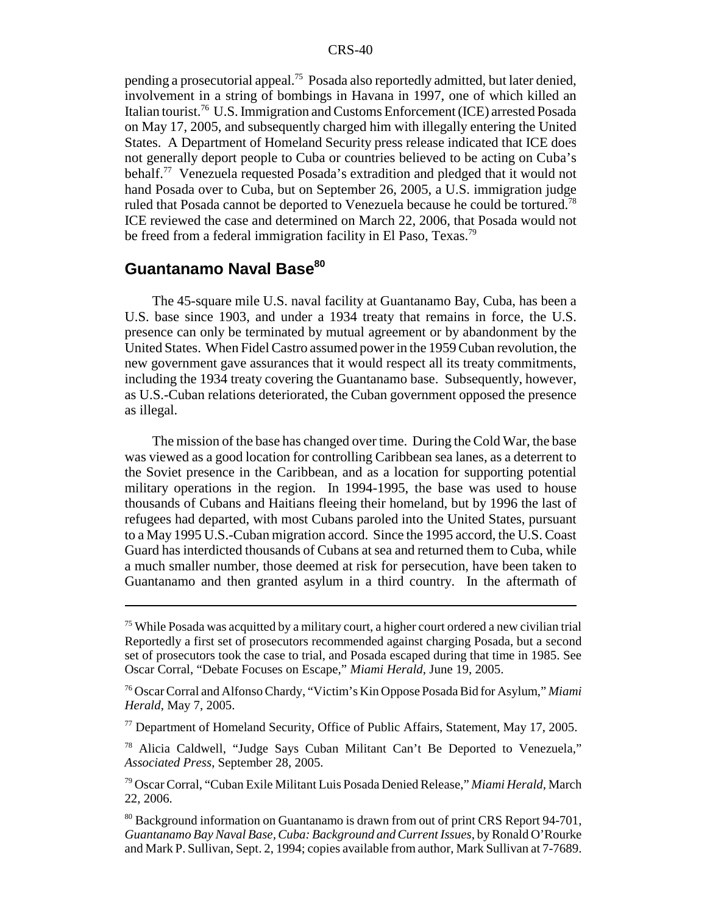pending a prosecutorial appeal.[75] Posada also reportedly admitted, but later denied, involvement in a string of bombings in Havana in 1997, one of which killed an Italian tourist.[76] U.S. Immigration and Customs Enforcement (ICE) arrested Posada on May 17, 2005, and subsequently charged him with illegally entering the United States. A Department of Homeland Security press release indicated that ICE does not generally deport people to Cuba or countries believed to be acting on Cuba's behalf.[77] Venezuela requested Posada's extradition and pledged that it would not hand Posada over to Cuba, but on September 26, 2005, a U.S. immigration judge ruled that Posada cannot be deported to Venezuela because he could be tortured.[78] ICE reviewed the case and determined on March 22, 2006, that Posada would not be freed from a federal immigration facility in El Paso, Texas.[79]

## Guantanamo Naval Base[80]

The 45-square mile U.S. naval facility at Guantanamo Bay, Cuba, has been a U.S. base since 1903, and under a 1934 treaty that remains in force, the U.S. presence can only be terminated by mutual agreement or by abandonment by the United States. When Fidel Castro assumed power in the 1959 Cuban revolution, the new government gave assurances that it would respect all its treaty commitments, including the 1934 treaty covering the Guantanamo base. Subsequently, however, as U.S.-Cuban relations deteriorated, the Cuban government opposed the presence as illegal.

The mission of the base has changed over time. During the Cold War, the base was viewed as a good location for controlling Caribbean sea lanes, as a deterrent to the Soviet presence in the Caribbean, and as a location for supporting potential military operations in the region. In 1994-1995, the base was used to house thousands of Cubans and Haitians fleeing their homeland, but by 1996 the last of refugees had departed, with most Cubans paroled into the United States, pursuant to a May 1995 U.S.-Cuban migration accord. Since the 1995 accord, the U.S. Coast Guard has interdicted thousands of Cubans at sea and returned them to Cuba, while a much smaller number, those deemed at risk for persecution, have been taken to Guantanamo and then granted asylum in a third country. In the aftermath of

---

[75] While Posada was acquitted by a military court, a higher court ordered a new civilian trial Reportedly a first set of prosecutors recommended against charging Posada, but a second set of prosecutors took the case to trial, and Posada escaped during that time in 1985. See Oscar Corral, "Debate Focuses on Escape," *Miami Herald*, June 19, 2005.

[76] Oscar Corral and Alfonso Chardy, "Victim's Kin Oppose Posada Bid for Asylum," *Miami Herald*, May 7, 2005.

[77] Department of Homeland Security, Office of Public Affairs, Statement, May 17, 2005.

[78] Alicia Caldwell, "Judge Says Cuban Militant Can't Be Deported to Venezuela," *Associated Press*, September 28, 2005.

[79] Oscar Corral, "Cuban Exile Militant Luis Posada Denied Release," *Miami Herald*, March 22, 2006.

[80] Background information on Guantanamo is drawn from out of print CRS Report 94-701, *Guantanamo Bay Naval Base, Cuba: Background and Current Issues*, by Ronald O'Rourke and Mark P. Sullivan, Sept. 2, 1994; copies available from author, Mark Sullivan at 7-7689.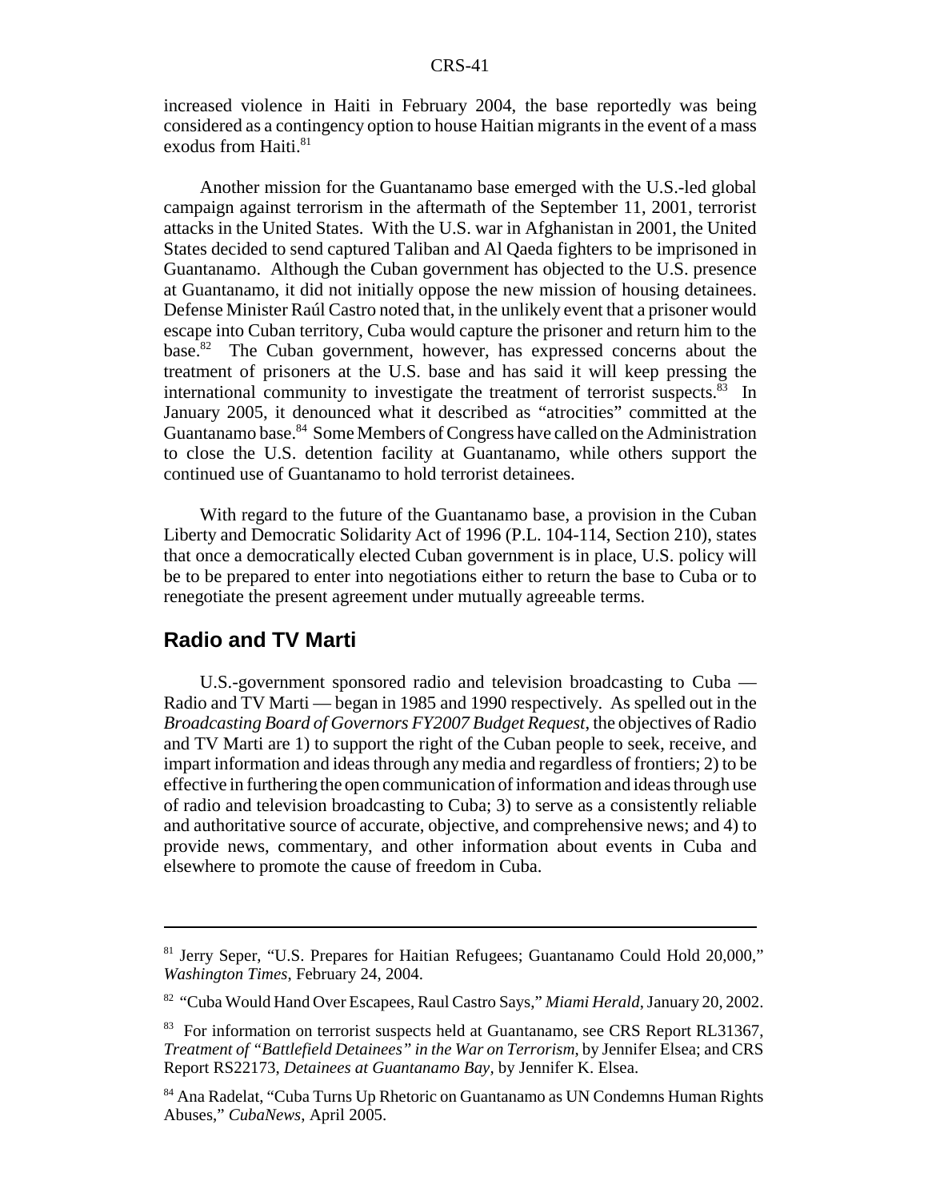increased violence in Haiti in February 2004, the base reportedly was being considered as a contingency option to house Haitian migrants in the event of a mass exodus from Haiti.[81]

Another mission for the Guantanamo base emerged with the U.S.-led global campaign against terrorism in the aftermath of the September 11, 2001, terrorist attacks in the United States. With the U.S. war in Afghanistan in 2001, the United States decided to send captured Taliban and Al Qaeda fighters to be imprisoned in Guantanamo. Although the Cuban government has objected to the U.S. presence at Guantanamo, it did not initially oppose the new mission of housing detainees. Defense Minister Raúl Castro noted that, in the unlikely event that a prisoner would escape into Cuban territory, Cuba would capture the prisoner and return him to the base.[82] The Cuban government, however, has expressed concerns about the treatment of prisoners at the U.S. base and has said it will keep pressing the international community to investigate the treatment of terrorist suspects.[83] In January 2005, it denounced what it described as "atrocities" committed at the Guantanamo base.[84] Some Members of Congress have called on the Administration to close the U.S. detention facility at Guantanamo, while others support the continued use of Guantanamo to hold terrorist detainees.

With regard to the future of the Guantanamo base, a provision in the Cuban Liberty and Democratic Solidarity Act of 1996 (P.L. 104-114, Section 210), states that once a democratically elected Cuban government is in place, U.S. policy will be to be prepared to enter into negotiations either to return the base to Cuba or to renegotiate the present agreement under mutually agreeable terms.

## Radio and TV Marti

U.S.-government sponsored radio and television broadcasting to Cuba — Radio and TV Marti — began in 1985 and 1990 respectively. As spelled out in the *Broadcasting Board of Governors FY2007 Budget Request*, the objectives of Radio and TV Marti are 1) to support the right of the Cuban people to seek, receive, and impart information and ideas through any media and regardless of frontiers; 2) to be effective in furthering the open communication of information and ideas through use of radio and television broadcasting to Cuba; 3) to serve as a consistently reliable and authoritative source of accurate, objective, and comprehensive news; and 4) to provide news, commentary, and other information about events in Cuba and elsewhere to promote the cause of freedom in Cuba.

---

[81] Jerry Seper, "U.S. Prepares for Haitian Refugees; Guantanamo Could Hold 20,000," *Washington Times*, February 24, 2004.

[82] "Cuba Would Hand Over Escapees, Raul Castro Says," *Miami Herald*, January 20, 2002.

[83] For information on terrorist suspects held at Guantanamo, see CRS Report RL31367, *Treatment of "Battlefield Detainees" in the War on Terrorism*, by Jennifer Elsea; and CRS Report RS22173, *Detainees at Guantanamo Bay*, by Jennifer K. Elsea.

[84] Ana Radelat, "Cuba Turns Up Rhetoric on Guantanamo as UN Condemns Human Rights Abuses," *CubaNews*, April 2005.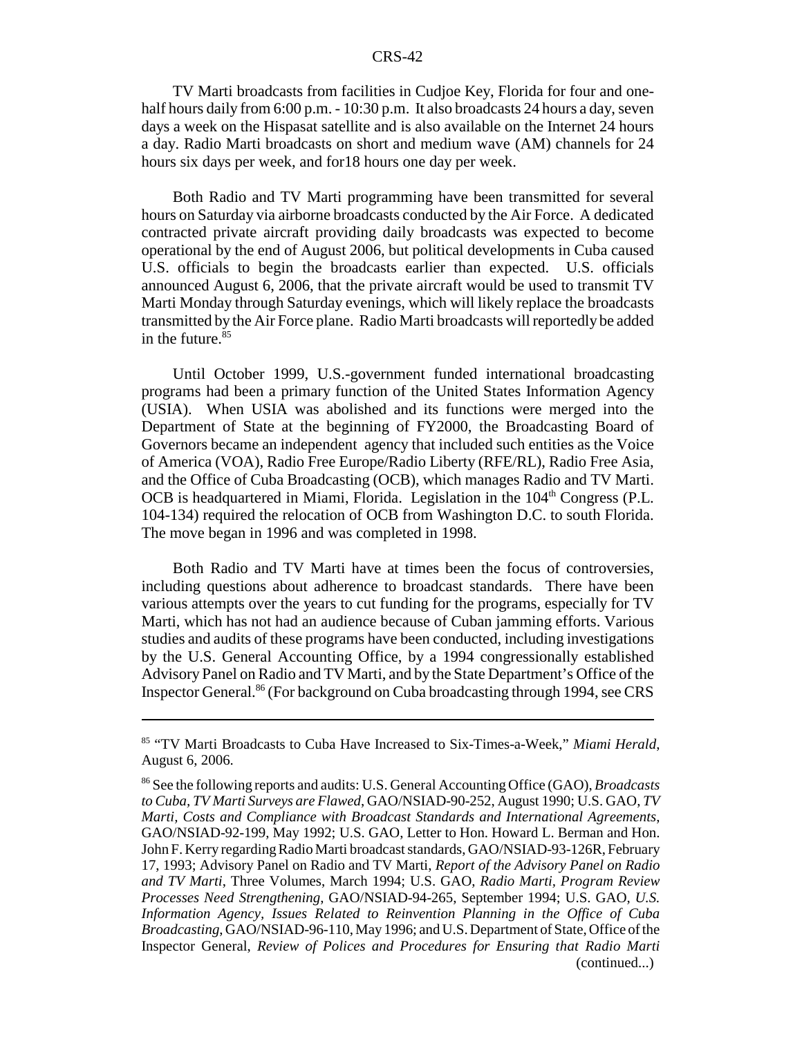TV Marti broadcasts from facilities in Cudjoe Key, Florida for four and one-half hours daily from 6:00 p.m. - 10:30 p.m. It also broadcasts 24 hours a day, seven days a week on the Hispasat satellite and is also available on the Internet 24 hours a day. Radio Marti broadcasts on short and medium wave (AM) channels for 24 hours six days per week, and for18 hours one day per week.

Both Radio and TV Marti programming have been transmitted for several hours on Saturday via airborne broadcasts conducted by the Air Force. A dedicated contracted private aircraft providing daily broadcasts was expected to become operational by the end of August 2006, but political developments in Cuba caused U.S. officials to begin the broadcasts earlier than expected. U.S. officials announced August 6, 2006, that the private aircraft would be used to transmit TV Marti Monday through Saturday evenings, which will likely replace the broadcasts transmitted by the Air Force plane. Radio Marti broadcasts will reportedly be added in the future.[85]

Until October 1999, U.S.-government funded international broadcasting programs had been a primary function of the United States Information Agency (USIA). When USIA was abolished and its functions were merged into the Department of State at the beginning of FY2000, the Broadcasting Board of Governors became an independent agency that included such entities as the Voice of America (VOA), Radio Free Europe/Radio Liberty (RFE/RL), Radio Free Asia, and the Office of Cuba Broadcasting (OCB), which manages Radio and TV Marti. OCB is headquartered in Miami, Florida. Legislation in the 104th Congress (P.L. 104-134) required the relocation of OCB from Washington D.C. to south Florida. The move began in 1996 and was completed in 1998.

Both Radio and TV Marti have at times been the focus of controversies, including questions about adherence to broadcast standards. There have been various attempts over the years to cut funding for the programs, especially for TV Marti, which has not had an audience because of Cuban jamming efforts. Various studies and audits of these programs have been conducted, including investigations by the U.S. General Accounting Office, by a 1994 congressionally established Advisory Panel on Radio and TV Marti, and by the State Department's Office of the Inspector General.[86] (For background on Cuba broadcasting through 1994, see CRS

---

[85] "TV Marti Broadcasts to Cuba Have Increased to Six-Times-a-Week," *Miami Herald*, August 6, 2006.

[86] See the following reports and audits: U.S. General Accounting Office (GAO), *Broadcasts to Cuba, TV Marti Surveys are Flawed*, GAO/NSIAD-90-252, August 1990; U.S. GAO, *TV Marti, Costs and Compliance with Broadcast Standards and International Agreements*, GAO/NSIAD-92-199, May 1992; U.S. GAO, Letter to Hon. Howard L. Berman and Hon. John F. Kerry regarding Radio Marti broadcast standards, GAO/NSIAD-93-126R, February 17, 1993; Advisory Panel on Radio and TV Marti, *Report of the Advisory Panel on Radio and TV Marti*, Three Volumes, March 1994; U.S. GAO, *Radio Marti, Program Review Processes Need Strengthening*, GAO/NSIAD-94-265, September 1994; U.S. GAO, *U.S. Information Agency, Issues Related to Reinvention Planning in the Office of Cuba Broadcasting*, GAO/NSIAD-96-110, May 1996; and U.S. Department of State, Office of the Inspector General, *Review of Polices and Procedures for Ensuring that Radio Marti* (continued...)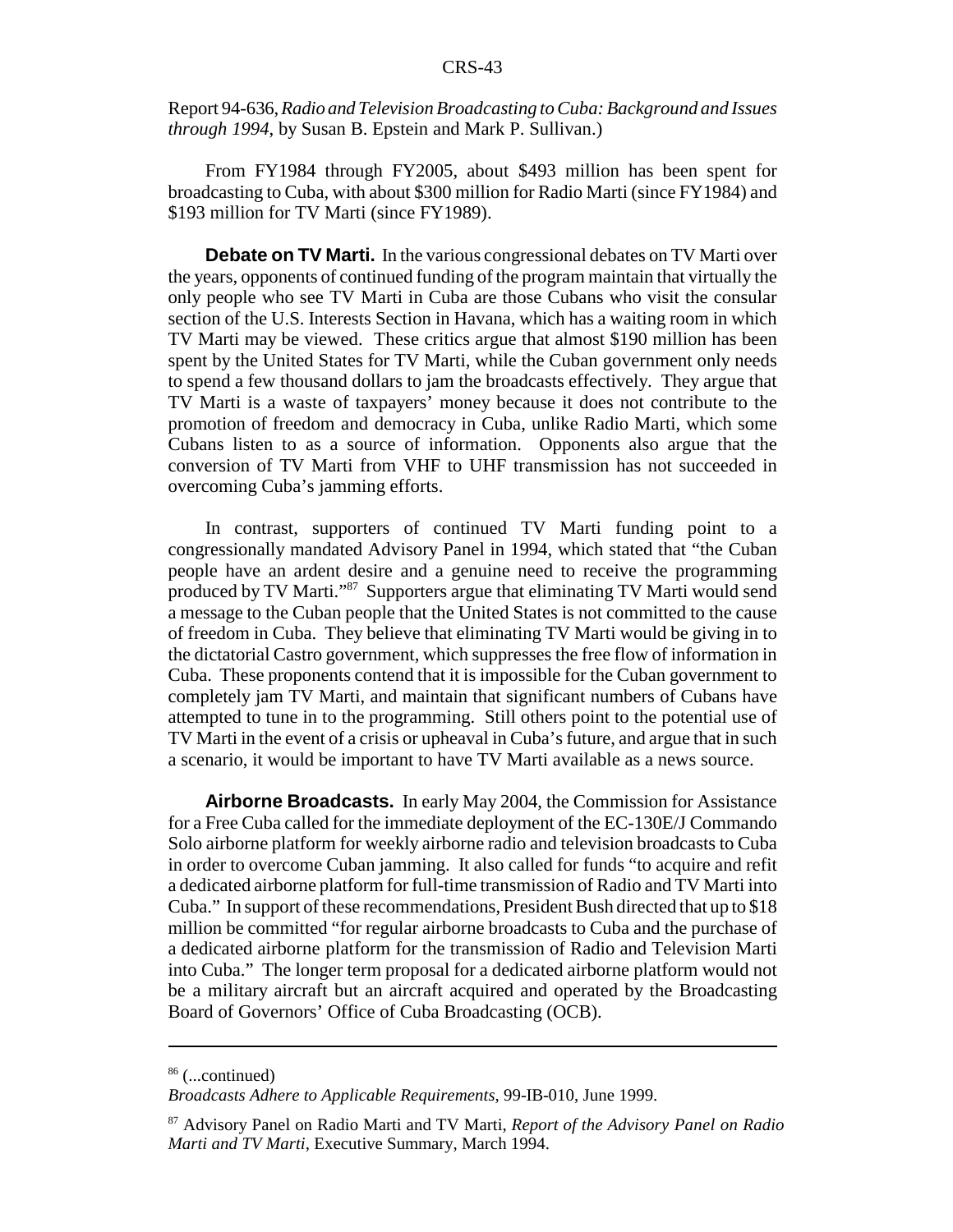Report 94-636, *Radio and Television Broadcasting to Cuba: Background and Issues through 1994*, by Susan B. Epstein and Mark P. Sullivan.)

From FY1984 through FY2005, about $493 million has been spent for broadcasting to Cuba, with about $300 million for Radio Marti (since FY1984) and $193 million for TV Marti (since FY1989).

**Debate on TV Marti.** In the various congressional debates on TV Marti over the years, opponents of continued funding of the program maintain that virtually the only people who see TV Marti in Cuba are those Cubans who visit the consular section of the U.S. Interests Section in Havana, which has a waiting room in which TV Marti may be viewed. These critics argue that almost $190 million has been spent by the United States for TV Marti, while the Cuban government only needs to spend a few thousand dollars to jam the broadcasts effectively. They argue that TV Marti is a waste of taxpayers' money because it does not contribute to the promotion of freedom and democracy in Cuba, unlike Radio Marti, which some Cubans listen to as a source of information. Opponents also argue that the conversion of TV Marti from VHF to UHF transmission has not succeeded in overcoming Cuba's jamming efforts.

In contrast, supporters of continued TV Marti funding point to a congressionally mandated Advisory Panel in 1994, which stated that "the Cuban people have an ardent desire and a genuine need to receive the programming produced by TV Marti."[87] Supporters argue that eliminating TV Marti would send a message to the Cuban people that the United States is not committed to the cause of freedom in Cuba. They believe that eliminating TV Marti would be giving in to the dictatorial Castro government, which suppresses the free flow of information in Cuba. These proponents contend that it is impossible for the Cuban government to completely jam TV Marti, and maintain that significant numbers of Cubans have attempted to tune in to the programming. Still others point to the potential use of TV Marti in the event of a crisis or upheaval in Cuba's future, and argue that in such a scenario, it would be important to have TV Marti available as a news source.

**Airborne Broadcasts.** In early May 2004, the Commission for Assistance for a Free Cuba called for the immediate deployment of the EC-130E/J Commando Solo airborne platform for weekly airborne radio and television broadcasts to Cuba in order to overcome Cuban jamming. It also called for funds "to acquire and refit a dedicated airborne platform for full-time transmission of Radio and TV Marti into Cuba." In support of these recommendations, President Bush directed that up to $18 million be committed "for regular airborne broadcasts to Cuba and the purchase of a dedicated airborne platform for the transmission of Radio and Television Marti into Cuba." The longer term proposal for a dedicated airborne platform would not be a military aircraft but an aircraft acquired and operated by the Broadcasting Board of Governors' Office of Cuba Broadcasting (OCB).

---

[86] (...continued)
*Broadcasts Adhere to Applicable Requirements*, 99-IB-010, June 1999.

[87] Advisory Panel on Radio Marti and TV Marti, *Report of the Advisory Panel on Radio Marti and TV Marti*, Executive Summary, March 1994.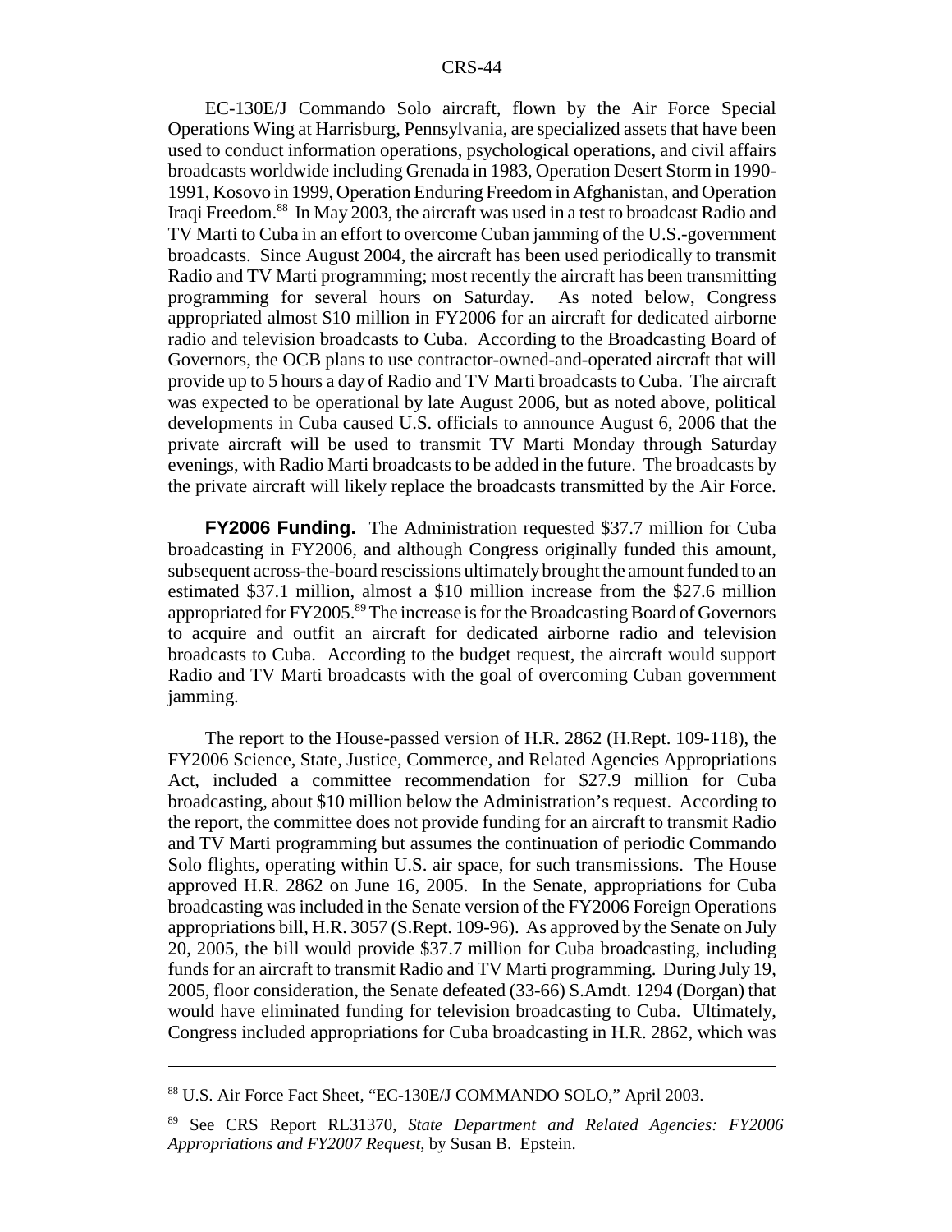EC-130E/J Commando Solo aircraft, flown by the Air Force Special Operations Wing at Harrisburg, Pennsylvania, are specialized assets that have been used to conduct information operations, psychological operations, and civil affairs broadcasts worldwide including Grenada in 1983, Operation Desert Storm in 1990-1991, Kosovo in 1999, Operation Enduring Freedom in Afghanistan, and Operation Iraqi Freedom.[88] In May 2003, the aircraft was used in a test to broadcast Radio and TV Marti to Cuba in an effort to overcome Cuban jamming of the U.S.-government broadcasts. Since August 2004, the aircraft has been used periodically to transmit Radio and TV Marti programming; most recently the aircraft has been transmitting programming for several hours on Saturday. As noted below, Congress appropriated almost $10 million in FY2006 for an aircraft for dedicated airborne radio and television broadcasts to Cuba. According to the Broadcasting Board of Governors, the OCB plans to use contractor-owned-and-operated aircraft that will provide up to 5 hours a day of Radio and TV Marti broadcasts to Cuba. The aircraft was expected to be operational by late August 2006, but as noted above, political developments in Cuba caused U.S. officials to announce August 6, 2006 that the private aircraft will be used to transmit TV Marti Monday through Saturday evenings, with Radio Marti broadcasts to be added in the future. The broadcasts by the private aircraft will likely replace the broadcasts transmitted by the Air Force.

**FY2006 Funding.** The Administration requested $37.7 million for Cuba broadcasting in FY2006, and although Congress originally funded this amount, subsequent across-the-board rescissions ultimately brought the amount funded to an estimated $37.1 million, almost a $10 million increase from the $27.6 million appropriated for FY2005.[89] The increase is for the Broadcasting Board of Governors to acquire and outfit an aircraft for dedicated airborne radio and television broadcasts to Cuba. According to the budget request, the aircraft would support Radio and TV Marti broadcasts with the goal of overcoming Cuban government jamming.

The report to the House-passed version of H.R. 2862 (H.Rept. 109-118), the FY2006 Science, State, Justice, Commerce, and Related Agencies Appropriations Act, included a committee recommendation for $27.9 million for Cuba broadcasting, about $10 million below the Administration's request. According to the report, the committee does not provide funding for an aircraft to transmit Radio and TV Marti programming but assumes the continuation of periodic Commando Solo flights, operating within U.S. air space, for such transmissions. The House approved H.R. 2862 on June 16, 2005. In the Senate, appropriations for Cuba broadcasting was included in the Senate version of the FY2006 Foreign Operations appropriations bill, H.R. 3057 (S.Rept. 109-96). As approved by the Senate on July 20, 2005, the bill would provide $37.7 million for Cuba broadcasting, including funds for an aircraft to transmit Radio and TV Marti programming. During July 19, 2005, floor consideration, the Senate defeated (33-66) S.Amdt. 1294 (Dorgan) that would have eliminated funding for television broadcasting to Cuba. Ultimately, Congress included appropriations for Cuba broadcasting in H.R. 2862, which was

---

[88] U.S. Air Force Fact Sheet, "EC-130E/J COMMANDO SOLO," April 2003.

[89] See CRS Report RL31370, *State Department and Related Agencies: FY2006 Appropriations and FY2007 Request*, by Susan B. Epstein.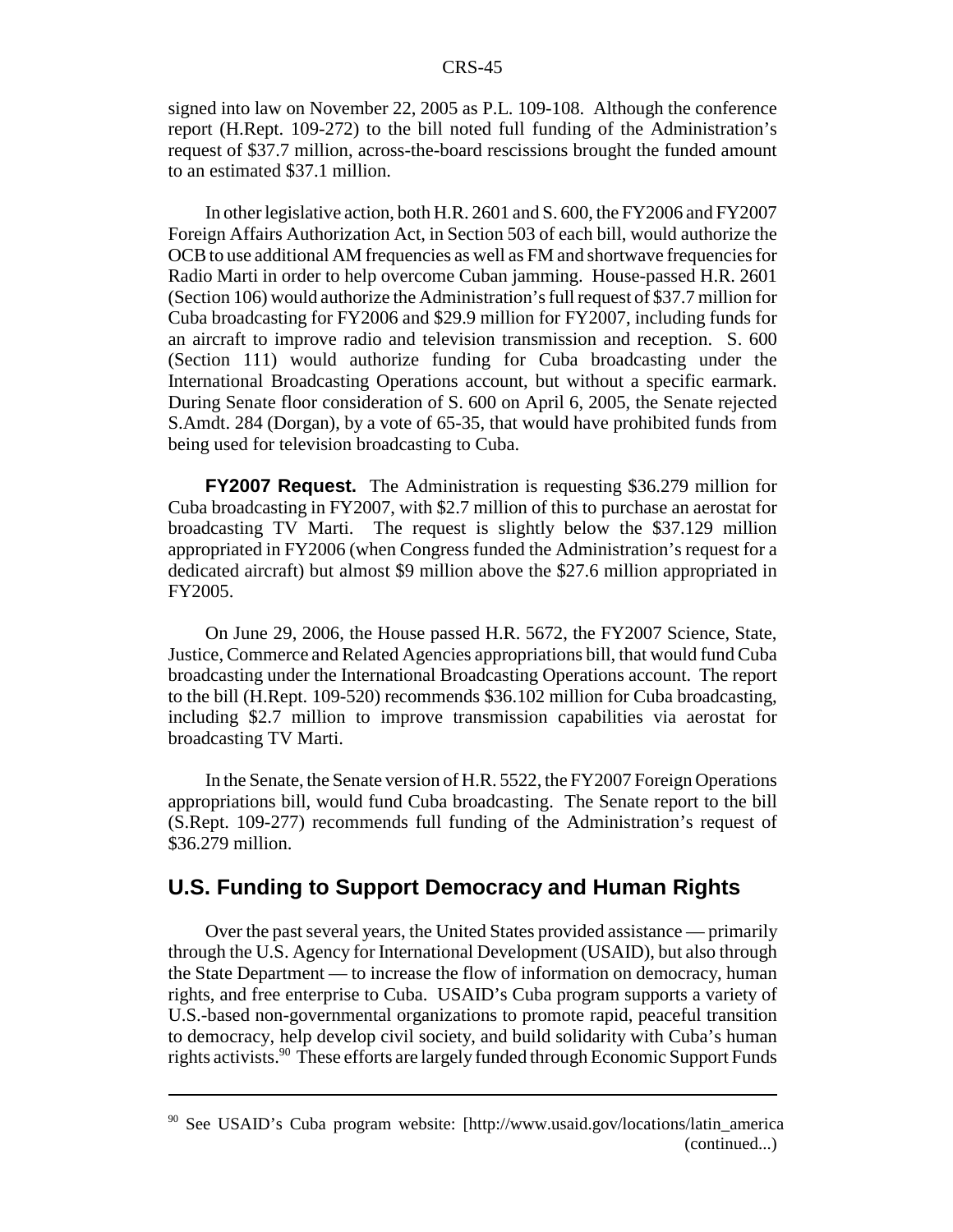signed into law on November 22, 2005 as P.L. 109-108. Although the conference report (H.Rept. 109-272) to the bill noted full funding of the Administration's request of $37.7 million, across-the-board rescissions brought the funded amount to an estimated $37.1 million.

In other legislative action, both H.R. 2601 and S. 600, the FY2006 and FY2007 Foreign Affairs Authorization Act, in Section 503 of each bill, would authorize the OCB to use additional AM frequencies as well as FM and shortwave frequencies for Radio Marti in order to help overcome Cuban jamming. House-passed H.R. 2601 (Section 106) would authorize the Administration's full request of $37.7 million for Cuba broadcasting for FY2006 and $29.9 million for FY2007, including funds for an aircraft to improve radio and television transmission and reception. S. 600 (Section 111) would authorize funding for Cuba broadcasting under the International Broadcasting Operations account, but without a specific earmark. During Senate floor consideration of S. 600 on April 6, 2005, the Senate rejected S.Amdt. 284 (Dorgan), by a vote of 65-35, that would have prohibited funds from being used for television broadcasting to Cuba.

**FY2007 Request.** The Administration is requesting $36.279 million for Cuba broadcasting in FY2007, with $2.7 million of this to purchase an aerostat for broadcasting TV Marti. The request is slightly below the $37.129 million appropriated in FY2006 (when Congress funded the Administration's request for a dedicated aircraft) but almost $9 million above the $27.6 million appropriated in FY2005.

On June 29, 2006, the House passed H.R. 5672, the FY2007 Science, State, Justice, Commerce and Related Agencies appropriations bill, that would fund Cuba broadcasting under the International Broadcasting Operations account. The report to the bill (H.Rept. 109-520) recommends $36.102 million for Cuba broadcasting, including $2.7 million to improve transmission capabilities via aerostat for broadcasting TV Marti.

In the Senate, the Senate version of H.R. 5522, the FY2007 Foreign Operations appropriations bill, would fund Cuba broadcasting. The Senate report to the bill (S.Rept. 109-277) recommends full funding of the Administration's request of $36.279 million.

## U.S. Funding to Support Democracy and Human Rights

Over the past several years, the United States provided assistance — primarily through the U.S. Agency for International Development (USAID), but also through the State Department — to increase the flow of information on democracy, human rights, and free enterprise to Cuba. USAID's Cuba program supports a variety of U.S.-based non-governmental organizations to promote rapid, peaceful transition to democracy, help develop civil society, and build solidarity with Cuba's human rights activists.[90] These efforts are largely funded through Economic Support Funds

---

[90] See USAID's Cuba program website: [http://www.usaid.gov/locations/latin_america (continued...)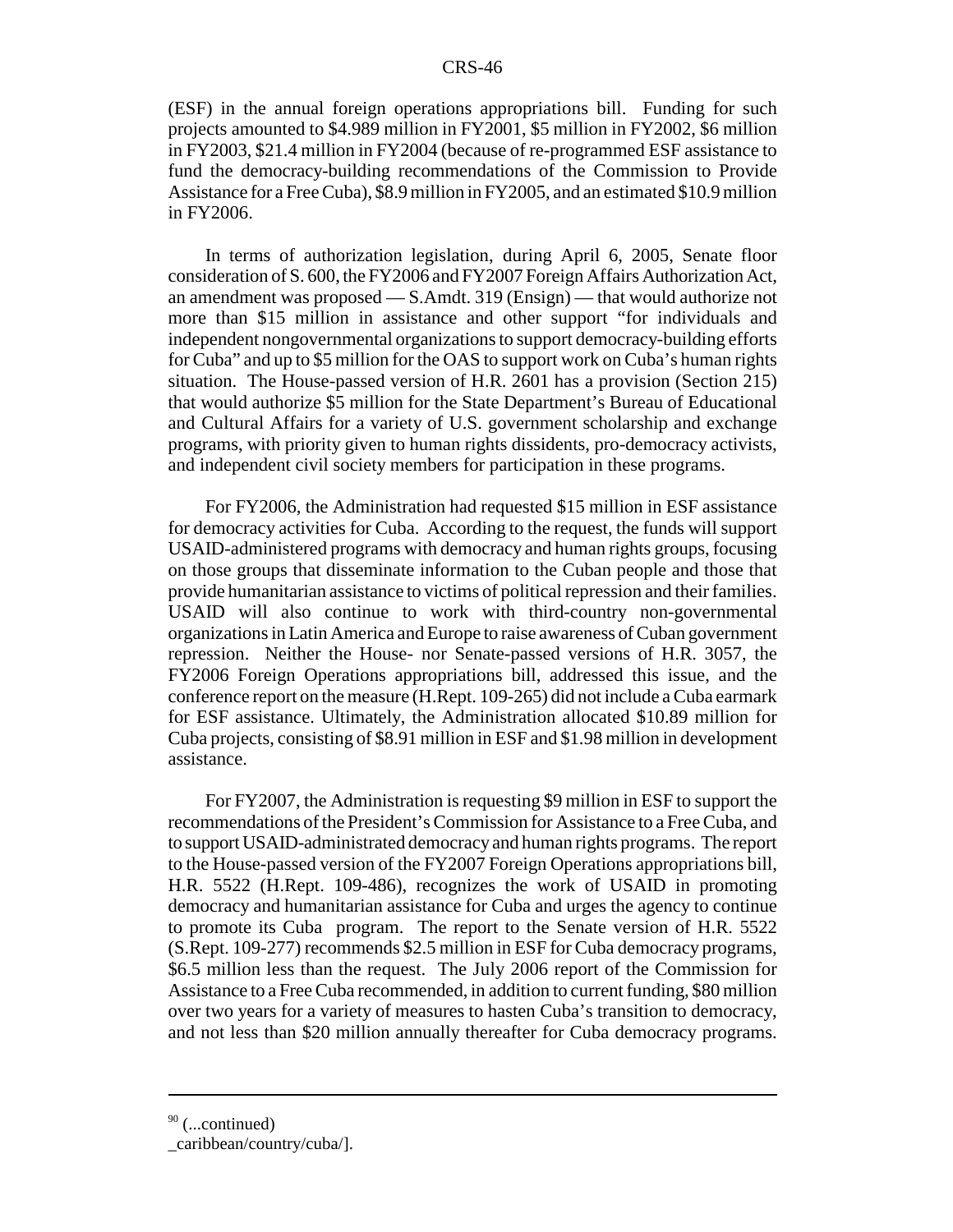(ESF) in the annual foreign operations appropriations bill. Funding for such projects amounted to $4.989 million in FY2001, $5 million in FY2002, $6 million in FY2003, $21.4 million in FY2004 (because of re-programmed ESF assistance to fund the democracy-building recommendations of the Commission to Provide Assistance for a Free Cuba), $8.9 million in FY2005, and an estimated $10.9 million in FY2006.

In terms of authorization legislation, during April 6, 2005, Senate floor consideration of S. 600, the FY2006 and FY2007 Foreign Affairs Authorization Act, an amendment was proposed — S.Amdt. 319 (Ensign) — that would authorize not more than $15 million in assistance and other support "for individuals and independent nongovernmental organizations to support democracy-building efforts for Cuba" and up to $5 million for the OAS to support work on Cuba's human rights situation. The House-passed version of H.R. 2601 has a provision (Section 215) that would authorize $5 million for the State Department's Bureau of Educational and Cultural Affairs for a variety of U.S. government scholarship and exchange programs, with priority given to human rights dissidents, pro-democracy activists, and independent civil society members for participation in these programs.

For FY2006, the Administration had requested $15 million in ESF assistance for democracy activities for Cuba. According to the request, the funds will support USAID-administered programs with democracy and human rights groups, focusing on those groups that disseminate information to the Cuban people and those that provide humanitarian assistance to victims of political repression and their families. USAID will also continue to work with third-country non-governmental organizations in Latin America and Europe to raise awareness of Cuban government repression. Neither the House- nor Senate-passed versions of H.R. 3057, the FY2006 Foreign Operations appropriations bill, addressed this issue, and the conference report on the measure (H.Rept. 109-265) did not include a Cuba earmark for ESF assistance. Ultimately, the Administration allocated $10.89 million for Cuba projects, consisting of $8.91 million in ESF and $1.98 million in development assistance.

For FY2007, the Administration is requesting $9 million in ESF to support the recommendations of the President's Commission for Assistance to a Free Cuba, and to support USAID-administrated democracy and human rights programs. The report to the House-passed version of the FY2007 Foreign Operations appropriations bill, H.R. 5522 (H.Rept. 109-486), recognizes the work of USAID in promoting democracy and humanitarian assistance for Cuba and urges the agency to continue to promote its Cuba program. The report to the Senate version of H.R. 5522 (S.Rept. 109-277) recommends $2.5 million in ESF for Cuba democracy programs, $6.5 million less than the request. The July 2006 report of the Commission for Assistance to a Free Cuba recommended, in addition to current funding, $80 million over two years for a variety of measures to hasten Cuba's transition to democracy, and not less than $20 million annually thereafter for Cuba democracy programs.

---

[90] (...continued)
_caribbean/country/cuba/].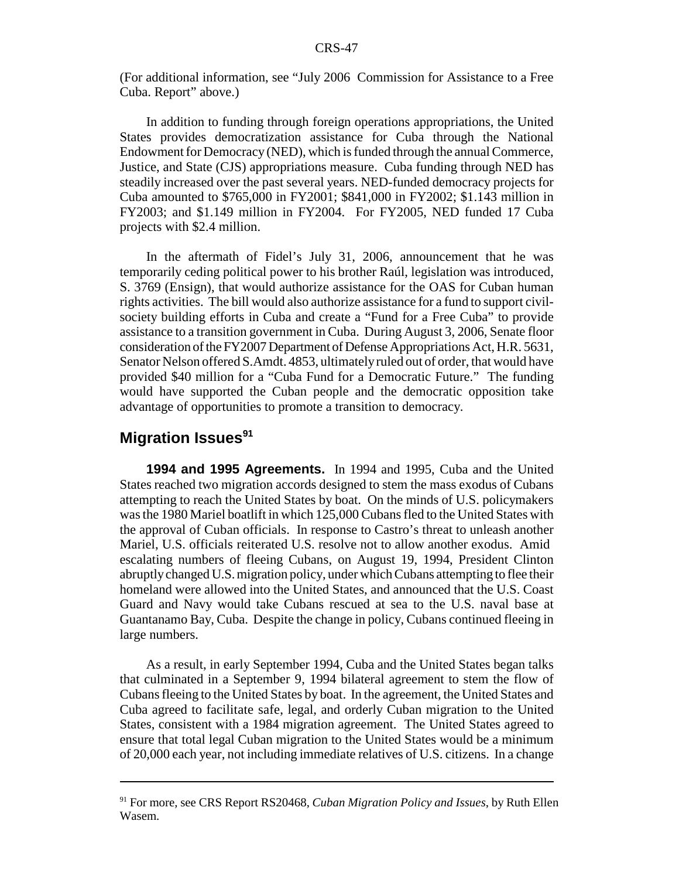(For additional information, see "July 2006 Commission for Assistance to a Free Cuba. Report" above.)

In addition to funding through foreign operations appropriations, the United States provides democratization assistance for Cuba through the National Endowment for Democracy (NED), which is funded through the annual Commerce, Justice, and State (CJS) appropriations measure. Cuba funding through NED has steadily increased over the past several years. NED-funded democracy projects for Cuba amounted to $765,000 in FY2001; $841,000 in FY2002; $1.143 million in FY2003; and $1.149 million in FY2004. For FY2005, NED funded 17 Cuba projects with $2.4 million.

In the aftermath of Fidel's July 31, 2006, announcement that he was temporarily ceding political power to his brother Raúl, legislation was introduced, S. 3769 (Ensign), that would authorize assistance for the OAS for Cuban human rights activities. The bill would also authorize assistance for a fund to support civil-society building efforts in Cuba and create a "Fund for a Free Cuba" to provide assistance to a transition government in Cuba. During August 3, 2006, Senate floor consideration of the FY2007 Department of Defense Appropriations Act, H.R. 5631, Senator Nelson offered S.Amdt. 4853, ultimately ruled out of order, that would have provided $40 million for a "Cuba Fund for a Democratic Future." The funding would have supported the Cuban people and the democratic opposition take advantage of opportunities to promote a transition to democracy.

## Migration Issues[91]

**1994 and 1995 Agreements.** In 1994 and 1995, Cuba and the United States reached two migration accords designed to stem the mass exodus of Cubans attempting to reach the United States by boat. On the minds of U.S. policymakers was the 1980 Mariel boatlift in which 125,000 Cubans fled to the United States with the approval of Cuban officials. In response to Castro's threat to unleash another Mariel, U.S. officials reiterated U.S. resolve not to allow another exodus. Amid escalating numbers of fleeing Cubans, on August 19, 1994, President Clinton abruptly changed U.S. migration policy, under which Cubans attempting to flee their homeland were allowed into the United States, and announced that the U.S. Coast Guard and Navy would take Cubans rescued at sea to the U.S. naval base at Guantanamo Bay, Cuba. Despite the change in policy, Cubans continued fleeing in large numbers.

As a result, in early September 1994, Cuba and the United States began talks that culminated in a September 9, 1994 bilateral agreement to stem the flow of Cubans fleeing to the United States by boat. In the agreement, the United States and Cuba agreed to facilitate safe, legal, and orderly Cuban migration to the United States, consistent with a 1984 migration agreement. The United States agreed to ensure that total legal Cuban migration to the United States would be a minimum of 20,000 each year, not including immediate relatives of U.S. citizens. In a change

[91] For more, see CRS Report RS20468, *Cuban Migration Policy and Issues*, by Ruth Ellen Wasem.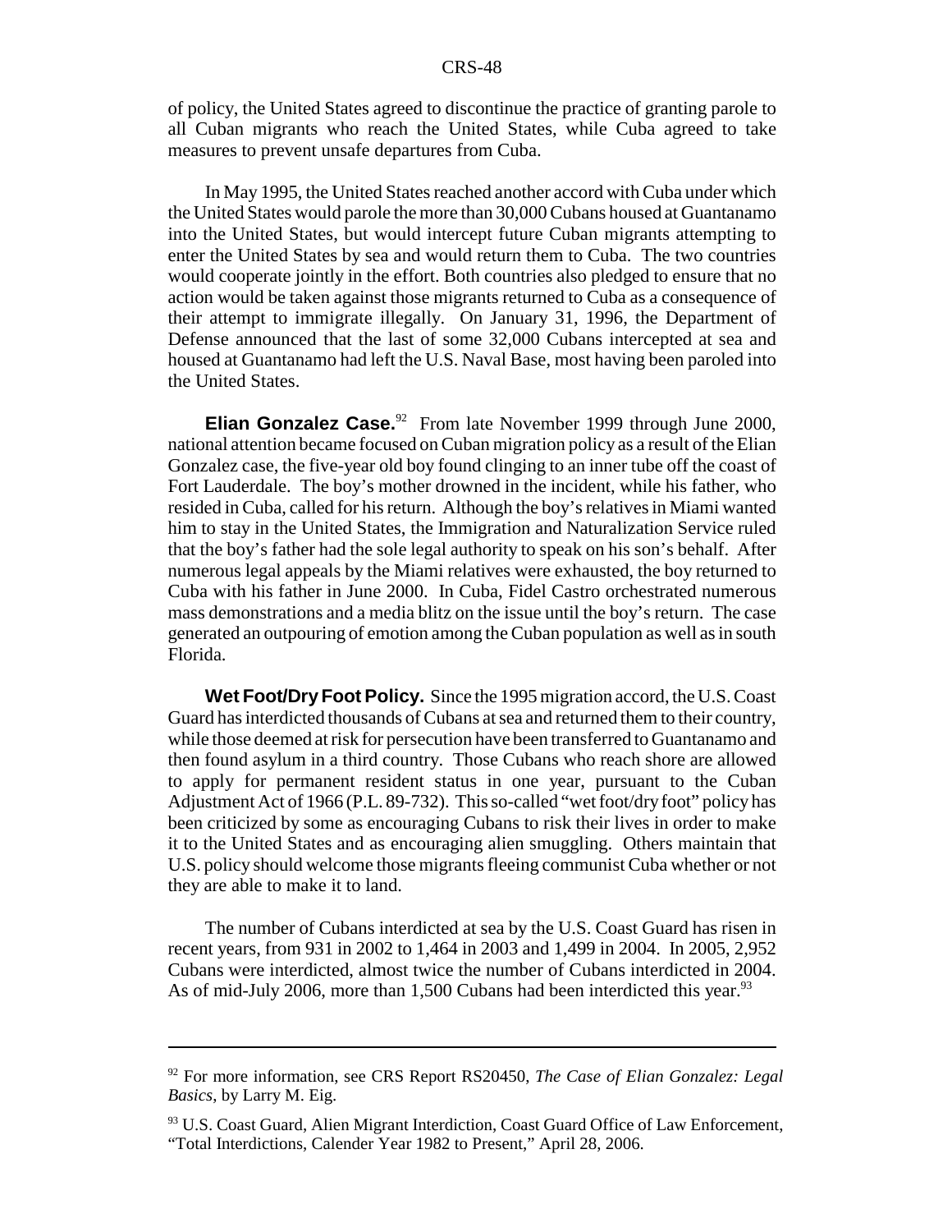of policy, the United States agreed to discontinue the practice of granting parole to all Cuban migrants who reach the United States, while Cuba agreed to take measures to prevent unsafe departures from Cuba.

In May 1995, the United States reached another accord with Cuba under which the United States would parole the more than 30,000 Cubans housed at Guantanamo into the United States, but would intercept future Cuban migrants attempting to enter the United States by sea and would return them to Cuba. The two countries would cooperate jointly in the effort. Both countries also pledged to ensure that no action would be taken against those migrants returned to Cuba as a consequence of their attempt to immigrate illegally. On January 31, 1996, the Department of Defense announced that the last of some 32,000 Cubans intercepted at sea and housed at Guantanamo had left the U.S. Naval Base, most having been paroled into the United States.

**Elian Gonzalez Case.**[92] From late November 1999 through June 2000, national attention became focused on Cuban migration policy as a result of the Elian Gonzalez case, the five-year old boy found clinging to an inner tube off the coast of Fort Lauderdale. The boy's mother drowned in the incident, while his father, who resided in Cuba, called for his return. Although the boy's relatives in Miami wanted him to stay in the United States, the Immigration and Naturalization Service ruled that the boy's father had the sole legal authority to speak on his son's behalf. After numerous legal appeals by the Miami relatives were exhausted, the boy returned to Cuba with his father in June 2000. In Cuba, Fidel Castro orchestrated numerous mass demonstrations and a media blitz on the issue until the boy's return. The case generated an outpouring of emotion among the Cuban population as well as in south Florida.

**Wet Foot/Dry Foot Policy.** Since the 1995 migration accord, the U.S. Coast Guard has interdicted thousands of Cubans at sea and returned them to their country, while those deemed at risk for persecution have been transferred to Guantanamo and then found asylum in a third country. Those Cubans who reach shore are allowed to apply for permanent resident status in one year, pursuant to the Cuban Adjustment Act of 1966 (P.L. 89-732). This so-called "wet foot/dry foot" policy has been criticized by some as encouraging Cubans to risk their lives in order to make it to the United States and as encouraging alien smuggling. Others maintain that U.S. policy should welcome those migrants fleeing communist Cuba whether or not they are able to make it to land.

The number of Cubans interdicted at sea by the U.S. Coast Guard has risen in recent years, from 931 in 2002 to 1,464 in 2003 and 1,499 in 2004. In 2005, 2,952 Cubans were interdicted, almost twice the number of Cubans interdicted in 2004. As of mid-July 2006, more than 1,500 Cubans had been interdicted this year.[93]

---

[92] For more information, see CRS Report RS20450, *The Case of Elian Gonzalez: Legal Basics*, by Larry M. Eig.

[93] U.S. Coast Guard, Alien Migrant Interdiction, Coast Guard Office of Law Enforcement, "Total Interdictions, Calender Year 1982 to Present," April 28, 2006.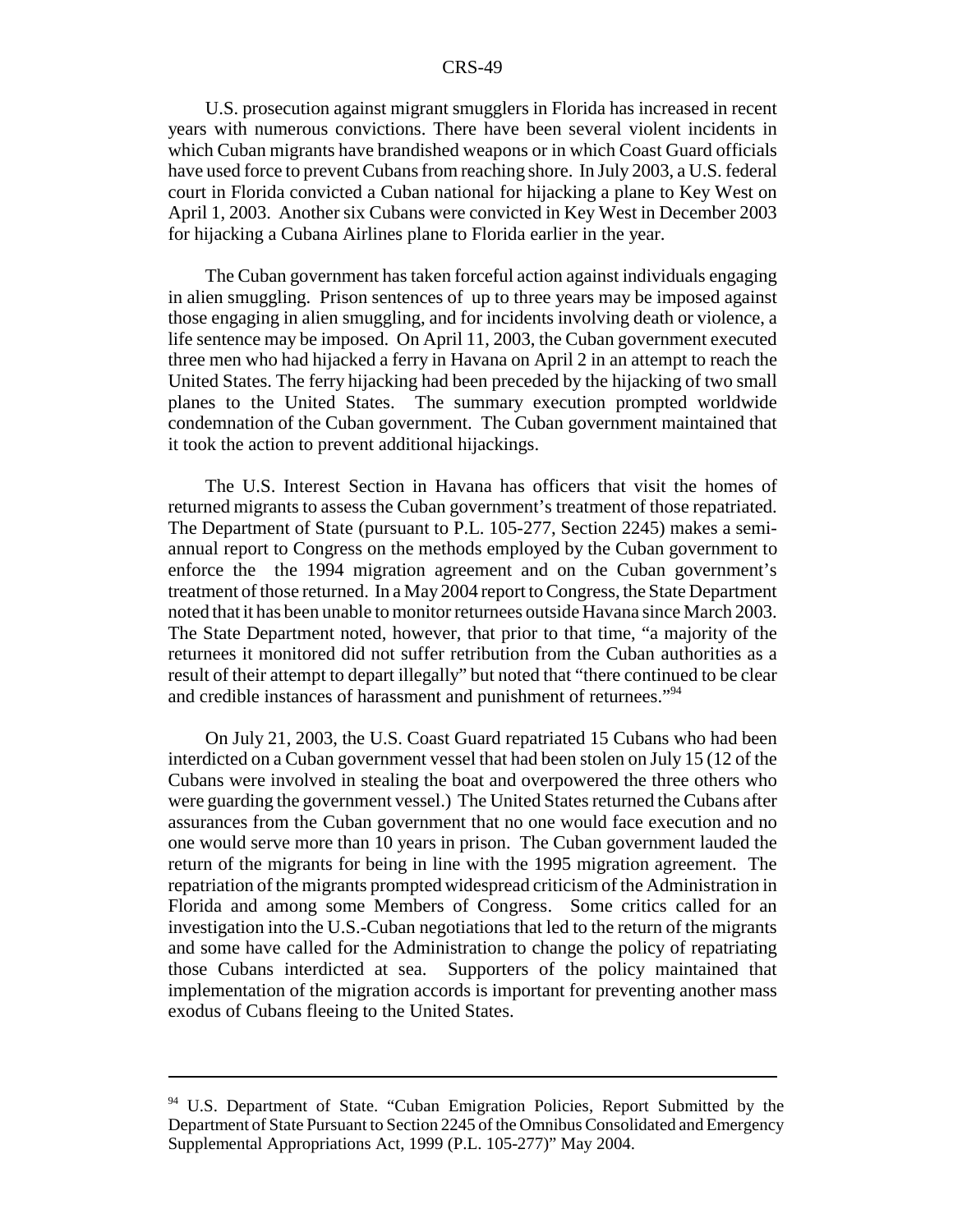U.S. prosecution against migrant smugglers in Florida has increased in recent years with numerous convictions. There have been several violent incidents in which Cuban migrants have brandished weapons or in which Coast Guard officials have used force to prevent Cubans from reaching shore. In July 2003, a U.S. federal court in Florida convicted a Cuban national for hijacking a plane to Key West on April 1, 2003. Another six Cubans were convicted in Key West in December 2003 for hijacking a Cubana Airlines plane to Florida earlier in the year.

The Cuban government has taken forceful action against individuals engaging in alien smuggling. Prison sentences of up to three years may be imposed against those engaging in alien smuggling, and for incidents involving death or violence, a life sentence may be imposed. On April 11, 2003, the Cuban government executed three men who had hijacked a ferry in Havana on April 2 in an attempt to reach the United States. The ferry hijacking had been preceded by the hijacking of two small planes to the United States. The summary execution prompted worldwide condemnation of the Cuban government. The Cuban government maintained that it took the action to prevent additional hijackings.

The U.S. Interest Section in Havana has officers that visit the homes of returned migrants to assess the Cuban government's treatment of those repatriated. The Department of State (pursuant to P.L. 105-277, Section 2245) makes a semi-annual report to Congress on the methods employed by the Cuban government to enforce the the 1994 migration agreement and on the Cuban government's treatment of those returned. In a May 2004 report to Congress, the State Department noted that it has been unable to monitor returnees outside Havana since March 2003. The State Department noted, however, that prior to that time, "a majority of the returnees it monitored did not suffer retribution from the Cuban authorities as a result of their attempt to depart illegally" but noted that "there continued to be clear and credible instances of harassment and punishment of returnees."[94]

On July 21, 2003, the U.S. Coast Guard repatriated 15 Cubans who had been interdicted on a Cuban government vessel that had been stolen on July 15 (12 of the Cubans were involved in stealing the boat and overpowered the three others who were guarding the government vessel.) The United States returned the Cubans after assurances from the Cuban government that no one would face execution and no one would serve more than 10 years in prison. The Cuban government lauded the return of the migrants for being in line with the 1995 migration agreement. The repatriation of the migrants prompted widespread criticism of the Administration in Florida and among some Members of Congress. Some critics called for an investigation into the U.S.-Cuban negotiations that led to the return of the migrants and some have called for the Administration to change the policy of repatriating those Cubans interdicted at sea. Supporters of the policy maintained that implementation of the migration accords is important for preventing another mass exodus of Cubans fleeing to the United States.

---

[94] U.S. Department of State. "Cuban Emigration Policies, Report Submitted by the Department of State Pursuant to Section 2245 of the Omnibus Consolidated and Emergency Supplemental Appropriations Act, 1999 (P.L. 105-277)" May 2004.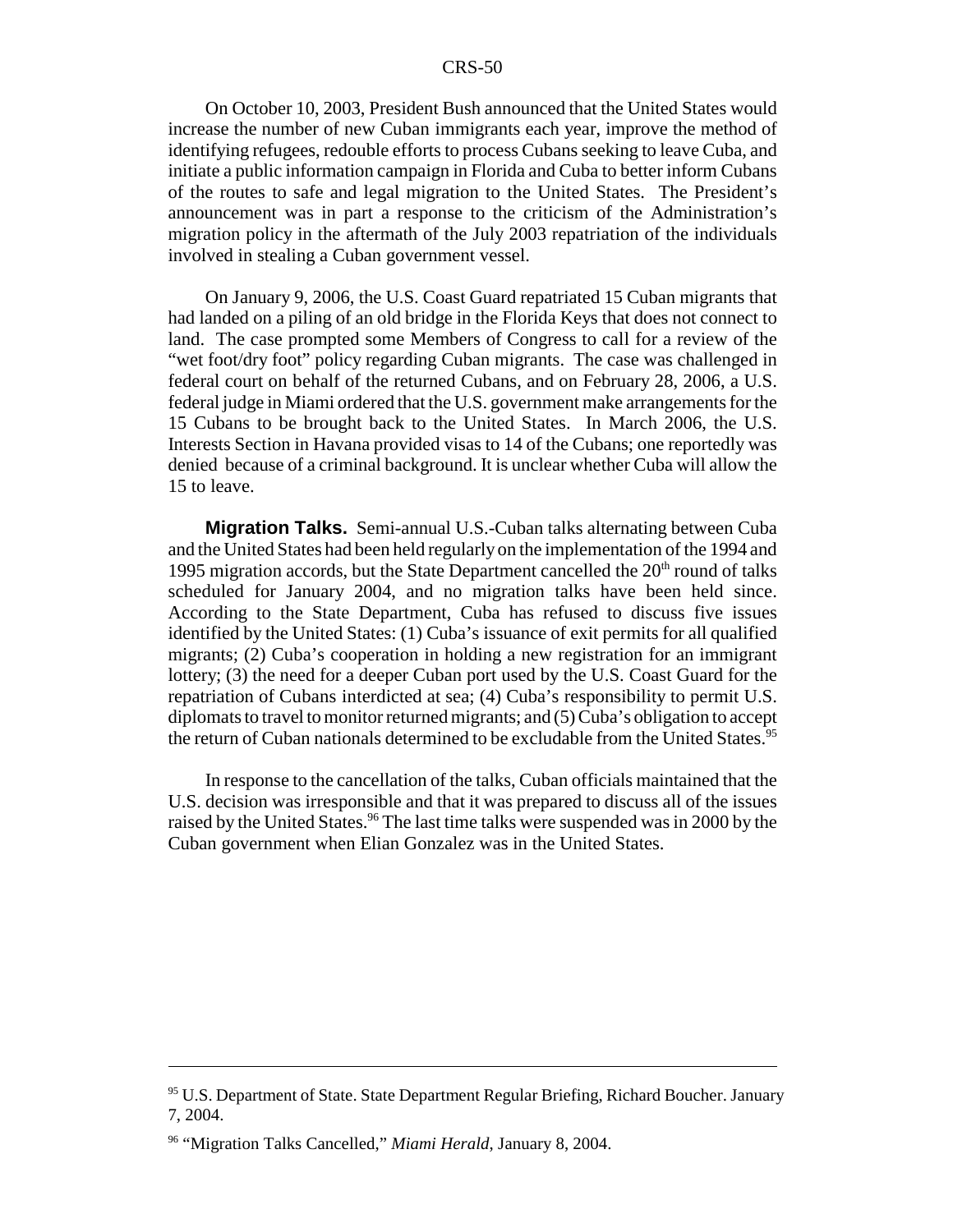On October 10, 2003, President Bush announced that the United States would increase the number of new Cuban immigrants each year, improve the method of identifying refugees, redouble efforts to process Cubans seeking to leave Cuba, and initiate a public information campaign in Florida and Cuba to better inform Cubans of the routes to safe and legal migration to the United States. The President's announcement was in part a response to the criticism of the Administration's migration policy in the aftermath of the July 2003 repatriation of the individuals involved in stealing a Cuban government vessel.

On January 9, 2006, the U.S. Coast Guard repatriated 15 Cuban migrants that had landed on a piling of an old bridge in the Florida Keys that does not connect to land. The case prompted some Members of Congress to call for a review of the "wet foot/dry foot" policy regarding Cuban migrants. The case was challenged in federal court on behalf of the returned Cubans, and on February 28, 2006, a U.S. federal judge in Miami ordered that the U.S. government make arrangements for the 15 Cubans to be brought back to the United States. In March 2006, the U.S. Interests Section in Havana provided visas to 14 of the Cubans; one reportedly was denied because of a criminal background. It is unclear whether Cuba will allow the 15 to leave.

**Migration Talks.** Semi-annual U.S.-Cuban talks alternating between Cuba and the United States had been held regularly on the implementation of the 1994 and 1995 migration accords, but the State Department cancelled the 20th round of talks scheduled for January 2004, and no migration talks have been held since. According to the State Department, Cuba has refused to discuss five issues identified by the United States: (1) Cuba's issuance of exit permits for all qualified migrants; (2) Cuba's cooperation in holding a new registration for an immigrant lottery; (3) the need for a deeper Cuban port used by the U.S. Coast Guard for the repatriation of Cubans interdicted at sea; (4) Cuba's responsibility to permit U.S. diplomats to travel to monitor returned migrants; and (5) Cuba's obligation to accept the return of Cuban nationals determined to be excludable from the United States.[95]

In response to the cancellation of the talks, Cuban officials maintained that the U.S. decision was irresponsible and that it was prepared to discuss all of the issues raised by the United States.[96] The last time talks were suspended was in 2000 by the Cuban government when Elian Gonzalez was in the United States.

---

[95] U.S. Department of State. State Department Regular Briefing, Richard Boucher. January 7, 2004.

[96] "Migration Talks Cancelled," *Miami Herald*, January 8, 2004.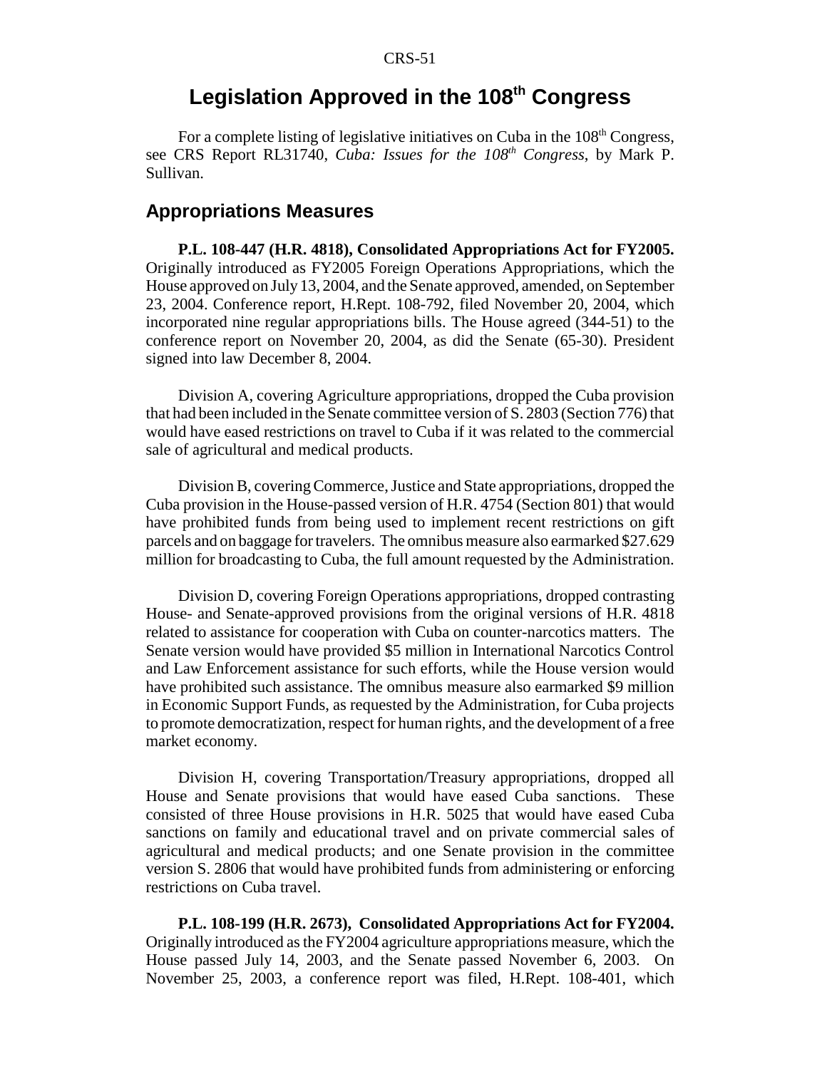# Legislation Approved in the 108th Congress

For a complete listing of legislative initiatives on Cuba in the 108th Congress, see CRS Report RL31740, *Cuba: Issues for the 108th Congress*, by Mark P. Sullivan.

## Appropriations Measures

**P.L. 108-447 (H.R. 4818), Consolidated Appropriations Act for FY2005.** Originally introduced as FY2005 Foreign Operations Appropriations, which the House approved on July 13, 2004, and the Senate approved, amended, on September 23, 2004. Conference report, H.Rept. 108-792, filed November 20, 2004, which incorporated nine regular appropriations bills. The House agreed (344-51) to the conference report on November 20, 2004, as did the Senate (65-30). President signed into law December 8, 2004.

Division A, covering Agriculture appropriations, dropped the Cuba provision that had been included in the Senate committee version of S. 2803 (Section 776) that would have eased restrictions on travel to Cuba if it was related to the commercial sale of agricultural and medical products.

Division B, covering Commerce, Justice and State appropriations, dropped the Cuba provision in the House-passed version of H.R. 4754 (Section 801) that would have prohibited funds from being used to implement recent restrictions on gift parcels and on baggage for travelers. The omnibus measure also earmarked $27.629 million for broadcasting to Cuba, the full amount requested by the Administration.

Division D, covering Foreign Operations appropriations, dropped contrasting House- and Senate-approved provisions from the original versions of H.R. 4818 related to assistance for cooperation with Cuba on counter-narcotics matters. The Senate version would have provided $5 million in International Narcotics Control and Law Enforcement assistance for such efforts, while the House version would have prohibited such assistance. The omnibus measure also earmarked $9 million in Economic Support Funds, as requested by the Administration, for Cuba projects to promote democratization, respect for human rights, and the development of a free market economy.

Division H, covering Transportation/Treasury appropriations, dropped all House and Senate provisions that would have eased Cuba sanctions. These consisted of three House provisions in H.R. 5025 that would have eased Cuba sanctions on family and educational travel and on private commercial sales of agricultural and medical products; and one Senate provision in the committee version S. 2806 that would have prohibited funds from administering or enforcing restrictions on Cuba travel.

**P.L. 108-199 (H.R. 2673), Consolidated Appropriations Act for FY2004.** Originally introduced as the FY2004 agriculture appropriations measure, which the House passed July 14, 2003, and the Senate passed November 6, 2003. On November 25, 2003, a conference report was filed, H.Rept. 108-401, which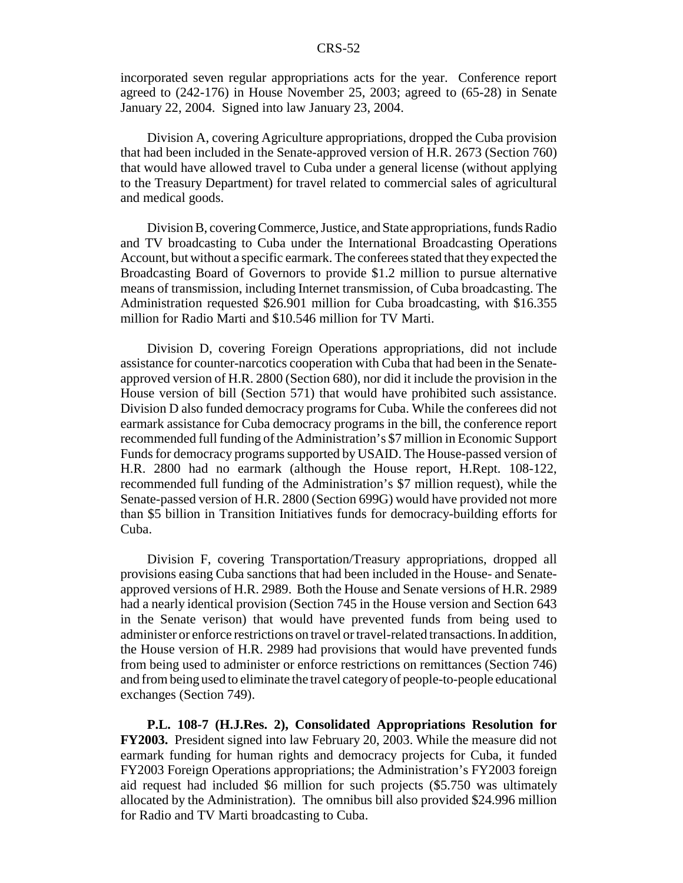incorporated seven regular appropriations acts for the year. Conference report agreed to (242-176) in House November 25, 2003; agreed to (65-28) in Senate January 22, 2004. Signed into law January 23, 2004.

Division A, covering Agriculture appropriations, dropped the Cuba provision that had been included in the Senate-approved version of H.R. 2673 (Section 760) that would have allowed travel to Cuba under a general license (without applying to the Treasury Department) for travel related to commercial sales of agricultural and medical goods.

Division B, covering Commerce, Justice, and State appropriations, funds Radio and TV broadcasting to Cuba under the International Broadcasting Operations Account, but without a specific earmark. The conferees stated that they expected the Broadcasting Board of Governors to provide $1.2 million to pursue alternative means of transmission, including Internet transmission, of Cuba broadcasting. The Administration requested $26.901 million for Cuba broadcasting, with $16.355 million for Radio Marti and $10.546 million for TV Marti.

Division D, covering Foreign Operations appropriations, did not include assistance for counter-narcotics cooperation with Cuba that had been in the Senate-approved version of H.R. 2800 (Section 680), nor did it include the provision in the House version of bill (Section 571) that would have prohibited such assistance. Division D also funded democracy programs for Cuba. While the conferees did not earmark assistance for Cuba democracy programs in the bill, the conference report recommended full funding of the Administration's $7 million in Economic Support Funds for democracy programs supported by USAID. The House-passed version of H.R. 2800 had no earmark (although the House report, H.Rept. 108-122, recommended full funding of the Administration's $7 million request), while the Senate-passed version of H.R. 2800 (Section 699G) would have provided not more than $5 billion in Transition Initiatives funds for democracy-building efforts for Cuba.

Division F, covering Transportation/Treasury appropriations, dropped all provisions easing Cuba sanctions that had been included in the House- and Senate-approved versions of H.R. 2989. Both the House and Senate versions of H.R. 2989 had a nearly identical provision (Section 745 in the House version and Section 643 in the Senate verison) that would have prevented funds from being used to administer or enforce restrictions on travel or travel-related transactions. In addition, the House version of H.R. 2989 had provisions that would have prevented funds from being used to administer or enforce restrictions on remittances (Section 746) and from being used to eliminate the travel category of people-to-people educational exchanges (Section 749).

**P.L. 108-7 (H.J.Res. 2), Consolidated Appropriations Resolution for FY2003.** President signed into law February 20, 2003. While the measure did not earmark funding for human rights and democracy projects for Cuba, it funded FY2003 Foreign Operations appropriations; the Administration's FY2003 foreign aid request had included $6 million for such projects ($5.750 was ultimately allocated by the Administration). The omnibus bill also provided $24.996 million for Radio and TV Marti broadcasting to Cuba.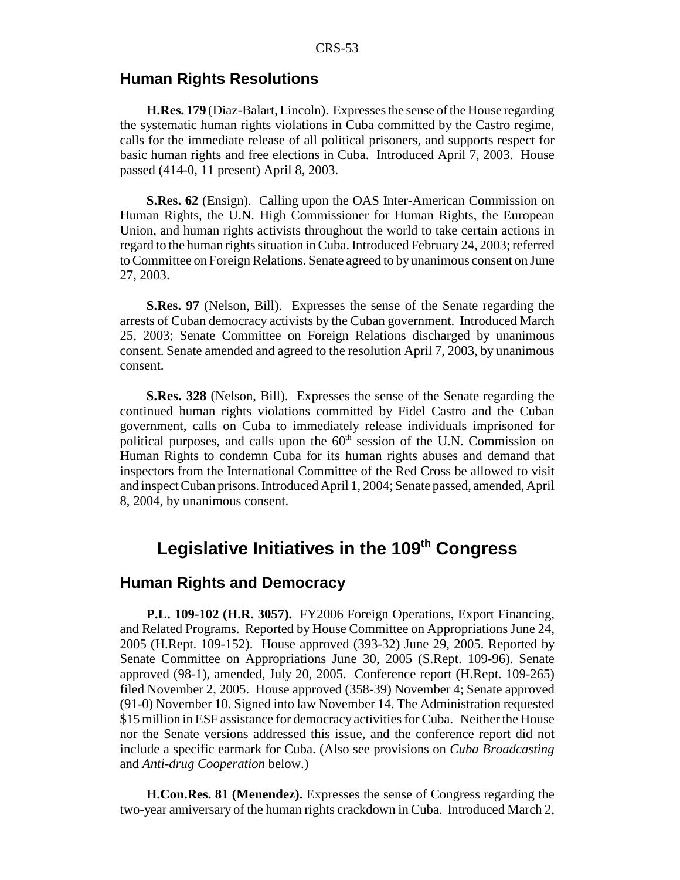## Human Rights Resolutions

**H.Res. 179** (Diaz-Balart, Lincoln). Expresses the sense of the House regarding the systematic human rights violations in Cuba committed by the Castro regime, calls for the immediate release of all political prisoners, and supports respect for basic human rights and free elections in Cuba. Introduced April 7, 2003. House passed (414-0, 11 present) April 8, 2003.

**S.Res. 62** (Ensign). Calling upon the OAS Inter-American Commission on Human Rights, the U.N. High Commissioner for Human Rights, the European Union, and human rights activists throughout the world to take certain actions in regard to the human rights situation in Cuba. Introduced February 24, 2003; referred to Committee on Foreign Relations. Senate agreed to by unanimous consent on June 27, 2003.

**S.Res. 97** (Nelson, Bill). Expresses the sense of the Senate regarding the arrests of Cuban democracy activists by the Cuban government. Introduced March 25, 2003; Senate Committee on Foreign Relations discharged by unanimous consent. Senate amended and agreed to the resolution April 7, 2003, by unanimous consent.

**S.Res. 328** (Nelson, Bill). Expresses the sense of the Senate regarding the continued human rights violations committed by Fidel Castro and the Cuban government, calls on Cuba to immediately release individuals imprisoned for political purposes, and calls upon the 60th session of the U.N. Commission on Human Rights to condemn Cuba for its human rights abuses and demand that inspectors from the International Committee of the Red Cross be allowed to visit and inspect Cuban prisons. Introduced April 1, 2004; Senate passed, amended, April 8, 2004, by unanimous consent.

# Legislative Initiatives in the 109th Congress

## Human Rights and Democracy

**P.L. 109-102 (H.R. 3057).** FY2006 Foreign Operations, Export Financing, and Related Programs. Reported by House Committee on Appropriations June 24, 2005 (H.Rept. 109-152). House approved (393-32) June 29, 2005. Reported by Senate Committee on Appropriations June 30, 2005 (S.Rept. 109-96). Senate approved (98-1), amended, July 20, 2005. Conference report (H.Rept. 109-265) filed November 2, 2005. House approved (358-39) November 4; Senate approved (91-0) November 10. Signed into law November 14. The Administration requested $15 million in ESF assistance for democracy activities for Cuba. Neither the House nor the Senate versions addressed this issue, and the conference report did not include a specific earmark for Cuba. (Also see provisions on *Cuba Broadcasting* and *Anti-drug Cooperation* below.)

**H.Con.Res. 81 (Menendez).** Expresses the sense of Congress regarding the two-year anniversary of the human rights crackdown in Cuba. Introduced March 2,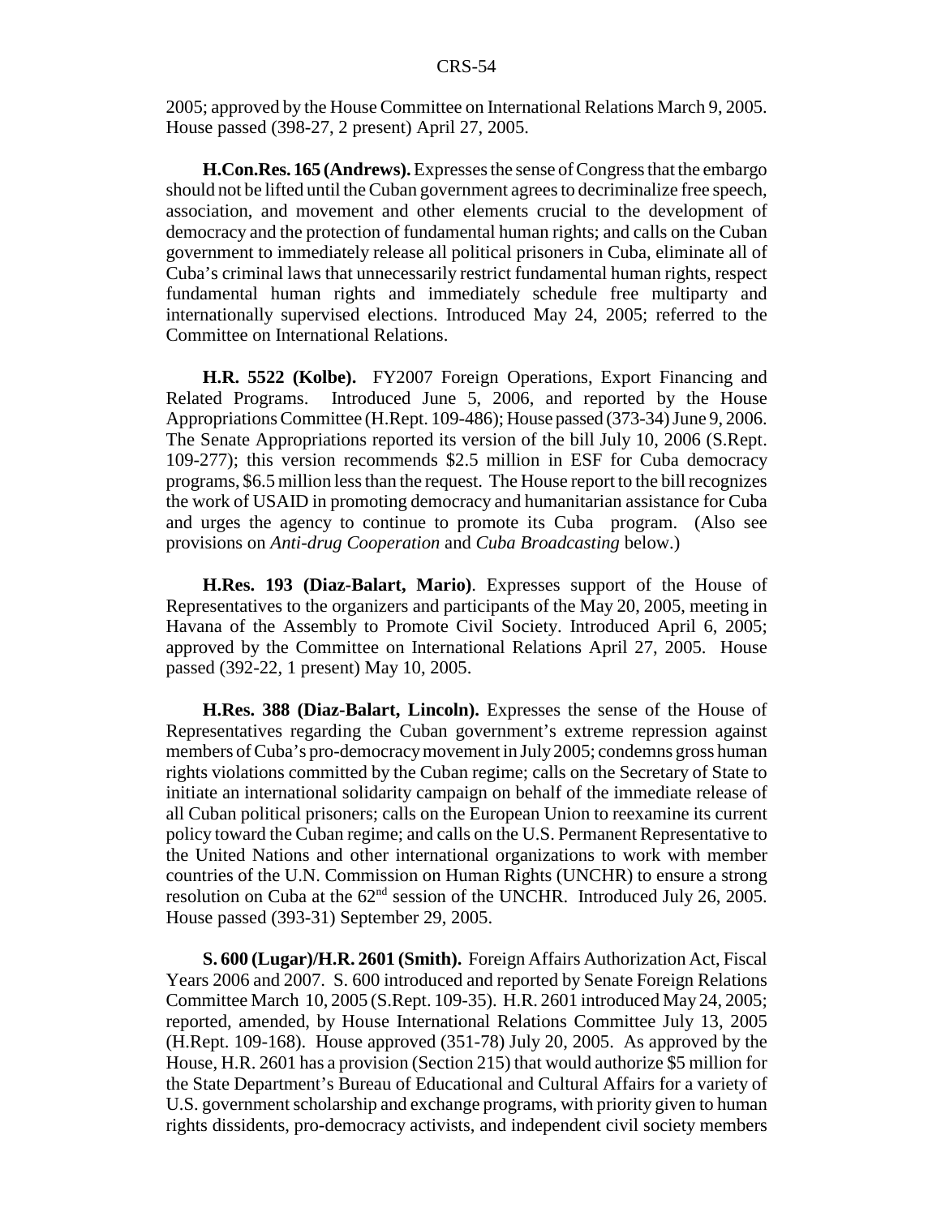2005; approved by the House Committee on International Relations March 9, 2005. House passed (398-27, 2 present) April 27, 2005.

**H.Con.Res. 165 (Andrews).** Expresses the sense of Congress that the embargo should not be lifted until the Cuban government agrees to decriminalize free speech, association, and movement and other elements crucial to the development of democracy and the protection of fundamental human rights; and calls on the Cuban government to immediately release all political prisoners in Cuba, eliminate all of Cuba's criminal laws that unnecessarily restrict fundamental human rights, respect fundamental human rights and immediately schedule free multiparty and internationally supervised elections. Introduced May 24, 2005; referred to the Committee on International Relations.

**H.R. 5522 (Kolbe).** FY2007 Foreign Operations, Export Financing and Related Programs. Introduced June 5, 2006, and reported by the House Appropriations Committee (H.Rept. 109-486); House passed (373-34) June 9, 2006. The Senate Appropriations reported its version of the bill July 10, 2006 (S.Rept. 109-277); this version recommends \$2.5 million in ESF for Cuba democracy programs, \$6.5 million less than the request. The House report to the bill recognizes the work of USAID in promoting democracy and humanitarian assistance for Cuba and urges the agency to continue to promote its Cuba program. (Also see provisions on *Anti-drug Cooperation* and *Cuba Broadcasting* below.)

**H.Res. 193 (Diaz-Balart, Mario)**. Expresses support of the House of Representatives to the organizers and participants of the May 20, 2005, meeting in Havana of the Assembly to Promote Civil Society. Introduced April 6, 2005; approved by the Committee on International Relations April 27, 2005. House passed (392-22, 1 present) May 10, 2005.

**H.Res. 388 (Diaz-Balart, Lincoln).** Expresses the sense of the House of Representatives regarding the Cuban government's extreme repression against members of Cuba's pro-democracy movement in July 2005; condemns gross human rights violations committed by the Cuban regime; calls on the Secretary of State to initiate an international solidarity campaign on behalf of the immediate release of all Cuban political prisoners; calls on the European Union to reexamine its current policy toward the Cuban regime; and calls on the U.S. Permanent Representative to the United Nations and other international organizations to work with member countries of the U.N. Commission on Human Rights (UNCHR) to ensure a strong resolution on Cuba at the 62nd session of the UNCHR. Introduced July 26, 2005. House passed (393-31) September 29, 2005.

**S. 600 (Lugar)/H.R. 2601 (Smith).** Foreign Affairs Authorization Act, Fiscal Years 2006 and 2007. S. 600 introduced and reported by Senate Foreign Relations Committee March 10, 2005 (S.Rept. 109-35). H.R. 2601 introduced May 24, 2005; reported, amended, by House International Relations Committee July 13, 2005 (H.Rept. 109-168). House approved (351-78) July 20, 2005. As approved by the House, H.R. 2601 has a provision (Section 215) that would authorize \$5 million for the State Department's Bureau of Educational and Cultural Affairs for a variety of U.S. government scholarship and exchange programs, with priority given to human rights dissidents, pro-democracy activists, and independent civil society members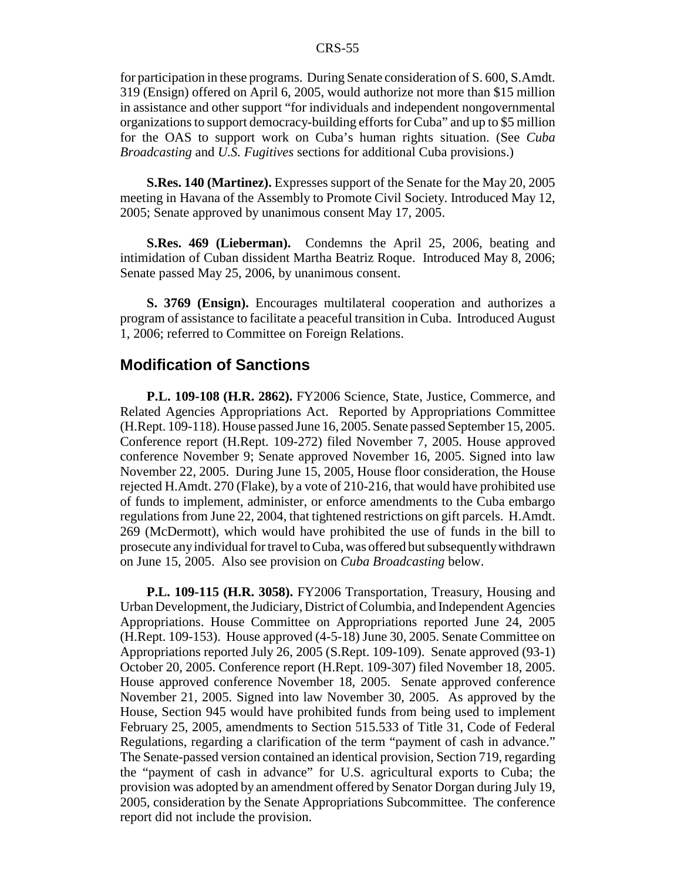for participation in these programs. During Senate consideration of S. 600, S.Amdt. 319 (Ensign) offered on April 6, 2005, would authorize not more than $15 million in assistance and other support "for individuals and independent nongovernmental organizations to support democracy-building efforts for Cuba" and up to $5 million for the OAS to support work on Cuba's human rights situation. (See *Cuba Broadcasting* and *U.S. Fugitives* sections for additional Cuba provisions.)

**S.Res. 140 (Martinez).** Expresses support of the Senate for the May 20, 2005 meeting in Havana of the Assembly to Promote Civil Society. Introduced May 12, 2005; Senate approved by unanimous consent May 17, 2005.

**S.Res. 469 (Lieberman).** Condemns the April 25, 2006, beating and intimidation of Cuban dissident Martha Beatriz Roque. Introduced May 8, 2006; Senate passed May 25, 2006, by unanimous consent.

**S. 3769 (Ensign).** Encourages multilateral cooperation and authorizes a program of assistance to facilitate a peaceful transition in Cuba. Introduced August 1, 2006; referred to Committee on Foreign Relations.

## Modification of Sanctions

**P.L. 109-108 (H.R. 2862).** FY2006 Science, State, Justice, Commerce, and Related Agencies Appropriations Act. Reported by Appropriations Committee (H.Rept. 109-118). House passed June 16, 2005. Senate passed September 15, 2005. Conference report (H.Rept. 109-272) filed November 7, 2005. House approved conference November 9; Senate approved November 16, 2005. Signed into law November 22, 2005. During June 15, 2005, House floor consideration, the House rejected H.Amdt. 270 (Flake), by a vote of 210-216, that would have prohibited use of funds to implement, administer, or enforce amendments to the Cuba embargo regulations from June 22, 2004, that tightened restrictions on gift parcels. H.Amdt. 269 (McDermott), which would have prohibited the use of funds in the bill to prosecute any individual for travel to Cuba, was offered but subsequently withdrawn on June 15, 2005. Also see provision on *Cuba Broadcasting* below.

**P.L. 109-115 (H.R. 3058).** FY2006 Transportation, Treasury, Housing and Urban Development, the Judiciary, District of Columbia, and Independent Agencies Appropriations. House Committee on Appropriations reported June 24, 2005 (H.Rept. 109-153). House approved (4-5-18) June 30, 2005. Senate Committee on Appropriations reported July 26, 2005 (S.Rept. 109-109). Senate approved (93-1) October 20, 2005. Conference report (H.Rept. 109-307) filed November 18, 2005. House approved conference November 18, 2005. Senate approved conference November 21, 2005. Signed into law November 30, 2005. As approved by the House, Section 945 would have prohibited funds from being used to implement February 25, 2005, amendments to Section 515.533 of Title 31, Code of Federal Regulations, regarding a clarification of the term "payment of cash in advance." The Senate-passed version contained an identical provision, Section 719, regarding the "payment of cash in advance" for U.S. agricultural exports to Cuba; the provision was adopted by an amendment offered by Senator Dorgan during July 19, 2005, consideration by the Senate Appropriations Subcommittee. The conference report did not include the provision.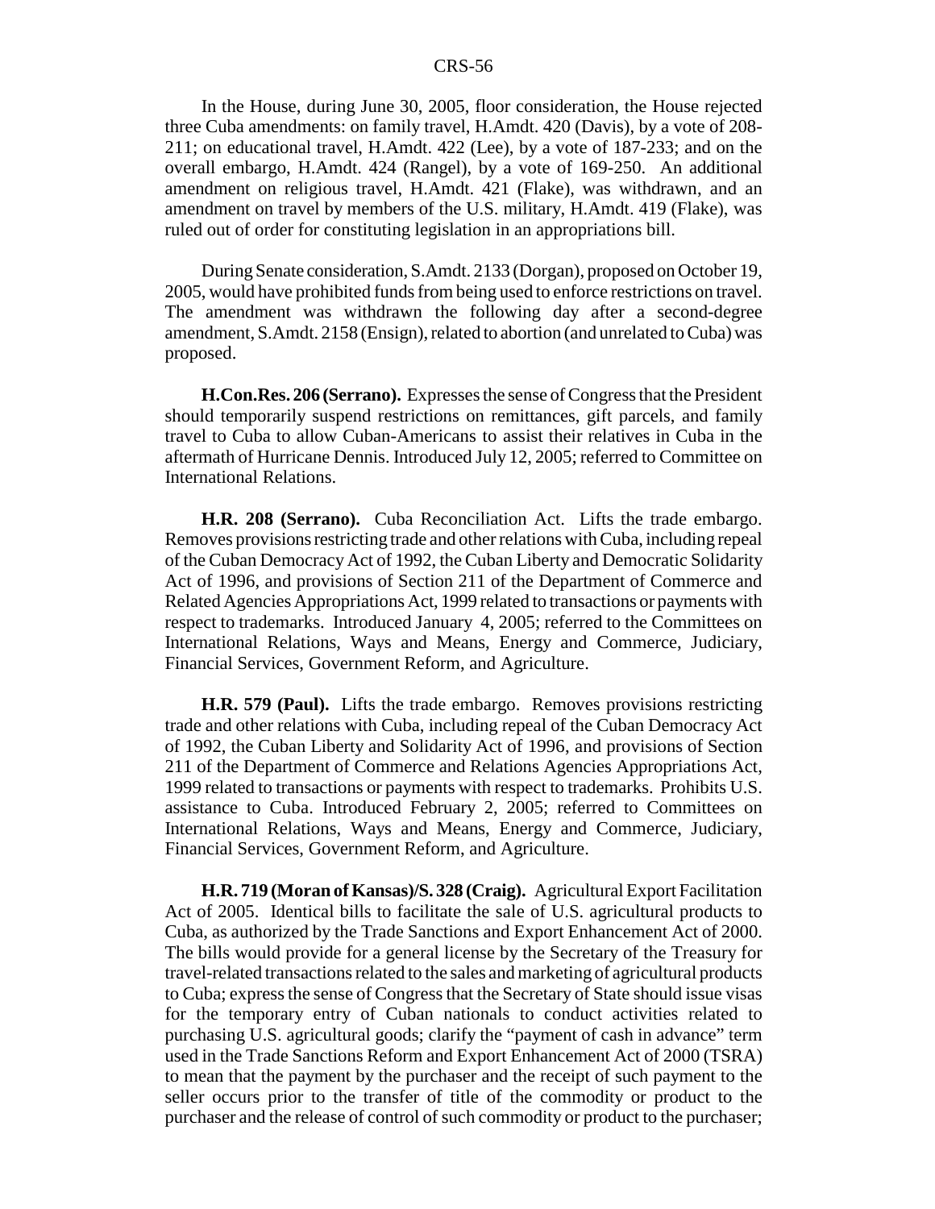In the House, during June 30, 2005, floor consideration, the House rejected three Cuba amendments: on family travel, H.Amdt. 420 (Davis), by a vote of 208-211; on educational travel, H.Amdt. 422 (Lee), by a vote of 187-233; and on the overall embargo, H.Amdt. 424 (Rangel), by a vote of 169-250. An additional amendment on religious travel, H.Amdt. 421 (Flake), was withdrawn, and an amendment on travel by members of the U.S. military, H.Amdt. 419 (Flake), was ruled out of order for constituting legislation in an appropriations bill.

During Senate consideration, S.Amdt. 2133 (Dorgan), proposed on October 19, 2005, would have prohibited funds from being used to enforce restrictions on travel. The amendment was withdrawn the following day after a second-degree amendment, S.Amdt. 2158 (Ensign), related to abortion (and unrelated to Cuba) was proposed.

**H.Con.Res. 206 (Serrano).** Expresses the sense of Congress that the President should temporarily suspend restrictions on remittances, gift parcels, and family travel to Cuba to allow Cuban-Americans to assist their relatives in Cuba in the aftermath of Hurricane Dennis. Introduced July 12, 2005; referred to Committee on International Relations.

**H.R. 208 (Serrano).** Cuba Reconciliation Act. Lifts the trade embargo. Removes provisions restricting trade and other relations with Cuba, including repeal of the Cuban Democracy Act of 1992, the Cuban Liberty and Democratic Solidarity Act of 1996, and provisions of Section 211 of the Department of Commerce and Related Agencies Appropriations Act, 1999 related to transactions or payments with respect to trademarks. Introduced January 4, 2005; referred to the Committees on International Relations, Ways and Means, Energy and Commerce, Judiciary, Financial Services, Government Reform, and Agriculture.

**H.R. 579 (Paul).** Lifts the trade embargo. Removes provisions restricting trade and other relations with Cuba, including repeal of the Cuban Democracy Act of 1992, the Cuban Liberty and Solidarity Act of 1996, and provisions of Section 211 of the Department of Commerce and Relations Agencies Appropriations Act, 1999 related to transactions or payments with respect to trademarks. Prohibits U.S. assistance to Cuba. Introduced February 2, 2005; referred to Committees on International Relations, Ways and Means, Energy and Commerce, Judiciary, Financial Services, Government Reform, and Agriculture.

**H.R. 719 (Moran of Kansas)/S. 328 (Craig).** Agricultural Export Facilitation Act of 2005. Identical bills to facilitate the sale of U.S. agricultural products to Cuba, as authorized by the Trade Sanctions and Export Enhancement Act of 2000. The bills would provide for a general license by the Secretary of the Treasury for travel-related transactions related to the sales and marketing of agricultural products to Cuba; express the sense of Congress that the Secretary of State should issue visas for the temporary entry of Cuban nationals to conduct activities related to purchasing U.S. agricultural goods; clarify the "payment of cash in advance" term used in the Trade Sanctions Reform and Export Enhancement Act of 2000 (TSRA) to mean that the payment by the purchaser and the receipt of such payment to the seller occurs prior to the transfer of title of the commodity or product to the purchaser and the release of control of such commodity or product to the purchaser;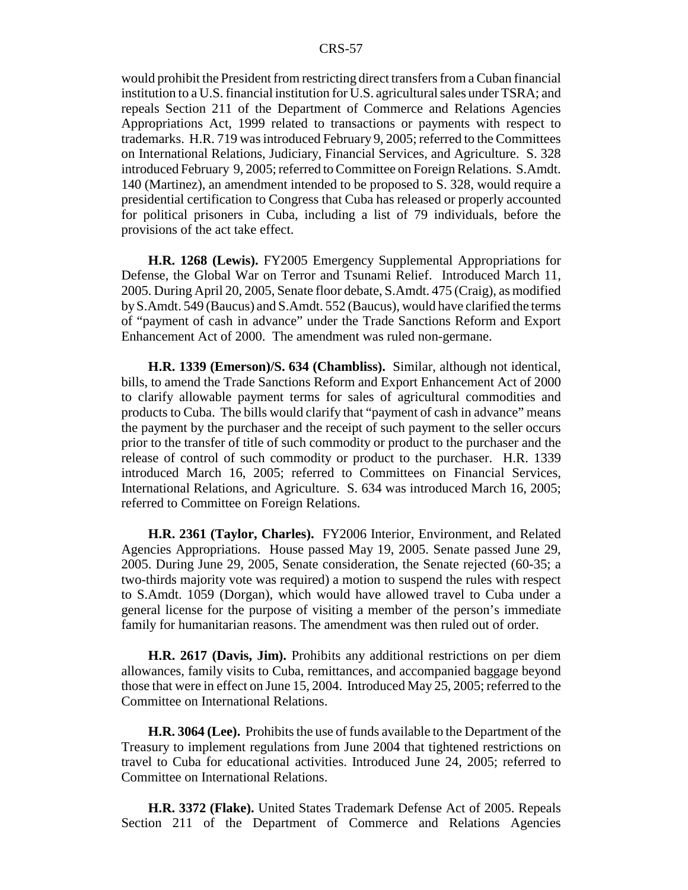would prohibit the President from restricting direct transfers from a Cuban financial institution to a U.S. financial institution for U.S. agricultural sales under TSRA; and repeals Section 211 of the Department of Commerce and Relations Agencies Appropriations Act, 1999 related to transactions or payments with respect to trademarks. H.R. 719 was introduced February 9, 2005; referred to the Committees on International Relations, Judiciary, Financial Services, and Agriculture. S. 328 introduced February 9, 2005; referred to Committee on Foreign Relations. S.Amdt. 140 (Martinez), an amendment intended to be proposed to S. 328, would require a presidential certification to Congress that Cuba has released or properly accounted for political prisoners in Cuba, including a list of 79 individuals, before the provisions of the act take effect.

**H.R. 1268 (Lewis).** FY2005 Emergency Supplemental Appropriations for Defense, the Global War on Terror and Tsunami Relief. Introduced March 11, 2005. During April 20, 2005, Senate floor debate, S.Amdt. 475 (Craig), as modified by S.Amdt. 549 (Baucus) and S.Amdt. 552 (Baucus), would have clarified the terms of "payment of cash in advance" under the Trade Sanctions Reform and Export Enhancement Act of 2000. The amendment was ruled non-germane.

**H.R. 1339 (Emerson)/S. 634 (Chambliss).** Similar, although not identical, bills, to amend the Trade Sanctions Reform and Export Enhancement Act of 2000 to clarify allowable payment terms for sales of agricultural commodities and products to Cuba. The bills would clarify that "payment of cash in advance" means the payment by the purchaser and the receipt of such payment to the seller occurs prior to the transfer of title of such commodity or product to the purchaser and the release of control of such commodity or product to the purchaser. H.R. 1339 introduced March 16, 2005; referred to Committees on Financial Services, International Relations, and Agriculture. S. 634 was introduced March 16, 2005; referred to Committee on Foreign Relations.

**H.R. 2361 (Taylor, Charles).** FY2006 Interior, Environment, and Related Agencies Appropriations. House passed May 19, 2005. Senate passed June 29, 2005. During June 29, 2005, Senate consideration, the Senate rejected (60-35; a two-thirds majority vote was required) a motion to suspend the rules with respect to S.Amdt. 1059 (Dorgan), which would have allowed travel to Cuba under a general license for the purpose of visiting a member of the person's immediate family for humanitarian reasons. The amendment was then ruled out of order.

**H.R. 2617 (Davis, Jim).** Prohibits any additional restrictions on per diem allowances, family visits to Cuba, remittances, and accompanied baggage beyond those that were in effect on June 15, 2004. Introduced May 25, 2005; referred to the Committee on International Relations.

**H.R. 3064 (Lee).** Prohibits the use of funds available to the Department of the Treasury to implement regulations from June 2004 that tightened restrictions on travel to Cuba for educational activities. Introduced June 24, 2005; referred to Committee on International Relations.

**H.R. 3372 (Flake).** United States Trademark Defense Act of 2005. Repeals Section 211 of the Department of Commerce and Relations Agencies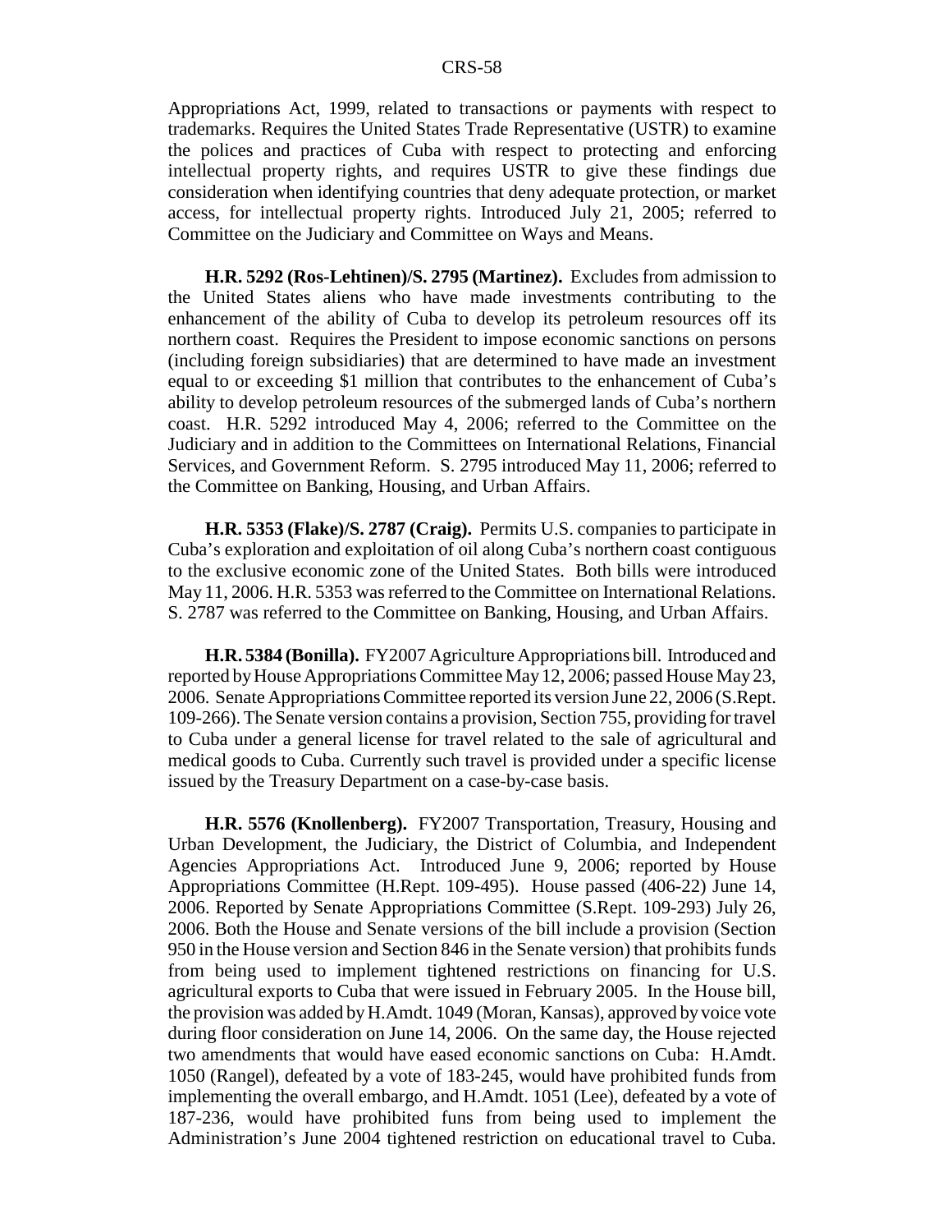Appropriations Act, 1999, related to transactions or payments with respect to trademarks. Requires the United States Trade Representative (USTR) to examine the polices and practices of Cuba with respect to protecting and enforcing intellectual property rights, and requires USTR to give these findings due consideration when identifying countries that deny adequate protection, or market access, for intellectual property rights. Introduced July 21, 2005; referred to Committee on the Judiciary and Committee on Ways and Means.

**H.R. 5292 (Ros-Lehtinen)/S. 2795 (Martinez).** Excludes from admission to the United States aliens who have made investments contributing to the enhancement of the ability of Cuba to develop its petroleum resources off its northern coast. Requires the President to impose economic sanctions on persons (including foreign subsidiaries) that are determined to have made an investment equal to or exceeding $1 million that contributes to the enhancement of Cuba's ability to develop petroleum resources of the submerged lands of Cuba's northern coast. H.R. 5292 introduced May 4, 2006; referred to the Committee on the Judiciary and in addition to the Committees on International Relations, Financial Services, and Government Reform. S. 2795 introduced May 11, 2006; referred to the Committee on Banking, Housing, and Urban Affairs.

**H.R. 5353 (Flake)/S. 2787 (Craig).** Permits U.S. companies to participate in Cuba's exploration and exploitation of oil along Cuba's northern coast contiguous to the exclusive economic zone of the United States. Both bills were introduced May 11, 2006. H.R. 5353 was referred to the Committee on International Relations. S. 2787 was referred to the Committee on Banking, Housing, and Urban Affairs.

**H.R. 5384 (Bonilla).** FY2007 Agriculture Appropriations bill. Introduced and reported by House Appropriations Committee May 12, 2006; passed House May 23, 2006. Senate Appropriations Committee reported its version June 22, 2006 (S.Rept. 109-266). The Senate version contains a provision, Section 755, providing for travel to Cuba under a general license for travel related to the sale of agricultural and medical goods to Cuba. Currently such travel is provided under a specific license issued by the Treasury Department on a case-by-case basis.

**H.R. 5576 (Knollenberg).** FY2007 Transportation, Treasury, Housing and Urban Development, the Judiciary, the District of Columbia, and Independent Agencies Appropriations Act. Introduced June 9, 2006; reported by House Appropriations Committee (H.Rept. 109-495). House passed (406-22) June 14, 2006. Reported by Senate Appropriations Committee (S.Rept. 109-293) July 26, 2006. Both the House and Senate versions of the bill include a provision (Section 950 in the House version and Section 846 in the Senate version) that prohibits funds from being used to implement tightened restrictions on financing for U.S. agricultural exports to Cuba that were issued in February 2005. In the House bill, the provision was added by H.Amdt. 1049 (Moran, Kansas), approved by voice vote during floor consideration on June 14, 2006. On the same day, the House rejected two amendments that would have eased economic sanctions on Cuba: H.Amdt. 1050 (Rangel), defeated by a vote of 183-245, would have prohibited funds from implementing the overall embargo, and H.Amdt. 1051 (Lee), defeated by a vote of 187-236, would have prohibited funs from being used to implement the Administration's June 2004 tightened restriction on educational travel to Cuba.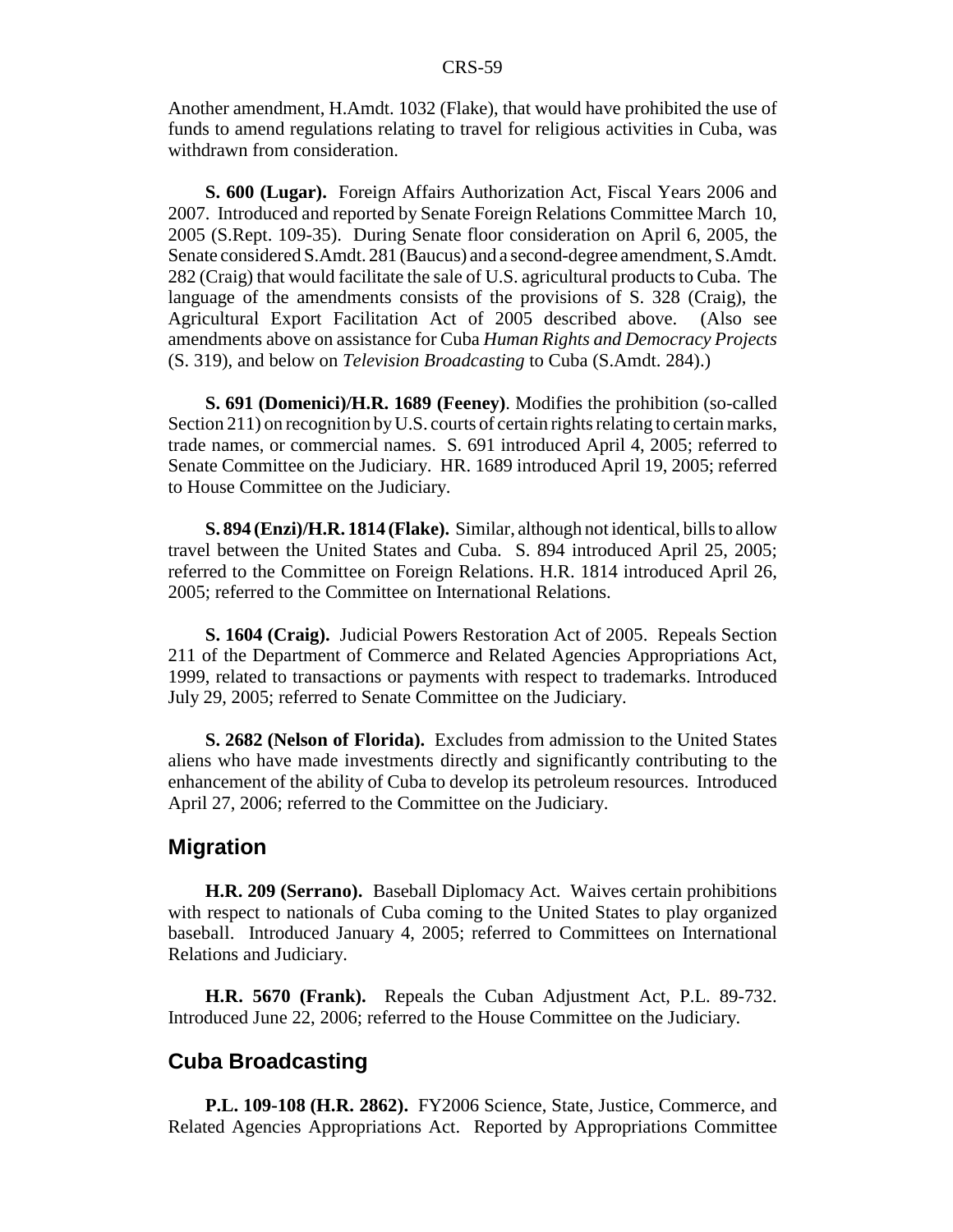Another amendment, H.Amdt. 1032 (Flake), that would have prohibited the use of funds to amend regulations relating to travel for religious activities in Cuba, was withdrawn from consideration.

**S. 600 (Lugar).** Foreign Affairs Authorization Act, Fiscal Years 2006 and 2007. Introduced and reported by Senate Foreign Relations Committee March 10, 2005 (S.Rept. 109-35). During Senate floor consideration on April 6, 2005, the Senate considered S.Amdt. 281 (Baucus) and a second-degree amendment, S.Amdt. 282 (Craig) that would facilitate the sale of U.S. agricultural products to Cuba. The language of the amendments consists of the provisions of S. 328 (Craig), the Agricultural Export Facilitation Act of 2005 described above. (Also see amendments above on assistance for Cuba *Human Rights and Democracy Projects* (S. 319), and below on *Television Broadcasting* to Cuba (S.Amdt. 284).)

**S. 691 (Domenici)/H.R. 1689 (Feeney)**. Modifies the prohibition (so-called Section 211) on recognition by U.S. courts of certain rights relating to certain marks, trade names, or commercial names. S. 691 introduced April 4, 2005; referred to Senate Committee on the Judiciary. HR. 1689 introduced April 19, 2005; referred to House Committee on the Judiciary.

**S. 894 (Enzi)/H.R. 1814 (Flake).** Similar, although not identical, bills to allow travel between the United States and Cuba. S. 894 introduced April 25, 2005; referred to the Committee on Foreign Relations. H.R. 1814 introduced April 26, 2005; referred to the Committee on International Relations.

**S. 1604 (Craig).** Judicial Powers Restoration Act of 2005. Repeals Section 211 of the Department of Commerce and Related Agencies Appropriations Act, 1999, related to transactions or payments with respect to trademarks. Introduced July 29, 2005; referred to Senate Committee on the Judiciary.

**S. 2682 (Nelson of Florida).** Excludes from admission to the United States aliens who have made investments directly and significantly contributing to the enhancement of the ability of Cuba to develop its petroleum resources. Introduced April 27, 2006; referred to the Committee on the Judiciary.

## Migration

**H.R. 209 (Serrano).** Baseball Diplomacy Act. Waives certain prohibitions with respect to nationals of Cuba coming to the United States to play organized baseball. Introduced January 4, 2005; referred to Committees on International Relations and Judiciary.

**H.R. 5670 (Frank).** Repeals the Cuban Adjustment Act, P.L. 89-732. Introduced June 22, 2006; referred to the House Committee on the Judiciary.

## Cuba Broadcasting

**P.L. 109-108 (H.R. 2862).** FY2006 Science, State, Justice, Commerce, and Related Agencies Appropriations Act. Reported by Appropriations Committee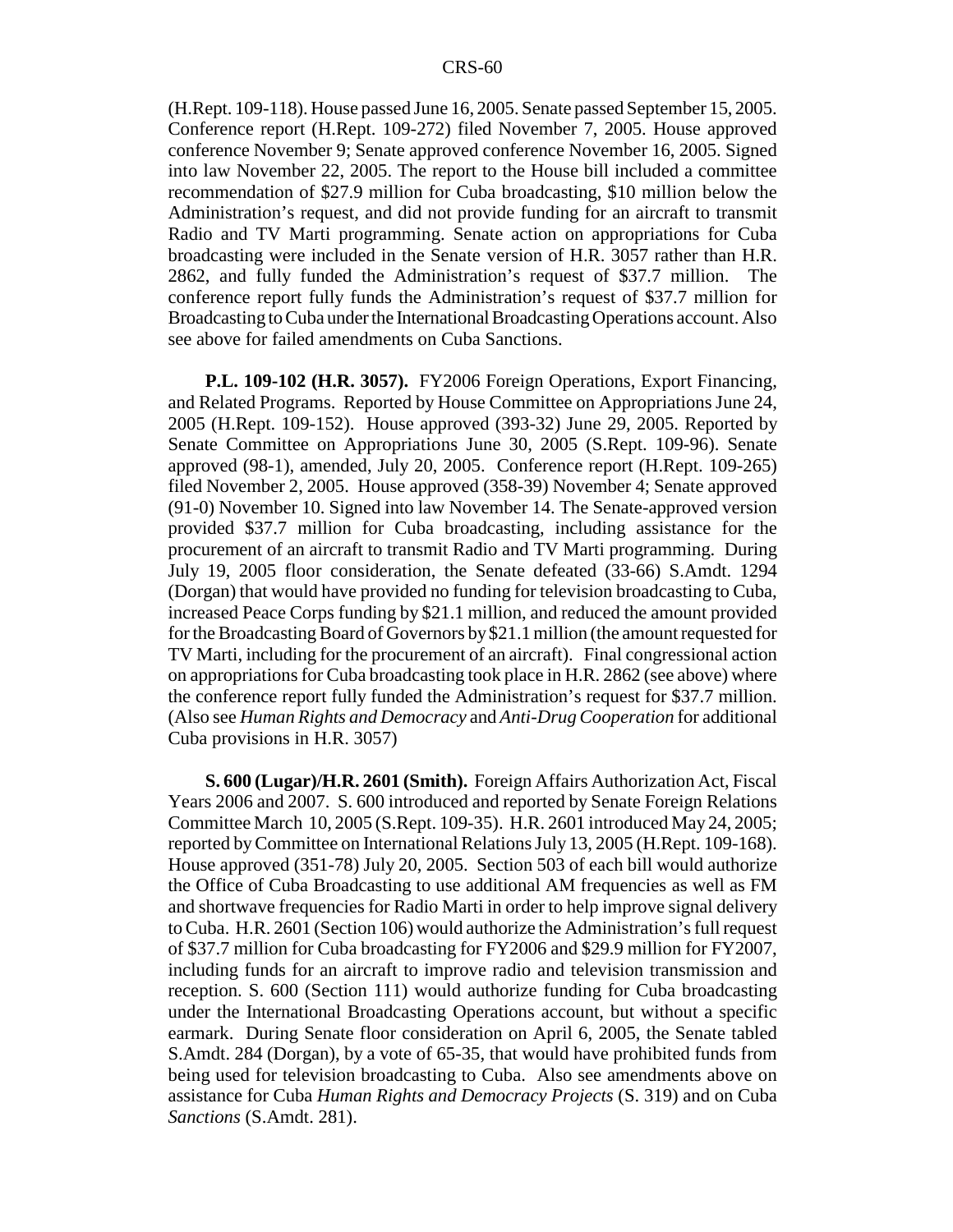(H.Rept. 109-118). House passed June 16, 2005. Senate passed September 15, 2005. Conference report (H.Rept. 109-272) filed November 7, 2005. House approved conference November 9; Senate approved conference November 16, 2005. Signed into law November 22, 2005. The report to the House bill included a committee recommendation of $27.9 million for Cuba broadcasting, $10 million below the Administration's request, and did not provide funding for an aircraft to transmit Radio and TV Marti programming. Senate action on appropriations for Cuba broadcasting were included in the Senate version of H.R. 3057 rather than H.R. 2862, and fully funded the Administration's request of $37.7 million. The conference report fully funds the Administration's request of $37.7 million for Broadcasting to Cuba under the International Broadcasting Operations account. Also see above for failed amendments on Cuba Sanctions.

**P.L. 109-102 (H.R. 3057).** FY2006 Foreign Operations, Export Financing, and Related Programs. Reported by House Committee on Appropriations June 24, 2005 (H.Rept. 109-152). House approved (393-32) June 29, 2005. Reported by Senate Committee on Appropriations June 30, 2005 (S.Rept. 109-96). Senate approved (98-1), amended, July 20, 2005. Conference report (H.Rept. 109-265) filed November 2, 2005. House approved (358-39) November 4; Senate approved (91-0) November 10. Signed into law November 14. The Senate-approved version provided $37.7 million for Cuba broadcasting, including assistance for the procurement of an aircraft to transmit Radio and TV Marti programming. During July 19, 2005 floor consideration, the Senate defeated (33-66) S.Amdt. 1294 (Dorgan) that would have provided no funding for television broadcasting to Cuba, increased Peace Corps funding by $21.1 million, and reduced the amount provided for the Broadcasting Board of Governors by $21.1 million (the amount requested for TV Marti, including for the procurement of an aircraft). Final congressional action on appropriations for Cuba broadcasting took place in H.R. 2862 (see above) where the conference report fully funded the Administration's request for $37.7 million. (Also see *Human Rights and Democracy* and *Anti-Drug Cooperation* for additional Cuba provisions in H.R. 3057)

**S. 600 (Lugar)/H.R. 2601 (Smith).** Foreign Affairs Authorization Act, Fiscal Years 2006 and 2007. S. 600 introduced and reported by Senate Foreign Relations Committee March 10, 2005 (S.Rept. 109-35). H.R. 2601 introduced May 24, 2005; reported by Committee on International Relations July 13, 2005 (H.Rept. 109-168). House approved (351-78) July 20, 2005. Section 503 of each bill would authorize the Office of Cuba Broadcasting to use additional AM frequencies as well as FM and shortwave frequencies for Radio Marti in order to help improve signal delivery to Cuba. H.R. 2601 (Section 106) would authorize the Administration's full request of $37.7 million for Cuba broadcasting for FY2006 and $29.9 million for FY2007, including funds for an aircraft to improve radio and television transmission and reception. S. 600 (Section 111) would authorize funding for Cuba broadcasting under the International Broadcasting Operations account, but without a specific earmark. During Senate floor consideration on April 6, 2005, the Senate tabled S.Amdt. 284 (Dorgan), by a vote of 65-35, that would have prohibited funds from being used for television broadcasting to Cuba. Also see amendments above on assistance for Cuba *Human Rights and Democracy Projects* (S. 319) and on Cuba *Sanctions* (S.Amdt. 281).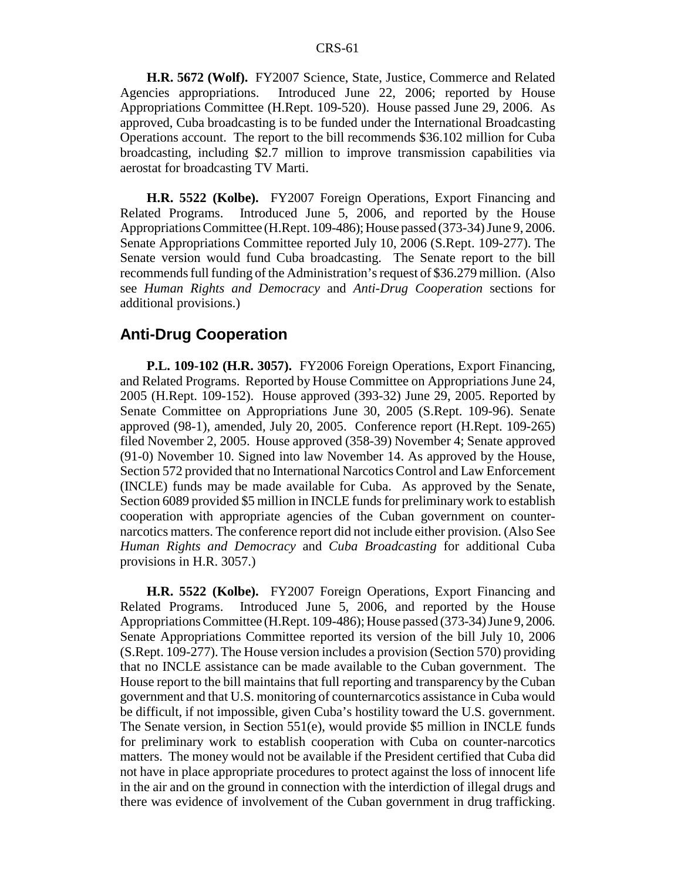**H.R. 5672 (Wolf).** FY2007 Science, State, Justice, Commerce and Related Agencies appropriations. Introduced June 22, 2006; reported by House Appropriations Committee (H.Rept. 109-520). House passed June 29, 2006. As approved, Cuba broadcasting is to be funded under the International Broadcasting Operations account. The report to the bill recommends $36.102 million for Cuba broadcasting, including $2.7 million to improve transmission capabilities via aerostat for broadcasting TV Marti.

**H.R. 5522 (Kolbe).** FY2007 Foreign Operations, Export Financing and Related Programs. Introduced June 5, 2006, and reported by the House Appropriations Committee (H.Rept. 109-486); House passed (373-34) June 9, 2006. Senate Appropriations Committee reported July 10, 2006 (S.Rept. 109-277). The Senate version would fund Cuba broadcasting. The Senate report to the bill recommends full funding of the Administration's request of $36.279 million. (Also see *Human Rights and Democracy* and *Anti-Drug Cooperation* sections for additional provisions.)

## Anti-Drug Cooperation

**P.L. 109-102 (H.R. 3057).** FY2006 Foreign Operations, Export Financing, and Related Programs. Reported by House Committee on Appropriations June 24, 2005 (H.Rept. 109-152). House approved (393-32) June 29, 2005. Reported by Senate Committee on Appropriations June 30, 2005 (S.Rept. 109-96). Senate approved (98-1), amended, July 20, 2005. Conference report (H.Rept. 109-265) filed November 2, 2005. House approved (358-39) November 4; Senate approved (91-0) November 10. Signed into law November 14. As approved by the House, Section 572 provided that no International Narcotics Control and Law Enforcement (INCLE) funds may be made available for Cuba. As approved by the Senate, Section 6089 provided $5 million in INCLE funds for preliminary work to establish cooperation with appropriate agencies of the Cuban government on counter-narcotics matters. The conference report did not include either provision. (Also See *Human Rights and Democracy* and *Cuba Broadcasting* for additional Cuba provisions in H.R. 3057.)

**H.R. 5522 (Kolbe).** FY2007 Foreign Operations, Export Financing and Related Programs. Introduced June 5, 2006, and reported by the House Appropriations Committee (H.Rept. 109-486); House passed (373-34) June 9, 2006. Senate Appropriations Committee reported its version of the bill July 10, 2006 (S.Rept. 109-277). The House version includes a provision (Section 570) providing that no INCLE assistance can be made available to the Cuban government. The House report to the bill maintains that full reporting and transparency by the Cuban government and that U.S. monitoring of counternarcotics assistance in Cuba would be difficult, if not impossible, given Cuba's hostility toward the U.S. government. The Senate version, in Section 551(e), would provide $5 million in INCLE funds for preliminary work to establish cooperation with Cuba on counter-narcotics matters. The money would not be available if the President certified that Cuba did not have in place appropriate procedures to protect against the loss of innocent life in the air and on the ground in connection with the interdiction of illegal drugs and there was evidence of involvement of the Cuban government in drug trafficking.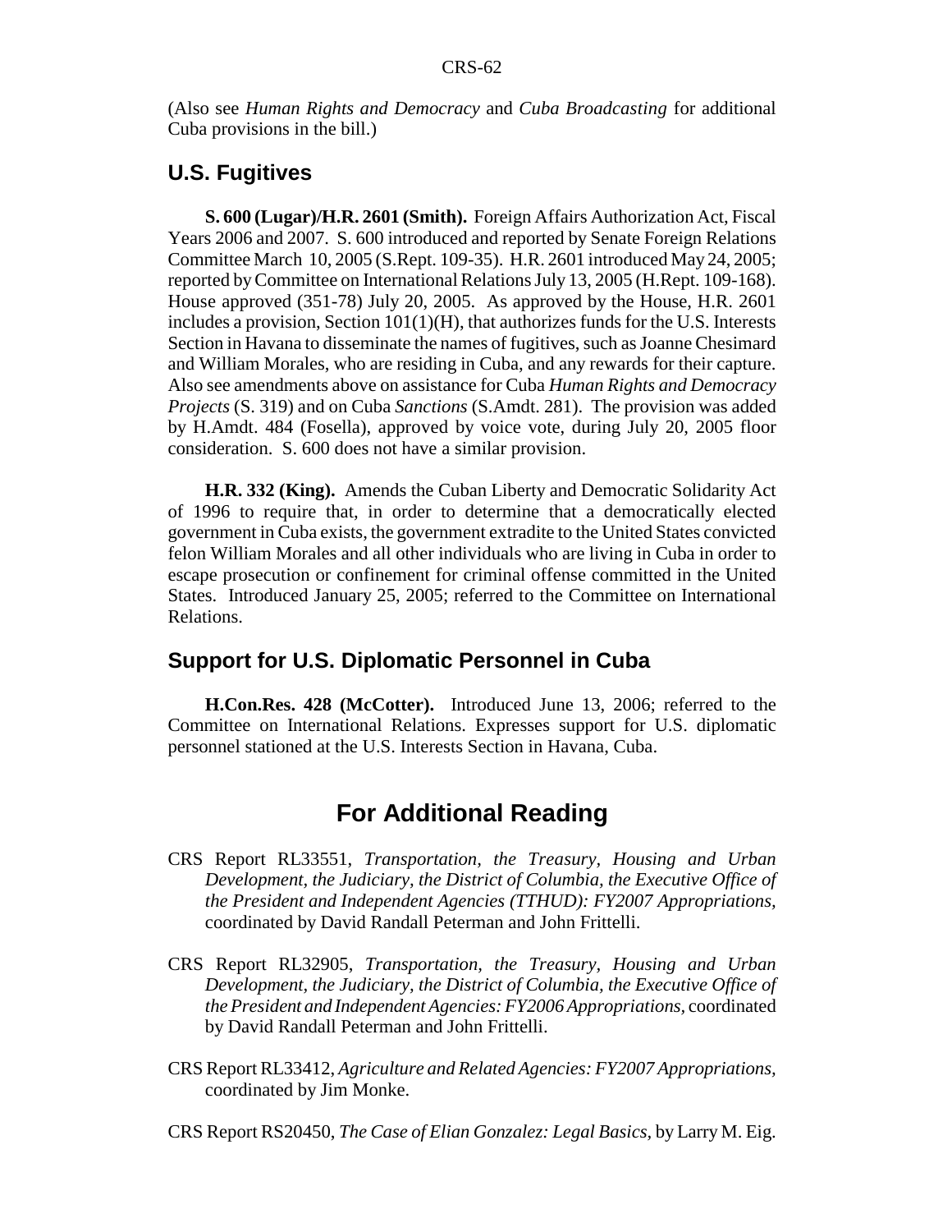(Also see *Human Rights and Democracy* and *Cuba Broadcasting* for additional Cuba provisions in the bill.)

## U.S. Fugitives

**S. 600 (Lugar)/H.R. 2601 (Smith).** Foreign Affairs Authorization Act, Fiscal Years 2006 and 2007. S. 600 introduced and reported by Senate Foreign Relations Committee March 10, 2005 (S.Rept. 109-35). H.R. 2601 introduced May 24, 2005; reported by Committee on International Relations July 13, 2005 (H.Rept. 109-168). House approved (351-78) July 20, 2005. As approved by the House, H.R. 2601 includes a provision, Section 101(1)(H), that authorizes funds for the U.S. Interests Section in Havana to disseminate the names of fugitives, such as Joanne Chesimard and William Morales, who are residing in Cuba, and any rewards for their capture. Also see amendments above on assistance for Cuba *Human Rights and Democracy Projects* (S. 319) and on Cuba *Sanctions* (S.Amdt. 281). The provision was added by H.Amdt. 484 (Fosella), approved by voice vote, during July 20, 2005 floor consideration. S. 600 does not have a similar provision.

**H.R. 332 (King).** Amends the Cuban Liberty and Democratic Solidarity Act of 1996 to require that, in order to determine that a democratically elected government in Cuba exists, the government extradite to the United States convicted felon William Morales and all other individuals who are living in Cuba in order to escape prosecution or confinement for criminal offense committed in the United States. Introduced January 25, 2005; referred to the Committee on International Relations.

## Support for U.S. Diplomatic Personnel in Cuba

**H.Con.Res. 428 (McCotter).** Introduced June 13, 2006; referred to the Committee on International Relations. Expresses support for U.S. diplomatic personnel stationed at the U.S. Interests Section in Havana, Cuba.

# For Additional Reading

CRS Report RL33551, *Transportation, the Treasury, Housing and Urban Development, the Judiciary, the District of Columbia, the Executive Office of the President and Independent Agencies (TTHUD): FY2007 Appropriations*, coordinated by David Randall Peterman and John Frittelli.

CRS Report RL32905, *Transportation, the Treasury, Housing and Urban Development, the Judiciary, the District of Columbia, the Executive Office of the President and Independent Agencies: FY2006 Appropriations*, coordinated by David Randall Peterman and John Frittelli.

CRS Report RL33412, *Agriculture and Related Agencies: FY2007 Appropriations*, coordinated by Jim Monke.

CRS Report RS20450, *The Case of Elian Gonzalez: Legal Basics*, by Larry M. Eig.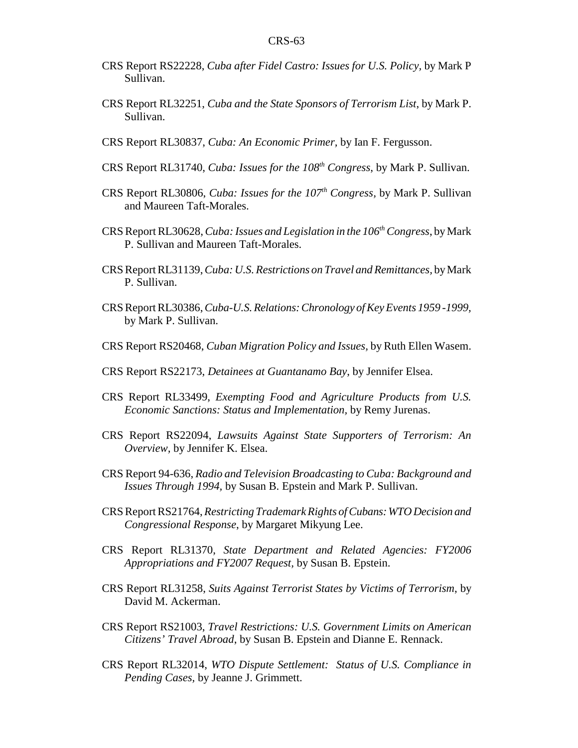CRS Report RS22228, *Cuba after Fidel Castro: Issues for U.S. Policy*, by Mark P Sullivan.

CRS Report RL32251, *Cuba and the State Sponsors of Terrorism List*, by Mark P. Sullivan.

CRS Report RL30837, *Cuba: An Economic Primer*, by Ian F. Fergusson.

CRS Report RL31740, *Cuba: Issues for the 108th Congress*, by Mark P. Sullivan.

CRS Report RL30806, *Cuba: Issues for the 107th Congress*, by Mark P. Sullivan and Maureen Taft-Morales.

CRS Report RL30628, *Cuba: Issues and Legislation in the 106th Congress*, by Mark P. Sullivan and Maureen Taft-Morales.

CRS Report RL31139, *Cuba: U.S. Restrictions on Travel and Remittances*, by Mark P. Sullivan.

CRS Report RL30386, *Cuba-U.S. Relations: Chronology of Key Events 1959 -1999*, by Mark P. Sullivan.

CRS Report RS20468, *Cuban Migration Policy and Issues*, by Ruth Ellen Wasem.

CRS Report RS22173, *Detainees at Guantanamo Bay*, by Jennifer Elsea.

CRS Report RL33499, *Exempting Food and Agriculture Products from U.S. Economic Sanctions: Status and Implementation*, by Remy Jurenas.

CRS Report RS22094, *Lawsuits Against State Supporters of Terrorism: An Overview*, by Jennifer K. Elsea.

CRS Report 94-636, *Radio and Television Broadcasting to Cuba: Background and Issues Through 1994*, by Susan B. Epstein and Mark P. Sullivan.

CRS Report RS21764, *Restricting Trademark Rights of Cubans: WTO Decision and Congressional Response*, by Margaret Mikyung Lee.

CRS Report RL31370, *State Department and Related Agencies: FY2006 Appropriations and FY2007 Request*, by Susan B. Epstein.

CRS Report RL31258, *Suits Against Terrorist States by Victims of Terrorism*, by David M. Ackerman.

CRS Report RS21003, *Travel Restrictions: U.S. Government Limits on American Citizens' Travel Abroad*, by Susan B. Epstein and Dianne E. Rennack.

CRS Report RL32014, *WTO Dispute Settlement: Status of U.S. Compliance in Pending Cases*, by Jeanne J. Grimmett.